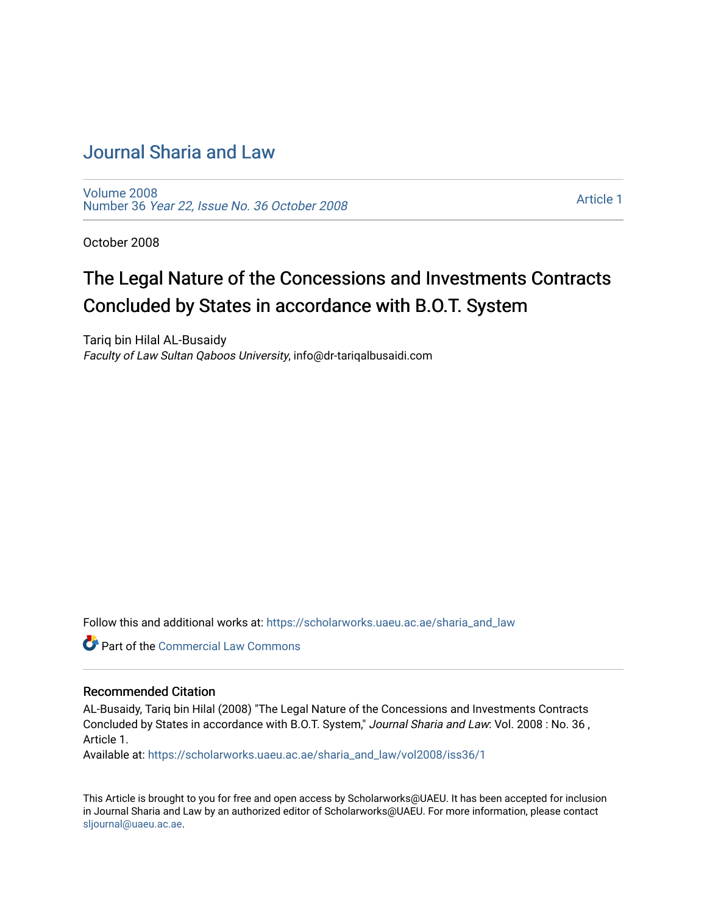# Journal Sharia and Law

Volume 2008
Number 36 *Year 22, Issue No. 36 October 2008*

Article 1

October 2008

## The Legal Nature of the Concessions and Investments Contracts Concluded by States in accordance with B.O.T. System

Tariq bin Hilal AL-Busaidy
*Faculty of Law Sultan Qaboos University*, info@dr-tariqalbusaidi.com

Follow this and additional works at: https://scholarworks.uaeu.ac.ae/sharia_and_law

Part of the Commercial Law Commons

### Recommended Citation

AL-Busaidy, Tariq bin Hilal (2008) "The Legal Nature of the Concessions and Investments Contracts Concluded by States in accordance with B.O.T. System," *Journal Sharia and Law*: Vol. 2008 : No. 36 , Article 1.
Available at: https://scholarworks.uaeu.ac.ae/sharia_and_law/vol2008/iss36/1

This Article is brought to you for free and open access by Scholarworks@UAEU. It has been accepted for inclusion in Journal Sharia and Law by an authorized editor of Scholarworks@UAEU. For more information, please contact sljournal@uaeu.ac.ae.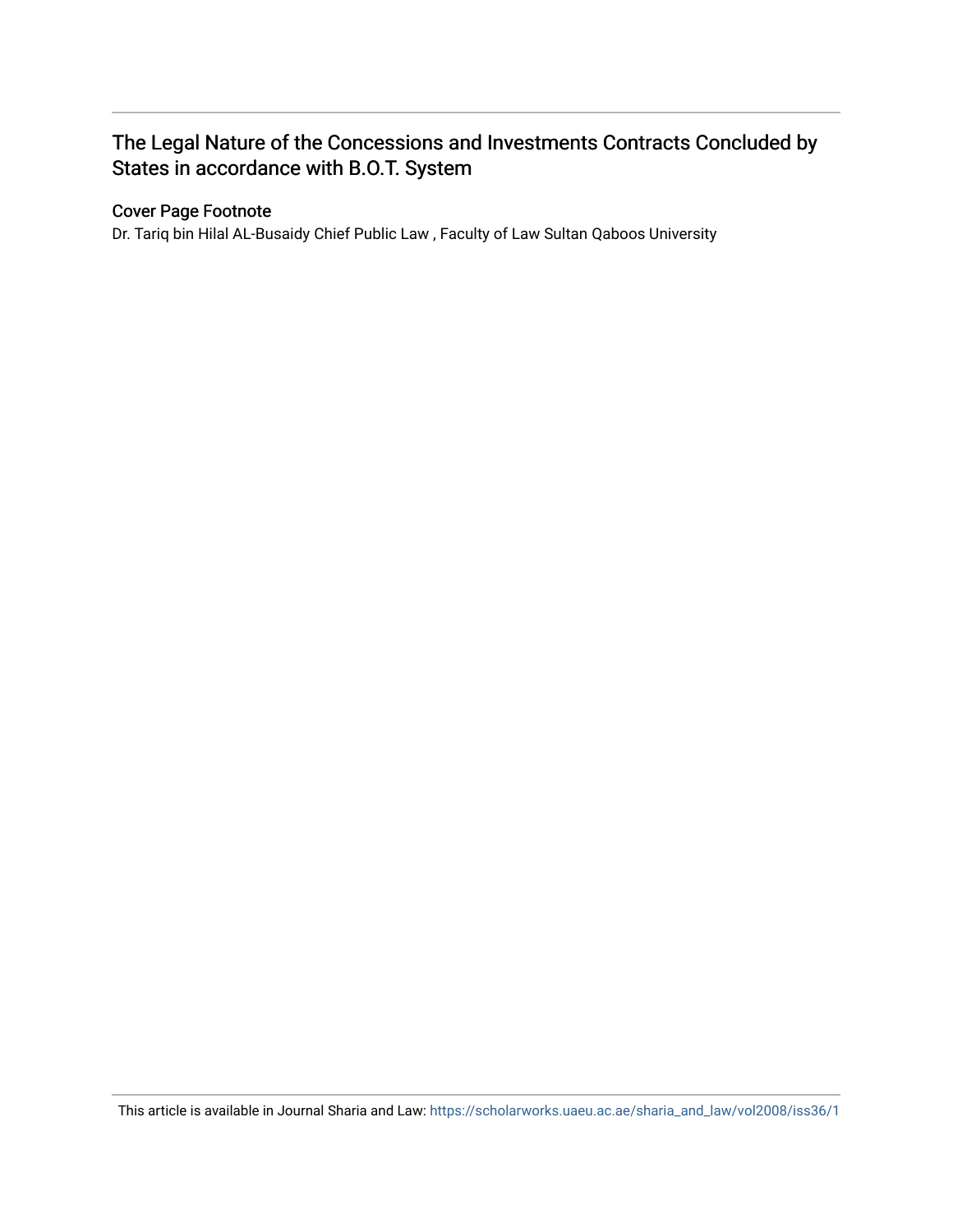# The Legal Nature of the Concessions and Investments Contracts Concluded by States in accordance with B.O.T. System

## Cover Page Footnote

Dr. Tariq bin Hilal AL-Busaidy Chief Public Law , Faculty of Law Sultan Qaboos University

This article is available in Journal Sharia and Law: https://scholarworks.uaeu.ac.ae/sharia_and_law/vol2008/iss36/1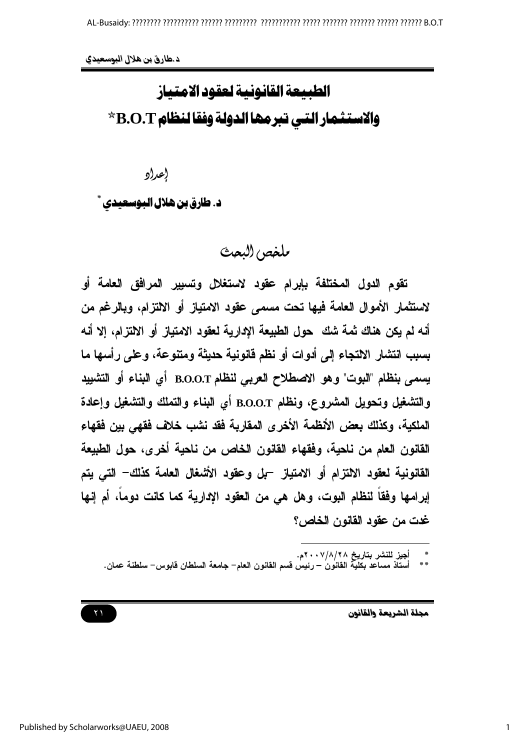# الطبيعة القانونية لعقود الامتياز والاستثمار التي تبرمها الدولة وفقا لنظام B.O.T*

إعداد

**د. طارق بن هلال البوسعيدي****

## ملخص البحث

تقوم الدول المختلفة بإبرام عقود لاستغلال وتسيير المرافق العامة أو لاستثمار الأموال العامة فيها تحت مسمى عقود الامتياز أو الالتزام، وبالرغم من أنه لم يكن هناك ثمة شك حول الطبيعة الإدارية لعقود الامتياز أو الالتزام، إلا أنه بسبب انتشار الاتجاه إلى أدوات أو نظم قانونية حديثة ومتنوعة، وعلى رأسها ما يسمى بنظام "البوت" وهو الاصطلاح العربي لنظام B.O.O.T أي البناء أو التشييد والتشغيل وتحويل المشروع، ونظام B.O.O.T أي البناء والتملك والتشغيل وإعادة الملكية، وكذلك بعض الأنظمة الأخرى المقاربة فقد نشب خلاف فقهي بين فقهاء القانون العام من ناحية، وفقهاء القانون الخاص من ناحية أخرى، حول الطبيعة القانونية لعقود الالتزام أو الامتياز –بل وعقود الأشغال العامة كذلك– التي يتم إبرامها وفقاً لنظام البوت، وهل هي من العقود الإدارية كما كانت دوماً، أم إنها غدت من عقود القانون الخاص؟

---

\* أجيز للنشر بتاريخ ٢٨/٨/٢٠٠٧م.

\*\* أستاذ مساعد بكلية القانون – رئيس قسم القانون العام– جامعة السلطان قابوس– سلطنة عمان.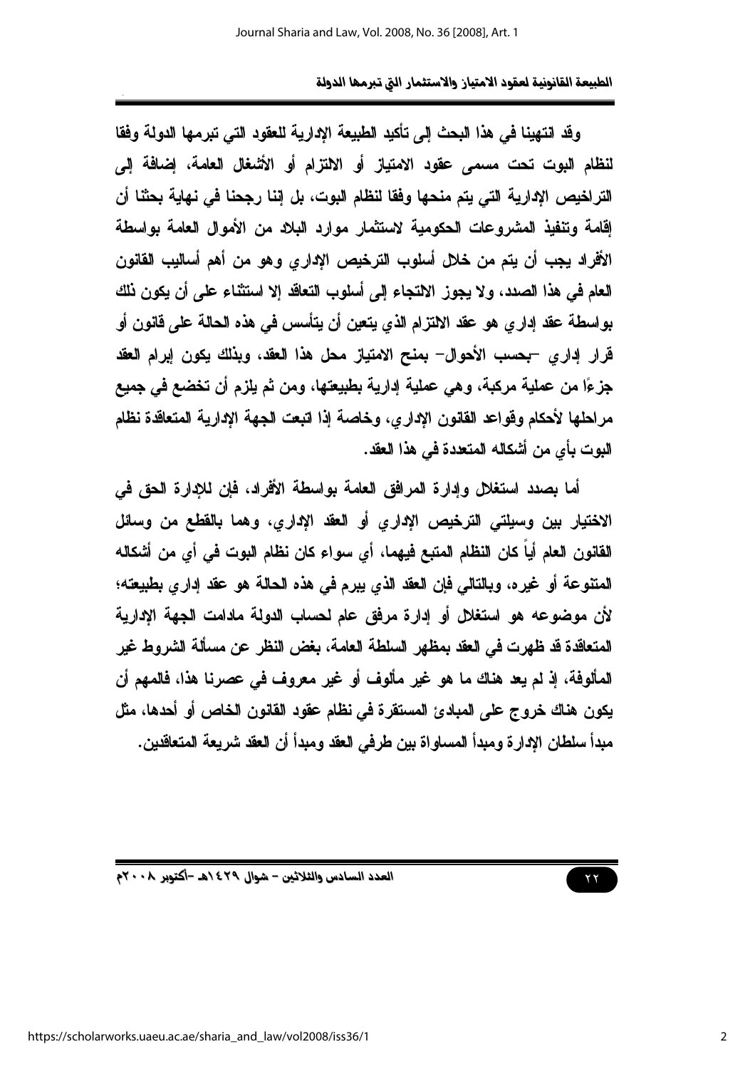وقد انتهينا في هذا البحث إلى تأكيد الطبيعة الإدارية للعقود التي تبرمها الدولة وفقا لنظام البوت تحت مسمى عقود الامتياز أو الالتزام أو الأشغال العامة، إضافة إلى التراخيص الإدارية التي يتم منحها وفقا لنظام البوت، بل إننا رجحنا في نهاية بحثنا أن إقامة وتنفيذ المشروعات الحكومية لاستثمار موارد البلاد من الأموال العامة بواسطة الأفراد يجب أن يتم من خلال أسلوب الترخيص الإداري وهو من أهم أساليب القانون العام في هذا الصدد، ولا يجوز الالتجاء إلى أسلوب التعاقد إلا استثناء على أن يكون ذلك بواسطة عقد إداري هو عقد الالتزام الذي يتعين أن يتأسس في هذه الحالة على قانون أو قرار إداري –بحسب الأحوال– بمنح الامتياز محل هذا العقد، وبذلك يكون إبرام العقد جزءًا من عملية مركبة، وهي عملية إدارية بطبيعتها، ومن ثم يلزم أن تخضع في جميع مراحلها لأحكام وقواعد القانون الإداري، وخاصة إذا اتبعت الجهة الإدارية المتعاقدة نظام البوت بأي من أشكاله المتعددة في هذا العقد.

أما بصدد استغلال وإدارة المرافق العامة بواسطة الأفراد، فإن للإدارة الحق في الاختيار بين وسيلتي الترخيص الإداري أو العقد الإداري، وهما بالقطع من وسائل القانون العام أياً كان النظام المتبع فيهما، أي سواء كان نظام البوت في أي من أشكاله المتنوعة أو غيره، وبالتالي فإن العقد الذي يبرم في هذه الحالة هو عقد إداري بطبيعته؛ لأن موضوعه هو استغلال أو إدارة مرفق عام لحساب الدولة مادامت الجهة الإدارية المتعاقدة قد ظهرت في العقد بمظهر السلطة العامة، بغض النظر عن مسألة الشروط غير المألوفة، إذ لم يعد هناك ما هو غير مألوف أو غير معروف في عصرنا هذا، فالمهم أن يكون هناك خروج على المبادئ المستقرة في نظام عقود القانون الخاص أو أحدها، مثل مبدأ سلطان الإرادة ومبدأ المساواة بين طرفي العقد ومبدأ أن العقد شريعة المتعاقدين.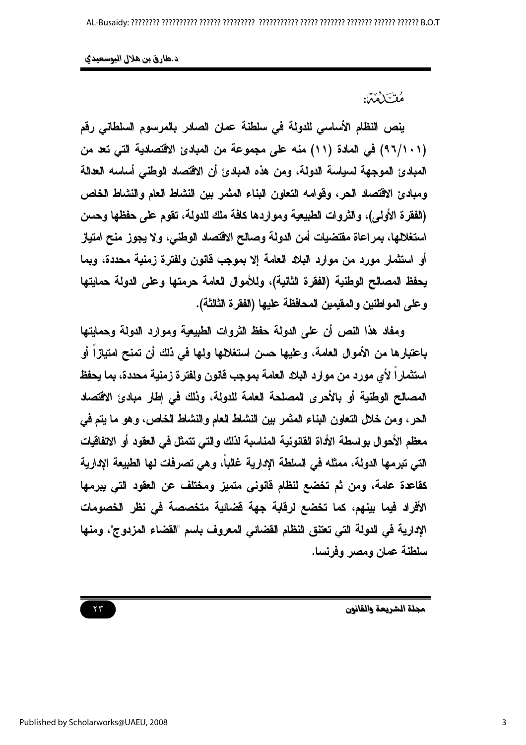## مُقَدِّمَة:

ينص النظام الأساسي للدولة في سلطنة عمان الصادر بالمرسوم السلطاني رقم (٩٦/١٠١) في المادة (١١) منه على مجموعة من المبادئ الاقتصادية التي تعد من المبادئ الموجهة لسياسة الدولة، ومن هذه المبادئ أن الاقتصاد الوطني أساسه العدالة ومبادئ الاقتصاد الحر، وقوامه التعاون البناء المثمر بين النشاط العام والنشاط الخاص (الفقرة الأولى)، والثروات الطبيعية ومواردها كافة ملك للدولة، تقوم على حفظها وحسن استغلالها، بمراعاة مقتضيات أمن الدولة وصالح الاقتصاد الوطني، ولا يجوز منح امتياز أو استثمار مورد من موارد البلاد العامة إلا بموجب قانون ولفترة زمنية محددة، وبما يحفظ المصالح الوطنية (الفقرة الثانية)، وللأموال العامة حرمتها وعلى الدولة حمايتها وعلى المواطنين والمقيمين المحافظة عليها (الفقرة الثالثة).

ومفاد هذا النص أن على الدولة حفظ الثروات الطبيعية وموارد الدولة وحمايتها باعتبارها من الأموال العامة، وعليها حسن استغلالها ولها في ذلك أن تمنح امتيازاً أو استثماراً لأي مورد من موارد البلاد العامة بموجب قانون ولفترة زمنية محددة، بما يحفظ المصالح الوطنية أو بالأحرى المصلحة العامة للدولة، وذلك في إطار مبادئ الاقتصاد الحر، ومن خلال التعاون البناء المثمر بين النشاط العام والنشاط الخاص، وهو ما يتم في معظم الأحوال بواسطة الأداة القانونية المناسبة لذلك والتي تتمثل في العقود أو الاتفاقيات التي تبرمها الدولة، ممثله في السلطة الإدارية غالباً، وهي تصرفات لها الطبيعة الإدارية كقاعدة عامة، ومن ثم تخضع لنظام قانوني متميز ومختلف عن العقود التي يبرمها الأفراد فيما بينهم، كما تخضع لرقابة جهة قضائية متخصصة في نظر الخصومات الإدارية في الدولة التي تعتنق النظام القضائي المعروف باسم "القضاء المزدوج"، ومنها سلطنة عمان ومصر وفرنسا.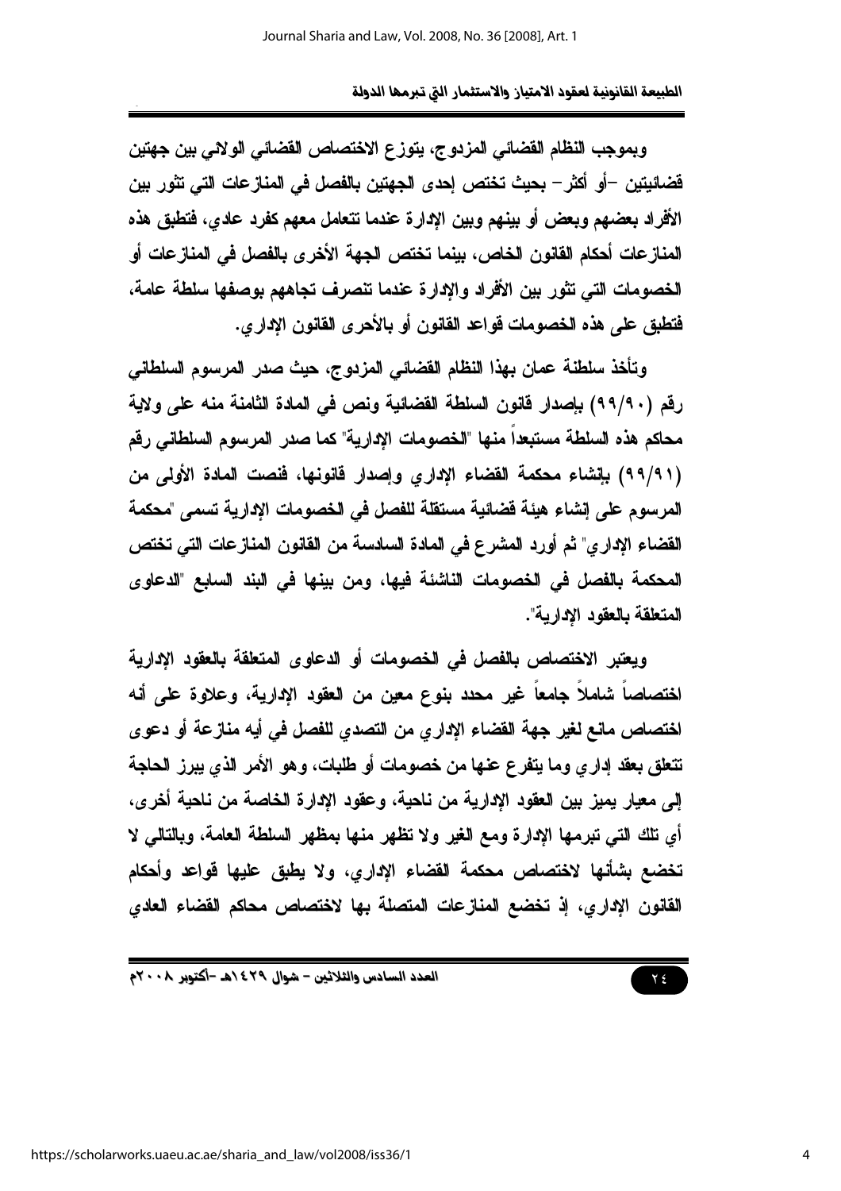وبموجب النظام القضائي المزدوج، يتوزع الاختصاص القضائي الولائي بين جهتين قضائيتين -أو أكثر- بحيث تختص إحدى الجهتين بالفصل في المنازعات التي تثور بين الأفراد بعضهم وبعض أو بينهم وبين الإدارة عندما تتعامل معهم كفرد عادي، فتطبق هذه المنازعات أحكام القانون الخاص، بينما تختص الجهة الأخرى بالفصل في المنازعات أو الخصومات التي تثور بين الأفراد والإدارة عندما تتصرف تجاههم بوصفها سلطة عامة، فتطبق على هذه الخصومات قواعد القانون أو بالأحرى القانون الإداري.

وتأخذ سلطنة عمان بهذا النظام القضائي المزدوج، حيث صدر المرسوم السلطاني رقم (٩٩/٩٠) بإصدار قانون السلطة القضائية ونص في المادة الثامنة منه على ولاية محاكم هذه السلطة مستبعداً منها "الخصومات الإدارية" كما صدر المرسوم السلطاني رقم (٩٩/٩١) بإنشاء محكمة القضاء الإداري وإصدار قانونها، فنصت المادة الأولى من المرسوم على إنشاء هيئة قضائية مستقلة للفصل في الخصومات الإدارية تسمى "محكمة القضاء الإداري" ثم أورد المشرع في المادة السادسة من القانون المنازعات التي تختص المحكمة بالفصل في الخصومات الناشئة فيها، ومن بينها في البند السابع "الدعاوى المتعلقة بالعقود الإدارية".

ويعتبر الاختصاص بالفصل في الخصومات أو الدعاوى المتعلقة بالعقود الإدارية اختصاصاً شاملاً جامعاً غير محدد بنوع معين من العقود الإدارية، وعلاوة على أنه اختصاص مانع لغير جهة القضاء الإداري من التصدي للفصل في أيه منازعة أو دعوى تتعلق بعقد إداري وما يتفرع عنها من خصومات أو طلبات، وهو الأمر الذي يبرز الحاجة إلى معيار يميز بين العقود الإدارية من ناحية، وعقود الإدارة الخاصة من ناحية أخرى، أي تلك التي تبرمها الإدارة ومع الغير ولا تظهر منها بمظهر السلطة العامة، وبالتالي لا تخضع بشأنها لاختصاص محكمة القضاء الإداري، ولا يطبق عليها قواعد وأحكام القانون الإداري، إذ تخضع المنازعات المتصلة بها لاختصاص محاكم القضاء العادي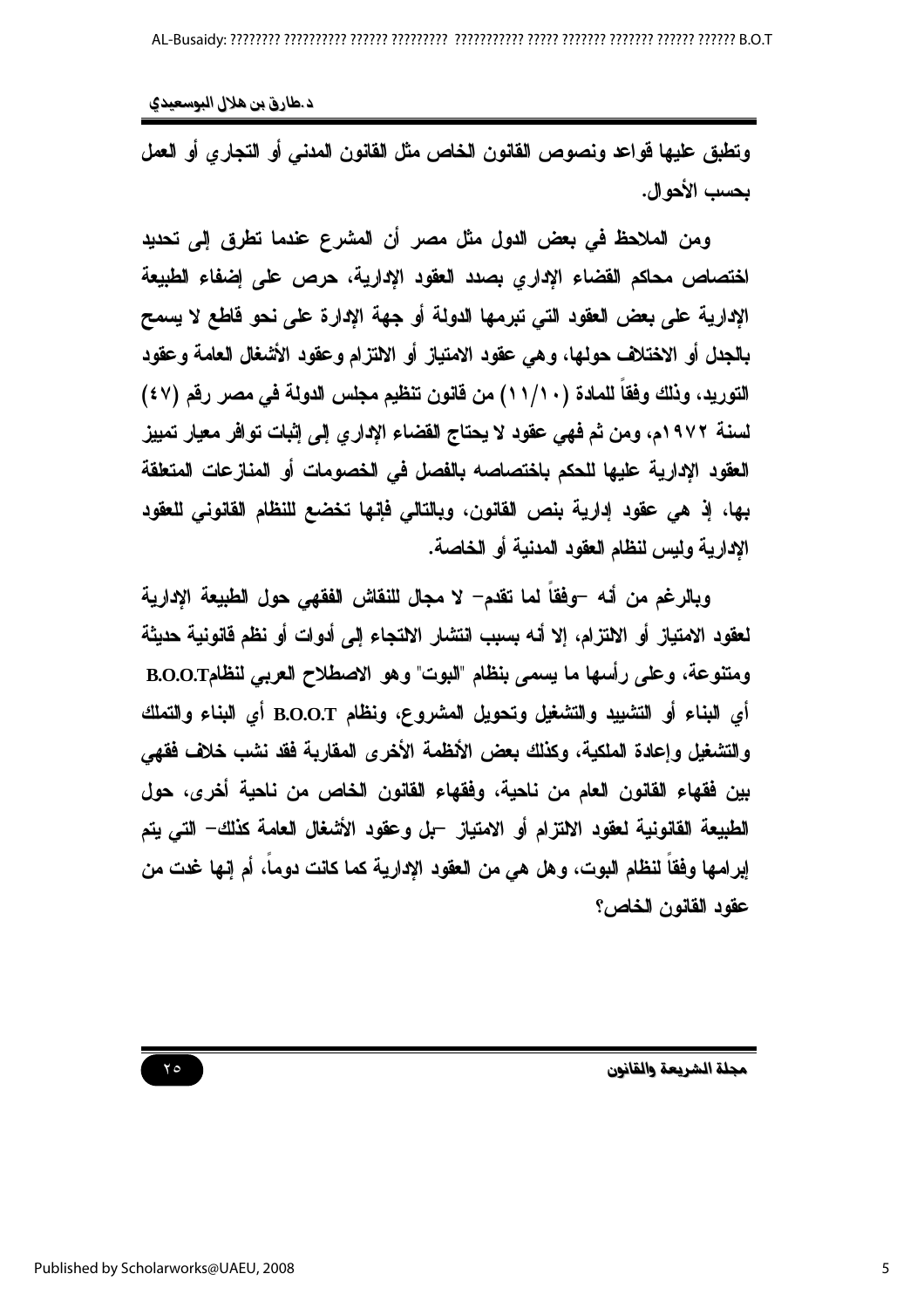وتطبق عليها قواعد ونصوص القانون الخاص مثل القانون المدني أو التجاري أو العمل بحسب الأحوال.

ومن الملاحظ في بعض الدول مثل مصر أن المشرع عندما تطرق إلى تحديد اختصاص محاكم القضاء الإداري بصدد العقود الإدارية، حرص على إضفاء الطبيعة الإدارية على بعض العقود التي تبرمها الدولة أو جهة الإدارة على نحو قاطع لا يسمح بالجدل أو الاختلاف حولها، وهي عقود الامتياز أو الالتزام وعقود الأشغال العامة وعقود التوريد، وذلك وفقاً للمادة (١١/١٠) من قانون تنظيم مجلس الدولة في مصر رقم (٤٧) لسنة ١٩٧٢م، ومن ثم فهي عقود لا يحتاج القضاء الإداري إلى إثبات توافر معيار تمييز العقود الإدارية عليها للحكم باختصاصه بالفصل في الخصومات أو المنازعات المتعلقة بها، إذ هي عقود إدارية بنص القانون، وبالتالي فإنها تخضع للنظام القانوني للعقود الإدارية وليس لنظام العقود المدنية أو الخاصة.

وبالرغم من أنه –وفقاً لما تقدم– لا مجال للنقاش الفقهي حول الطبيعة الإدارية لعقود الامتياز أو الالتزام، إلا أنه بسبب انتشار الالتجاء إلى أدوات أو نظم قانونية حديثة ومتنوعة، وعلى رأسها ما يسمى بنظام "البوت" وهو الاصطلاح العربي لنظام B.O.O.T أي البناء أو التشييد والتشغيل وتحويل المشروع، ونظام B.O.O.T أي البناء والتملك والتشغيل وإعادة الملكية، وكذلك بعض الأنظمة الأخرى المقاربة فقد نشب خلاف فقهي بين فقهاء القانون العام من ناحية، وفقهاء القانون الخاص من ناحية أخرى، حول الطبيعة القانونية لعقود الالتزام أو الامتياز –بل وعقود الأشغال العامة كذلك– التي يتم إبرامها وفقاً لنظام البوت، وهل هي من العقود الإدارية كما كانت دوماً، أم إنها غدت من عقود القانون الخاص؟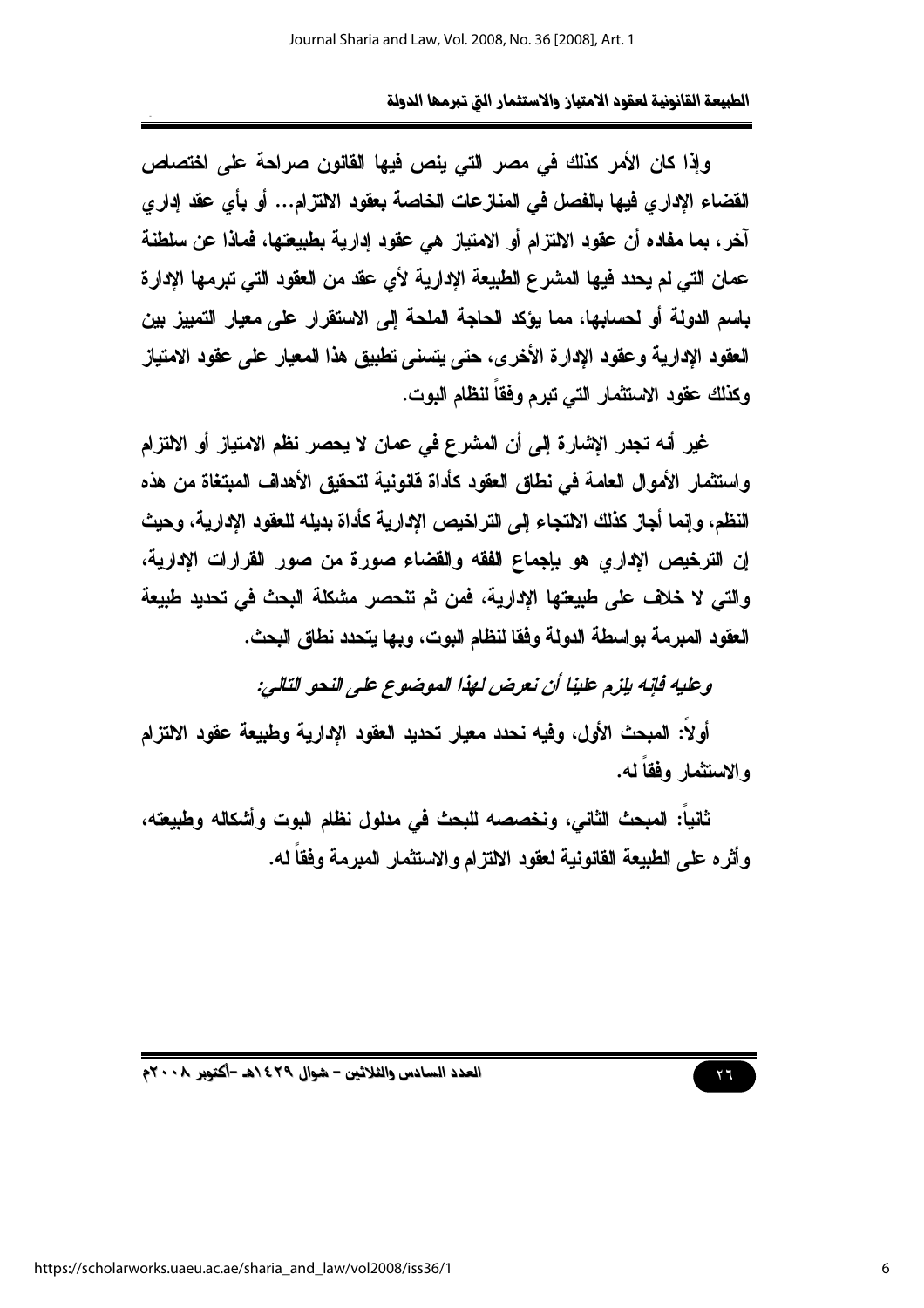وإذا كان الأمر كذلك في مصر التي ينص فيها القانون صراحة على اختصاص القضاء الإداري فيها بالفصل في المنازعات الخاصة بعقود الالتزام... أو بأي عقد إداري آخر، بما مفاده أن عقود الالتزام أو الامتياز هي عقود إدارية بطبيعتها، فماذا عن سلطنة عمان التي لم يحدد فيها المشرع الطبيعة الإدارية لأي عقد من العقود التي تبرمها الإدارة باسم الدولة أو لحسابها، مما يؤكد الحاجة الملحة إلى الاستقرار على معيار التمييز بين العقود الإدارية وعقود الإدارة الأخرى، حتى يتسنى تطبيق هذا المعيار على عقود الامتياز وكذلك عقود الاستثمار التي تبرم وفقاً لنظام البوت.

غير أنه تجدر الإشارة إلى أن المشرع في عمان لا يحصر نظم الامتياز أو الالتزام واستثمار الأموال العامة في نطاق العقود كأداة قانونية لتحقيق الأهداف المبتغاة من هذه النظم، وإنما أجاز كذلك الالتجاء إلى التراخيص الإدارية كأداة بديله للعقود الإدارية، وحيث إن الترخيص الإداري هو بإجماع الفقه والقضاء صورة من صور القرارات الإدارية، والتي لا خلاف على طبيعتها الإدارية، فمن ثم تنحصر مشكلة البحث في تحديد طبيعة العقود المبرمة بواسطة الدولة وفقا لنظام البوت، وبها يتحدد نطاق البحث.

*وعليه فإنه يلزم علينا أن نعرض لهذا الموضوع على النحو التالي:*

أولاً: المبحث الأول، وفيه نحدد معيار تحديد العقود الإدارية وطبيعة عقود الالتزام والاستثمار وفقاً له.

ثانياً: المبحث الثاني، ونخصصه للبحث في مدلول نظام البوت وأشكاله وطبيعته، وأثره على الطبيعة القانونية لعقود الالتزام والاستثمار المبرمة وفقاً له.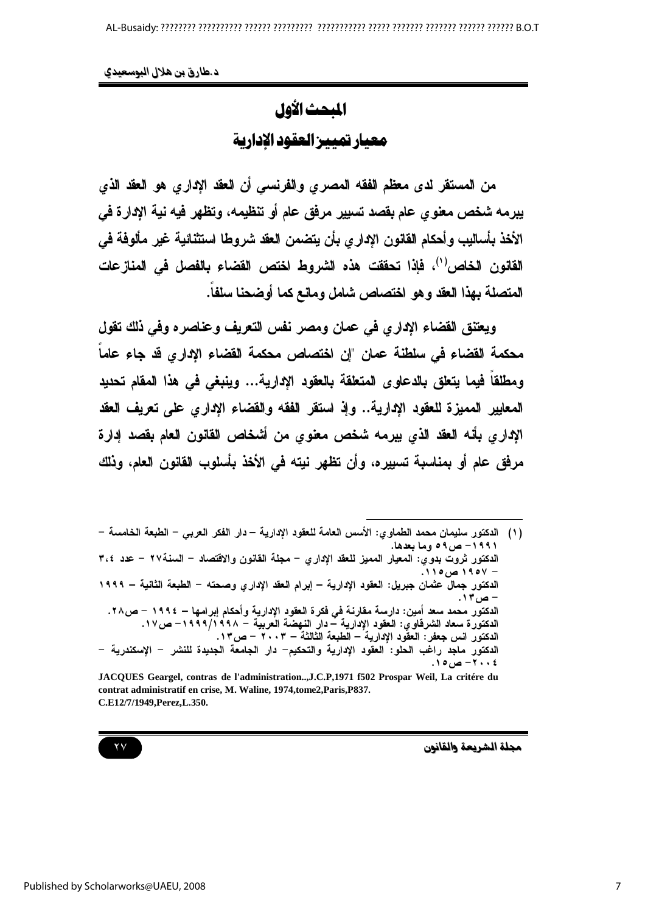# المبحث الأول

## معيار تمييز العقود الإدارية

من المستقر لدى معظم الفقه المصري والفرنسي أن العقد الإداري هو العقد الذي يبرمه شخص معنوي عام بقصد تسيير مرفق عام أو تنظيمه، وتظهر فيه نية الإدارة في الأخذ بأساليب وأحكام القانون الإداري بأن يتضمن العقد شروطا استثنائية غير مألوفة في القانون الخاص[1]، فإذا تحققت هذه الشروط اختص القضاء بالفصل في المنازعات المتصلة بهذا العقد وهو اختصاص شامل ومانع كما أوضحنا سلفاً.

ويعتنق القضاء الإداري في عمان ومصر نفس التعريف وعناصره وفي ذلك تقول محكمة القضاء في سلطنة عمان "إن اختصاص محكمة القضاء الإداري قد جاء عاماً ومطلقاً فيما يتعلق بالدعاوى المتعلقة بالعقود الإدارية... وينبغي في هذا المقام تحديد المعايير المميزة للعقود الإدارية.. وإذ استقر الفقه والقضاء الإداري على تعريف العقد الإداري بأنه العقد الذي يبرمه شخص معنوي من أشخاص القانون العام بقصد إدارة مرفق عام أو بمناسبة تسييره، وأن تظهر نيته في الأخذ بأسلوب القانون العام، وذلك

---

(١) الدكتور سليمان محمد الطماوي: الأسس العامة للعقود الإدارية – دار الفكر العربي – الطبعة الخامسة – ١٩٩١– ص٥٩ وما بعدها.
الدكتور ثروت بدوي: المعيار المميز للعقد الإداري – مجلة القانون والاقتصاد – السنة٢٧ – عدد ٣،٤ – ١٩٥٧ ص١١٥.
الدكتور جمال عثمان جبريل: العقود الإدارية – إبرام العقد الإداري وصحته – الطبعة الثانية – ١٩٩٩ – ص١٣.
الدكتور محمد سعد أمين: دراسة مقارنة في فكرة العقود الإدارية وأحكام إبرامها – ١٩٩٤ – ص٢٨.
الدكتورة سعاد الشرقاوي: العقود الإدارية – دار النهضة العربية – ١٩٩٨/١٩٩٩– ص١٧.
الدكتور انس جعفر: العقود الإدارية – الطبعة الثالثة – ٢٠٠٣ – ص١٣.
الدكتور ماجد راغب الحلو: العقود الإدارية والتحكيم– دار الجامعة الجديدة للنشر – الإسكندرية – ٢٠٠٤– ص١٥.

**JACQUES Geargel, contras de l'administration..,J.C.P,1971 f502 Prospar Weil, La critére du contrat administratif en crise, M. Waline, 1974,tome2,Paris,P837.**
**C.E12/7/1949,Perez,L.350.**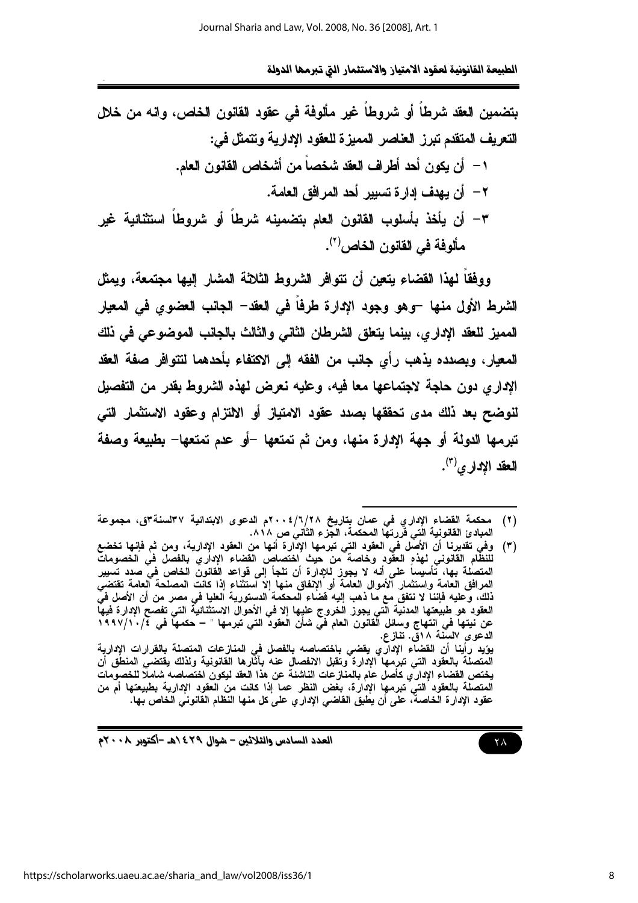بتضمين العقد شرطاً أو شروطاً غير مألوفة في عقود القانون الخاص، وانه من خلال التعريف المتقدم تبرز العناصر المميزة للعقود الإدارية وتتمثل في:

١- أن يكون أحد أطراف العقد شخصاً من أشخاص القانون العام.

٢- أن يهدف إدارة تسيير أحد المرافق العامة.

٣- أن يأخذ بأسلوب القانون العام بتضمينه شرطاً أو شروطاً استثنائية غير مألوفة في القانون الخاص[٢].

ووفقاً لهذا القضاء يتعين أن تتوافر الشروط الثلاثة المشار إليها مجتمعة، ويمثل الشرط الأول منها –وهو وجود الإدارة طرفاً في العقد– الجانب العضوي في المعيار المميز للعقد الإداري، بينما يتعلق الشرطان الثاني والثالث بالجانب الموضوعي في ذلك المعيار، وبصدده يذهب رأي جانب من الفقه إلى الاكتفاء بأحدهما لتتوافر صفة العقد الإداري دون حاجة لاجتماعها معا فيه، وعليه نعرض لهذه الشروط بقدر من التفصيل لنوضح بعد ذلك مدى تحققها بصدد عقود الامتياز أو الالتزام وعقود الاستثمار التي تبرمها الدولة أو جهة الإدارة منها، ومن ثم تمتعها –أو عدم تمتعها– بطبيعة وصفة العقد الإداري[٣].

---

(٢) محكمة القضاء الإداري في عمان بتاريخ ٢٠٠٤/٦/٢٨م الدعوى الابتدائية ٣٧لسنة٣ق، مجموعة المبادئ القانونية التي قررتها المحكمة، الجزء الثاني ص ٨١٨.

(٣) وفي تقديرنا أن الأصل في العقود التي تبرمها الإدارة أنها من العقود الإدارية، ومن ثم فإنها تخضع للنظام القانوني لهذه العقود وخاصة من حيث اختصاص القضاء الإداري بالفصل في الخصومات المتصلة بها، تأسيساً على أنه لا يجوز للإدارة أن تلجأ إلى قواعد القانون الخاص في صدد تسيير المرافق العامة واستثمار الأموال العامة أو الإنفاق منها إلا استثناء إذا كانت المصلحة العامة تقتضي ذلك، وعليه فإننا لا نتفق مع ما ذهب إليه قضاء المحكمة الدستورية العليا في مصر من أن الأصل في العقود هو طبيعتها المدنية التي يجوز الخروج عليها إلا في الأحوال الاستثنائية التي تفصح الإدارة فيها عن نيتها في انتهاج وسائل القانون العام في شأن العقود التي تبرمها " – حكمها في ١٩٩٧/١٠/٤ الدعوى ٧لسنة ١٨ق. تنازع.

يؤيد رأينا أن القضاء الإداري يقضي باختصاصه بالفصل في المنازعات المتصلة بالقرارات الإدارية المتصلة بالعقود التي تبرمها الإدارة وتقبل الانفصال عنه بآثارها القانونية ولذلك يقتضي المنطق أن يختص القضاء الإداري كأصل عام بالمنازعات الناشئة عن هذا العقد ليكون اختصاصه شاملاً للخصومات المتصلة بالعقود التي تبرمها الإدارة، بغض النظر عما إذا كانت من العقود الإدارية بطبيعتها أم من عقود الإدارة الخاصة، على أن يطبق القاضي الإداري على كل منها النظام القانوني الخاص بها.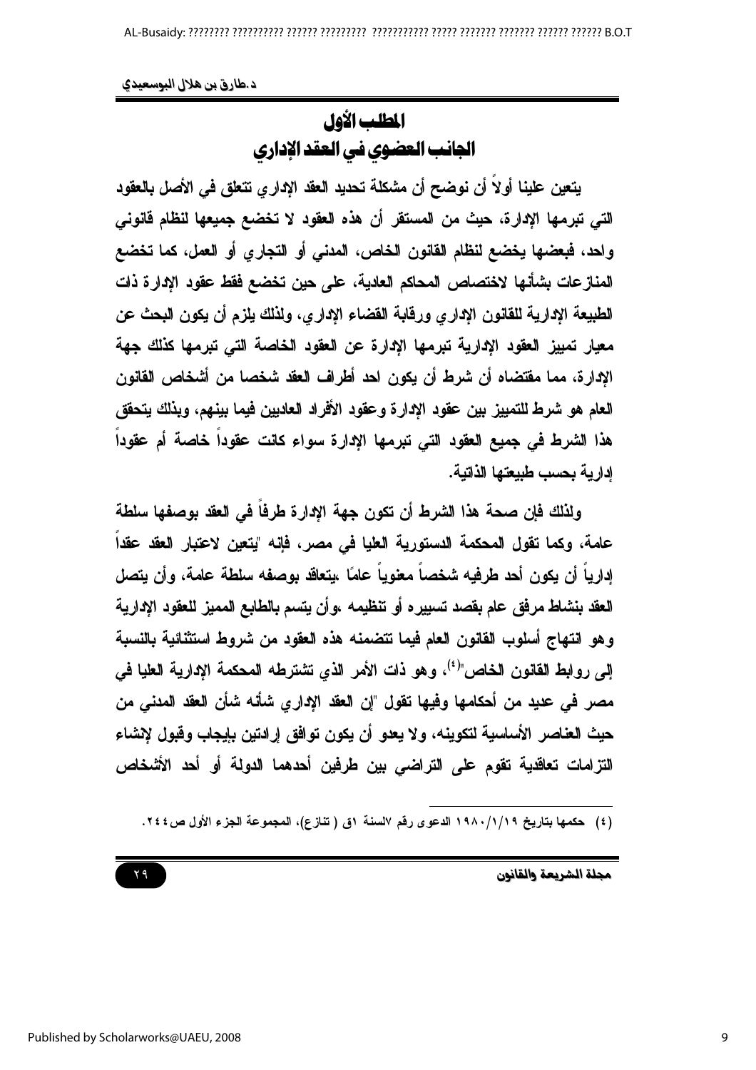## المطلب الأول

## الجانب العضوي في العقد الإداري

يتعين علينا أولاً أن نوضح أن مشكلة تحديد العقد الإداري تتعلق في الأصل بالعقود التي تبرمها الإدارة، حيث من المستقر أن هذه العقود لا تخضع جميعها لنظام قانوني واحد، فبعضها يخضع لنظام القانون الخاص، المدني أو التجاري أو العمل، كما تخضع المنازعات بشأنها لاختصاص المحاكم العادية، على حين تخضع فقط عقود الإدارة ذات الطبيعة الإدارية للقانون الإداري ورقابة القضاء الإداري، ولذلك يلزم أن يكون البحث عن معيار تمييز العقود الإدارية تبرمها الإدارة عن العقود الخاصة التي تبرمها كذلك جهة الإدارة، مما مقتضاه أن شرط أن يكون احد أطراف العقد شخصا من أشخاص القانون العام هو شرط للتمييز بين عقود الإدارة وعقود الأفراد العاديين فيما بينهم، وبذلك يتحقق هذا الشرط في جميع العقود التي تبرمها الإدارة سواء كانت عقوداً خاصة أم عقوداً إدارية بحسب طبيعتها الذاتية.

ولذلك فإن صحة هذا الشرط أن تكون جهة الإدارة طرفاً في العقد بوصفها سلطة عامة، وكما تقول المحكمة الدستورية العليا في مصر، فإنه 'يتعين لاعتبار العقد عقداً إدارياً أن يكون أحد طرفيه شخصاً معنوياً عامًا ،يتعاقد بوصفه سلطة عامة، وأن يتصل العقد بنشاط مرفق عام بقصد تسييره أو تنظيمه ،وأن يتسم بالطابع المميز للعقود الإدارية وهو انتهاج أسلوب القانون العام فيما تتضمنه هذه العقود من شروط استثنائية بالنسبة إلى روابط القانون الخاص"[4]، وهو ذات الأمر الذي تشترطه المحكمة الإدارية العليا في مصر في عديد من أحكامها وفيها تقول "إن العقد الإداري شأنه شأن العقد المدني من حيث العناصر الأساسية لتكوينه، ولا يعدو أن يكون توافق إرادتين بإيجاب وقبول لإنشاء التزامات تعاقدية تقوم على التراضي بين طرفين أحدهما الدولة أو أحد الأشخاص

---

(٤) حكمها بتاريخ ١٩٨٠/١/١٩ الدعوى رقم ٧لسنة ١ق ( تنازع)، المجموعة الجزء الأول ص٢٤٤.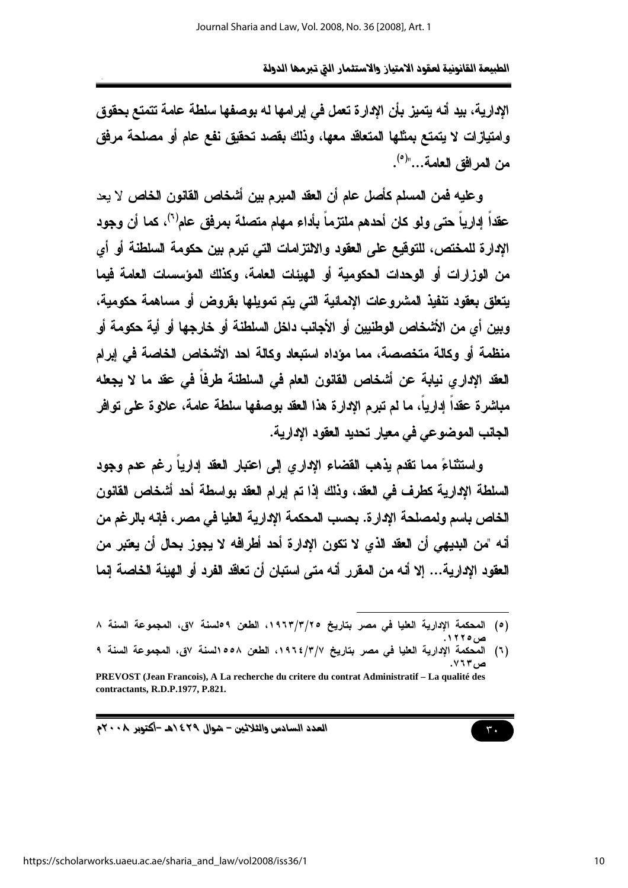الإدارية، بيد أنه يتميز بأن الإدارة تعمل في إبرامها له بوصفها سلطة عامة تتمتع بحقوق وامتيازات لا يتمتع بمثلها المتعاقد معها، وذلك بقصد تحقيق نفع عام أو مصلحة مرفق من المرافق العامة..."[٥].

وعليه فمن المسلم كأصل عام أن العقد المبرم بين أشخاص القانون الخاص لا يعد عقداً إدارياً حتى ولو كان أحدهم ملتزماً بأداء مهام متصلة بمرفق عام[٦]، كما أن وجود الإدارة للمختص، للتوقيع على العقود والالتزامات التي تبرم بين حكومة السلطنة أو أي من الوزارات أو الوحدات الحكومية أو الهيئات العامة، وكذلك المؤسسات العامة فيما يتعلق بعقود تنفيذ المشروعات الإنمائية التي يتم تمويلها بقروض أو مساهمة حكومية، وبين أي من الأشخاص الوطنيين أو الأجانب داخل السلطنة أو خارجها أو أية حكومة أو منظمة أو وكالة متخصصة، مما مؤداه استبعاد وكالة احد الأشخاص الخاصة في إبرام العقد الإداري نيابة عن أشخاص القانون العام في السلطنة طرفاً في عقد ما لا يجعله مباشرة عقداً إدارياً، ما لم تبرم الإدارة هذا العقد بوصفها سلطة عامة، علاوة على توافر الجانب الموضوعي في معيار تحديد العقود الإدارية.

واستثناءً مما تقدم يذهب القضاء الإداري إلى اعتبار العقد إدارياً رغم عدم وجود السلطة الإدارية كطرف في العقد، وذلك إذا تم إبرام العقد بواسطة أحد أشخاص القانون الخاص باسم ولمصلحة الإدارة. بحسب المحكمة الإدارية العليا في مصر، فإنه بالرغم من أنه "من البديهي أن العقد الذي لا تكون الإدارة أحد أطرافه لا يجوز بحال أن يعتبر من العقود الإدارية... إلا أنه من المقرر أنه متى استبان أن تعاقد الفرد أو الهيئة الخاصة إنما

---

(٥) المحكمة الإدارية العليا في مصر بتاريخ ١٩٦٣/٣/٢٥، الطعن ٥٩لسنة ٧ق، المجموعة السنة ٨ ص١٢٢٥.

(٦) المحكمة الإدارية العليا في مصر بتاريخ ١٩٦٤/٣/٧، الطعن ١٥٥٨لسنة ٧ق، المجموعة السنة ٩ ص٧٦٣.

**PREVOST (Jean Francois), A La recherche du critere du contrat Administratif – La qualité des contractants, R.D.P.1977, P.821.**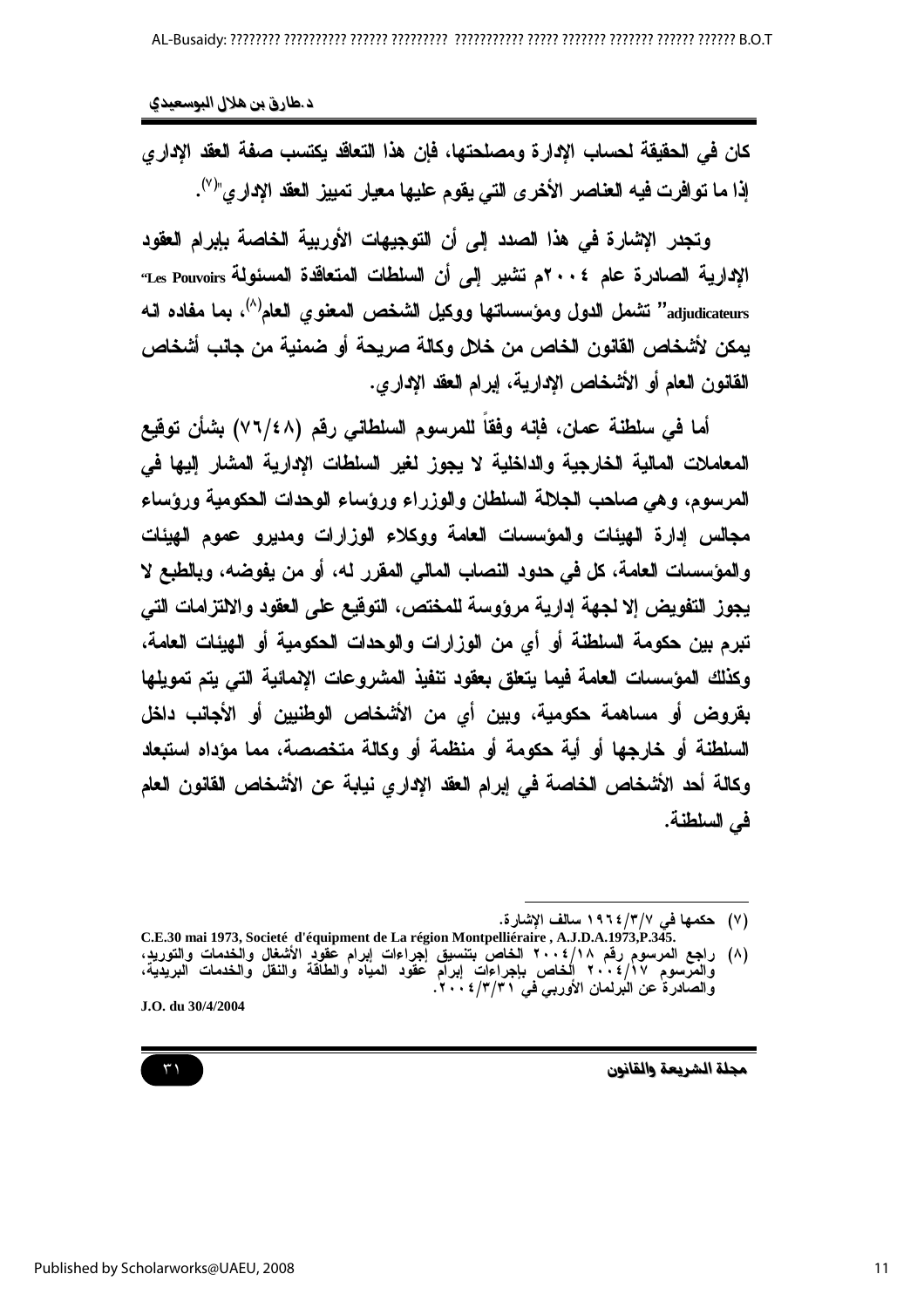كان في الحقيقة لحساب الإدارة ومصلحتها، فإن هذا التعاقد يكتسب صفة العقد الإداري إذا ما توافرت فيه العناصر الأخرى التي يقوم عليها معيار تمييز العقد الإداري"(٧).

وتجدر الإشارة في هذا الصدد إلى أن التوجيهات الأوربية الخاصة بإبرام العقود الإدارية الصادرة عام ٢٠٠٤م تشير إلى أن السلطات المتعاقدة المسئولة "Les Pouvoirs adjudicateurs" تشمل الدول ومؤسساتها ووكيل الشخص المعنوي العام(٨)، بما مفاده انه يمكن لأشخاص القانون الخاص من خلال وكالة صريحة أو ضمنية من جانب أشخاص القانون العام أو الأشخاص الإدارية، إبرام العقد الإداري.

أما في سلطنة عمان، فإنه وفقاً للمرسوم السلطاني رقم (٧٦/٤٨) بشأن توقيع المعاملات المالية الخارجية والداخلية لا يجوز لغير السلطات الإدارية المشار إليها في المرسوم، وهي صاحب الجلالة السلطان والوزراء ورؤساء الوحدات الحكومية ورؤساء مجالس إدارة الهيئات والمؤسسات العامة ووكلاء الوزارات ومديرو عموم الهيئات والمؤسسات العامة، كل في حدود النصاب المالي المقرر له، أو من يفوضه، وبالطبع لا يجوز التفويض إلا لجهة إدارية مرؤوسة للمختص، التوقيع على العقود والالتزامات التي تبرم بين حكومة السلطنة أو أي من الوزارات والوحدات الحكومية أو الهيئات العامة، وكذلك المؤسسات العامة فيما يتعلق بعقود تنفيذ المشروعات الإنمائية التي يتم تمويلها بقروض أو مساهمة حكومية، وبين أي من الأشخاص الوطنيين أو الأجانب داخل السلطنة أو خارجها أو أية حكومة أو منظمة أو وكالة متخصصة، مما مؤداه استبعاد وكالة أحد الأشخاص الخاصة في إبرام العقد الإداري نيابة عن الأشخاص القانون العام في السلطنة.

---

(٧) حكمها في ١٩٦٤/٣/٧ سالف الإشارة.

C.E.30 mai 1973, Societé d'équipment de La région Montpelliéraire , A.J.D.A.1973,P.345.

(٨) راجع المرسوم رقم ٢٠٠٤/١٨ الخاص بتنسيق إجراءات إبرام عقود الأشغال والخدمات والتوريد، والمرسوم ٢٠٠٤/١٧ الخاص بإجراءات إبرام عقود المياه والطاقة والنقل والخدمات البريدية، والصادرة عن البرلمان الأوربي في ٢٠٠٤/٣/٣١.

J.O. du 30/4/2004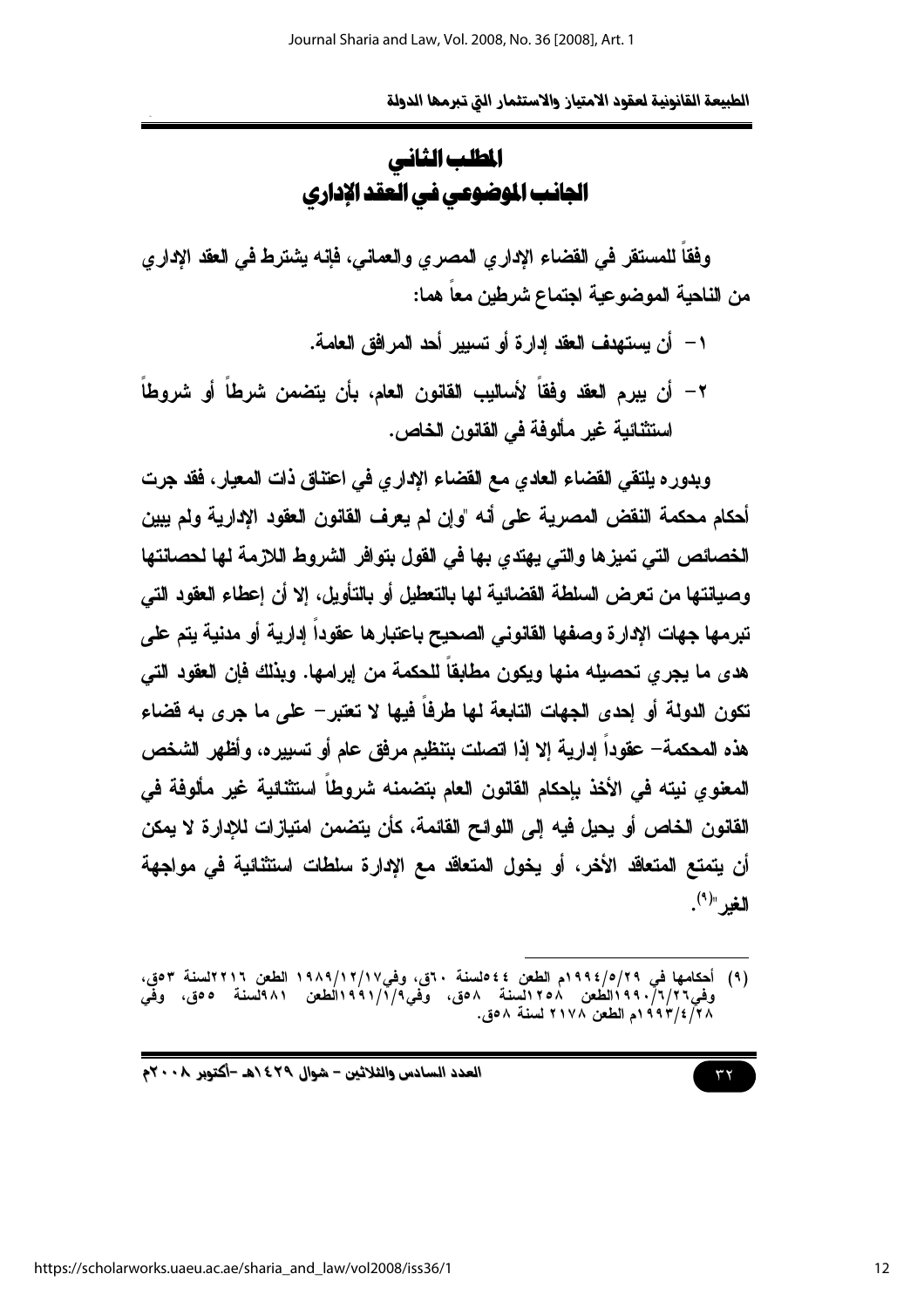## المطلب الثاني
## الجانب الموضوعي في العقد الإداري

وفقاً للمستقر في القضاء الإداري المصري والعماني، فإنه يشترط في العقد الإداري من الناحية الموضوعية اجتماع شرطين معاً هما:

١- أن يستهدف العقد إدارة أو تسيير أحد المرافق العامة.

٢- أن يبرم العقد وفقاً لأساليب القانون العام، بأن يتضمن شرطاً أو شروطاً استثنائية غير مألوفة في القانون الخاص.

وبدوره يلتقي القضاء العادي مع القضاء الإداري في اعتناق ذات المعيار، فقد جرت أحكام محكمة النقض المصرية على أنه "وإن لم يعرف القانون العقود الإدارية ولم يبين الخصائص التي تميزها والتي يهتدي بها في القول بتوافر الشروط اللازمة لها لحصانتها وصيانتها من تعرض السلطة القضائية لها بالتعطيل أو بالتأويل، إلا أن إعطاء العقود التي تبرمها جهات الإدارة وصفها القانوني الصحيح باعتبارها عقوداً إدارية أو مدنية يتم على هدى ما يجري تحصيله منها ويكون مطابقاً للحكمة من إبرامها. وبذلك فإن العقود التي تكون الدولة أو إحدى الجهات التابعة لها طرفاً فيها لا تعتبر- على ما جرى به قضاء هذه المحكمة- عقوداً إدارية إلا إذا اتصلت بتنظيم مرفق عام أو تسييره، وأظهر الشخص المعنوي نيته في الأخذ بإحكام القانون العام بتضمنه شروطاً استثنائية غير مألوفة في القانون الخاص أو يحيل فيه إلى اللوائح القائمة، كأن يتضمن امتيازات للإدارة لا يمكن أن يتمتع المتعاقد الأخر، أو يخول المتعاقد مع الإدارة سلطات استثنائية في مواجهة الغير"[(٩)].

---

(٩) أحكامها في ١٩٩٤/٥/٢٩م الطعن ٥٤٤لسنة ٦٠ق، وفي١٩٨٩/١٢/١٧ الطعن ٢٢١٦لسنة ٥٣ق، وفي١٩٩٠/٦/٢٦الطعن ١٢٥٨لسنة ٥٨ق، وفي١٩٩١/١/٩الطعن ٩٨١لسنة ٥٥ق، وفي ١٩٩٣/٤/٢٨م الطعن ٢١٧٨ لسنة ٥٨ق.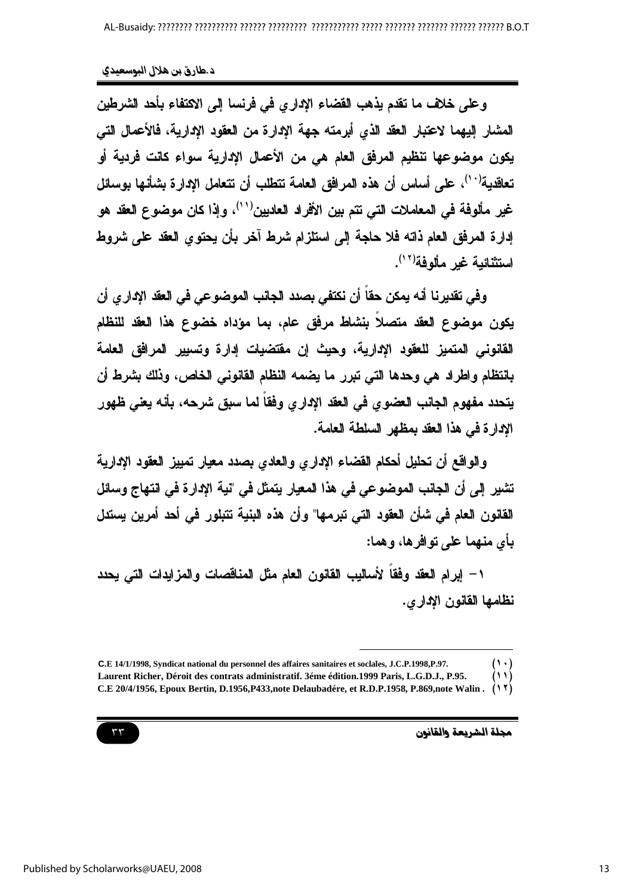وعلى خلاف ما تقدم يذهب القضاء الإداري في فرنسا إلى الاكتفاء بأحد الشرطين المشار إليهما لاعتبار العقد الذي أبرمته جهة الإدارة من العقود الإدارية، فالأعمال التي يكون موضوعها تنظيم المرفق العام هي من الأعمال الإدارية سواء كانت فردية أو تعاقدية[١٠]، على أساس أن هذه المرافق العامة تتطلب أن تتعامل الإدارة بشأنها بوسائل غير مألوفة في المعاملات التي تتم بين الأفراد العاديين[١١]، وإذا كان موضوع العقد هو إدارة المرفق العام ذاته فلا حاجة إلى استلزام شرط آخر بأن يحتوي العقد على شروط استثنائية غير مألوفة[١٢].

وفي تقديرنا أنه يمكن حقاً أن نكتفي بصدد الجانب الموضوعي في العقد الإداري أن يكون موضوع العقد متصلاً بنشاط مرفق عام، بما مؤداه خضوع هذا العقد للنظام القانوني المتميز للعقود الإدارية، وحيث إن مقتضيات إدارة وتسيير المرافق العامة بانتظام واطراد هي وحدها التي تبرر ما يضمه النظام القانوني الخاص، وذلك بشرط أن يتحدد مفهوم الجانب العضوي في العقد الإداري وفقاً لما سبق شرحه، بأنه يعني ظهور الإدارة في هذا العقد بمظهر السلطة العامة.

والواقع أن تحليل أحكام القضاء الإداري والعادي بصدد معيار تمييز العقود الإدارية تشير إلى أن الجانب الموضوعي في هذا المعيار يتمثل في "نية الإدارة في انتهاج وسائل القانون العام في شأن العقود التي تبرمها" وأن هذه البنية تتبلور في أحد أمرين يستدل بأي منهما على توافرها، وهما:

١- إبرام العقد وفقاً لأساليب القانون العام مثل المناقصات والمزايدات التي يحدد نظامها القانون الإداري.

---

(١٠) C.E 14/1/1998, Syndicat national du personnel des affaires sanitaires et soclales, J.C.P.1998,P.97.

(١١) Laurent Richer, Déroit des contrats administratif. 3éme édition.1999 Paris, L.G.D.J., P.95.

(١٢) C.E 20/4/1956, Epoux Bertin, D.1956,P433,note Delaubadére, et R.D.P.1958, P.869,note Walin .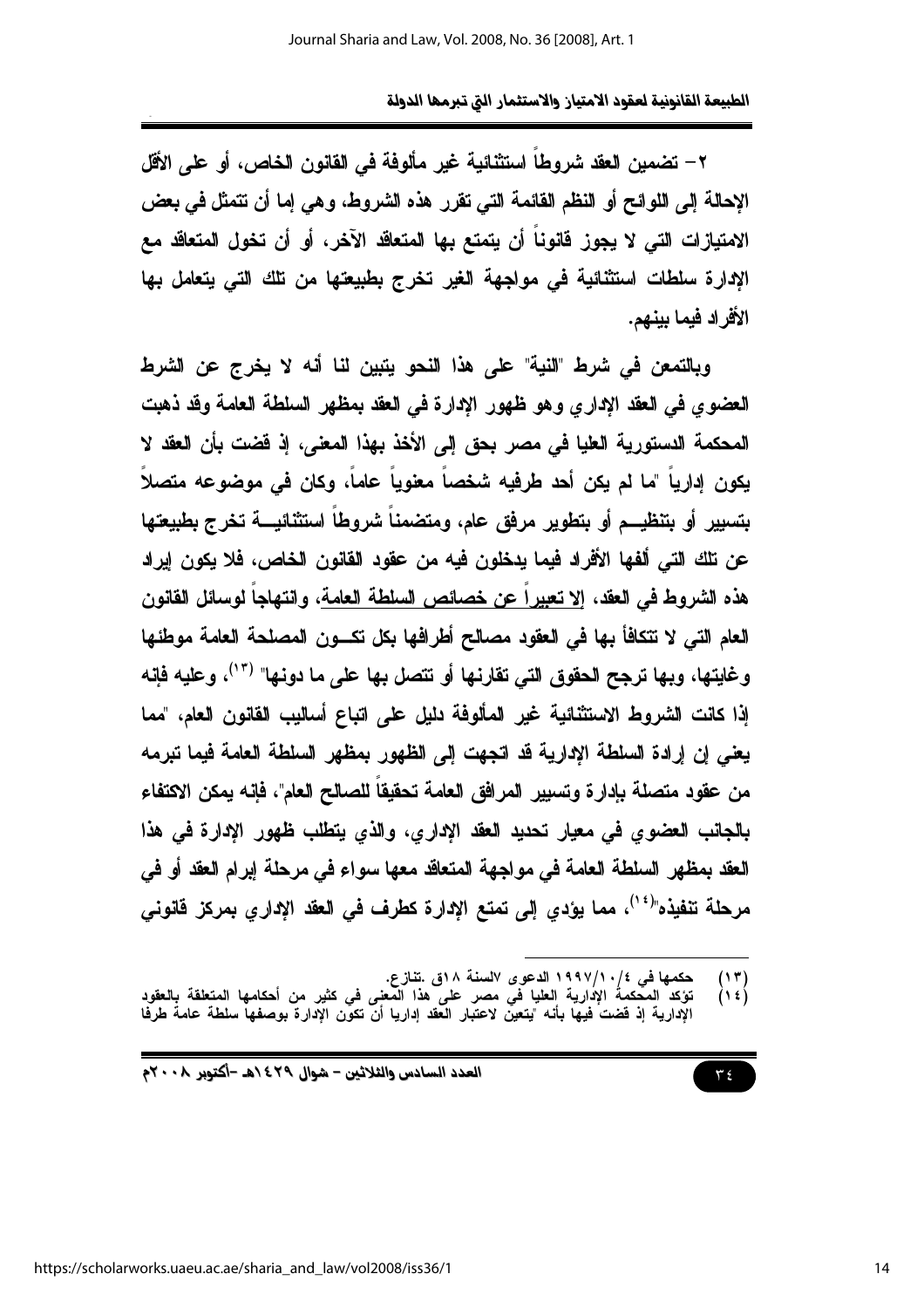٢- تضمين العقد شروطاً استثنائية غير مألوفة في القانون الخاص، أو على الأقل الإحالة إلى اللوائح أو النظم القائمة التي تقرر هذه الشروط، وهي إما أن تتمثل في بعض الامتيازات التي لا يجوز قانوناً أن يتمتع بها المتعاقد الآخر، أو أن تخول المتعاقد مع الإدارة سلطات استثنائية في مواجهة الغير تخرج بطبيعتها من تلك التي يتعامل بها الأفراد فيما بينهم.

وبالتمعن في شرط "النية" على هذا النحو يتبين لنا أنه لا يخرج عن الشرط العضوي في العقد الإداري وهو ظهور الإدارة في العقد بمظهر السلطة العامة وقد ذهبت المحكمة الدستورية العليا في مصر بحق إلى الأخذ بهذا المعنى، إذ قضت بأن العقد لا يكون إدارياً "ما لم يكن أحد طرفيه شخصاً معنوياً عاماً، وكان في موضوعه متصلاً بتسيير أو بتنظيم أو بتطوير مرفق عام، ومتضمناً شروطاً استثنائية تخرج بطبيعتها عن تلك التي ألفها الأفراد فيما يدخلون فيه من عقود القانون الخاص، فلا يكون إيراد هذه الشروط في العقد، إلا تعبيراً عن خصائص السلطة العامة، وانتهاجاً لوسائل القانون العام التي لا تتكافأ بها في العقود مصالح أطرافها بكل تكون المصلحة العامة موطنها وغايتها، وبها ترجح الحقوق التي تقارنها أو تتصل بها على ما دونها" [(١٣)]، وعليه فإنه إذا كانت الشروط الاستثنائية غير المألوفة دليل على اتباع أساليب القانون العام، "مما يعني إن إرادة السلطة الإدارية قد اتجهت إلى الظهور بمظهر السلطة العامة فيما تبرمه من عقود متصلة بإدارة وتسيير المرافق العامة تحقيقاً للصالح العام"، فإنه يمكن الاكتفاء بالجانب العضوي في معيار تحديد العقد الإداري، والذي يتطلب ظهور الإدارة في هذا العقد بمظهر السلطة العامة في مواجهة المتعاقد معها سواء في مرحلة إبرام العقد أو في مرحلة تنفيذه" [(١٤)]، مما يؤدي إلى تمتع الإدارة كطرف في العقد الإداري بمركز قانوني

---

(١٣) حكمها في ١٩٩٧/١٠/٤ الدعوى ٧لسنة ١٨ق .تنازع.

(١٤) تؤكد المحكمة الإدارية العليا في مصر على هذا المعنى في كثير من أحكامها المتعلقة بالعقود الإدارية إذ قضت فيها بأنه "يتعين لاعتبار العقد إداريا أن تكون الإدارة بوصفها سلطة عامة طرفا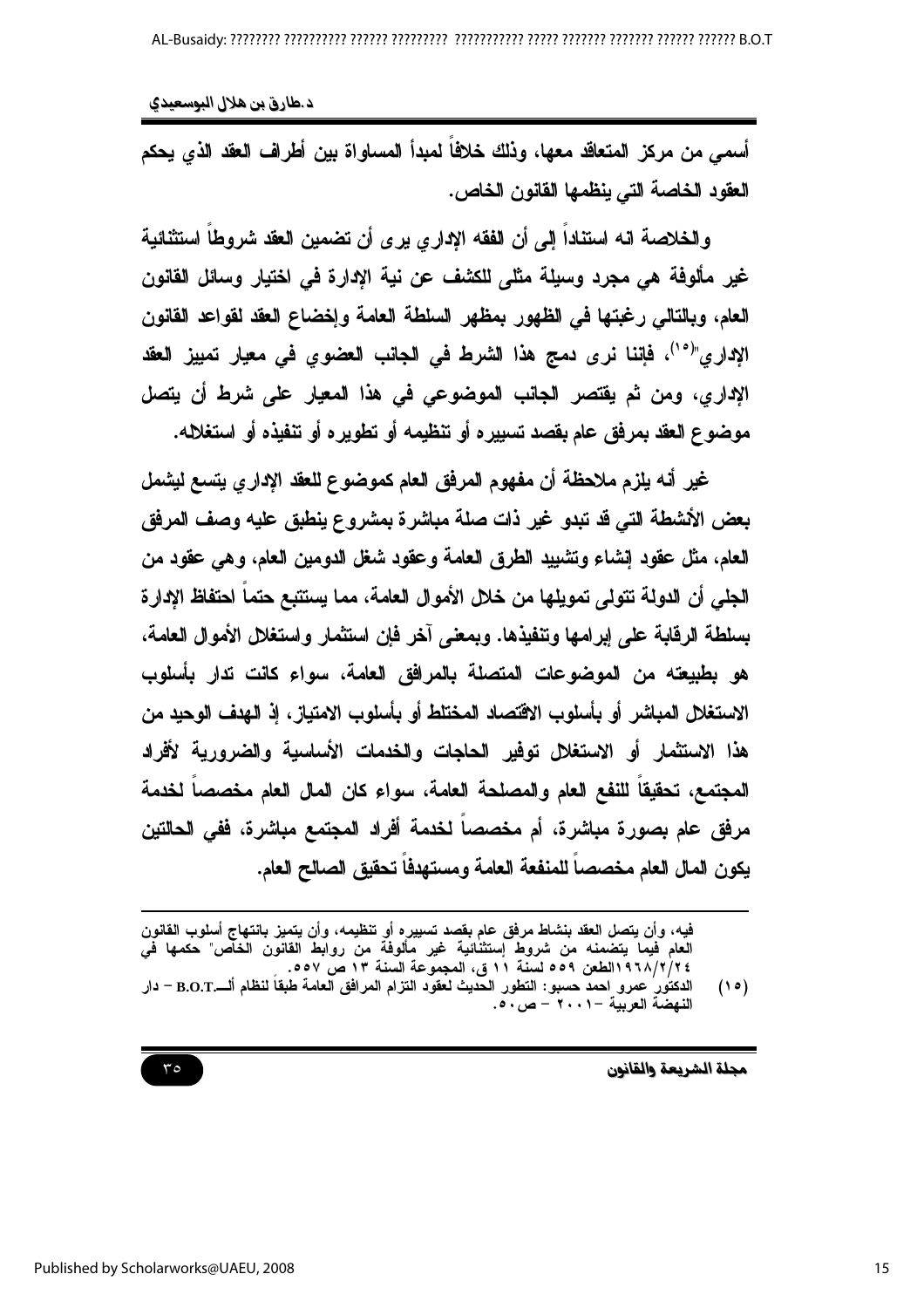أسمى من مركز المتعاقد معها، وذلك خلافاً لمبدأ المساواة بين أطراف العقد الذي يحكم العقود الخاصة التي ينظمها القانون الخاص.

والخلاصة انه استناداً إلى أن الفقه الإداري يرى أن تضمين العقد شروطاً استثنائية غير مألوفة هي مجرد وسيلة مثلى للكشف عن نية الإدارة في اختيار وسائل القانون العام، وبالتالي رغبتها في الظهور بمظهر السلطة العامة وإخضاع العقد لقواعد القانون الإداري"[١٥]، فإننا نرى دمج هذا الشرط في الجانب العضوي في معيار تمييز العقد الإداري، ومن ثم يقتصر الجانب الموضوعي في هذا المعيار على شرط أن يتصل موضوع العقد بمرفق عام بقصد تسييره أو تنظيمه أو تطويره أو تنفيذه أو استغلاله.

غير أنه يلزم ملاحظة أن مفهوم المرفق العام كموضوع للعقد الإداري يتسع ليشمل بعض الأنشطة التي قد تبدو غير ذات صلة مباشرة بمشروع ينطبق عليه وصف المرفق العام، مثل عقود إنشاء وتشييد الطرق العامة وعقود شغل الدومين العام، وهي عقود من الجلي أن الدولة تتولى تمويلها من خلال الأموال العامة، مما يستتبع حتماً احتفاظ الإدارة بسلطة الرقابة على إبرامها وتنفيذها. وبمعنى آخر فإن استثمار واستغلال الأموال العامة، هو بطبيعته من الموضوعات المتصلة بالمرافق العامة، سواء كانت تدار بأسلوب الاستغلال المباشر أو بأسلوب الاقتصاد المختلط أو بأسلوب الامتياز، إذ الهدف الوحيد من هذا الاستثمار أو الاستغلال توفير الحاجات والخدمات الأساسية والضرورية لأفراد المجتمع، تحقيقاً للنفع العام والمصلحة العامة، سواء كان المال العام مخصصاً لخدمة مرفق عام بصورة مباشرة، أم مخصصاً لخدمة أفراد المجتمع مباشرة، ففي الحالتين يكون المال العام مخصصاً للمنفعة العامة ومستهدفاً تحقيق الصالح العام.

---

فيه، وأن يتصل العقد بنشاط مرفق عام بقصد تسييره أو تنظيمه، وأن يتميز بانتهاج أسلوب القانون العام فيما يتضمنه من شروط إستثنائية غير مألوفة من روابط القانون الخاص" حكمها في ١٩٦٨/٢/٢٤الطعن ٥٥٩ لسنة ١١ ق، المجموعة السنة ١٣ ص ٥٥٧.

(١٥) الدكتور عمرو احمد حسبو: التطور الحديث لعقود التزام المرافق العامة طبقاً لنظام ألـــB.O.T – دار النهضة العربية –٢٠٠١ – ص٥٠.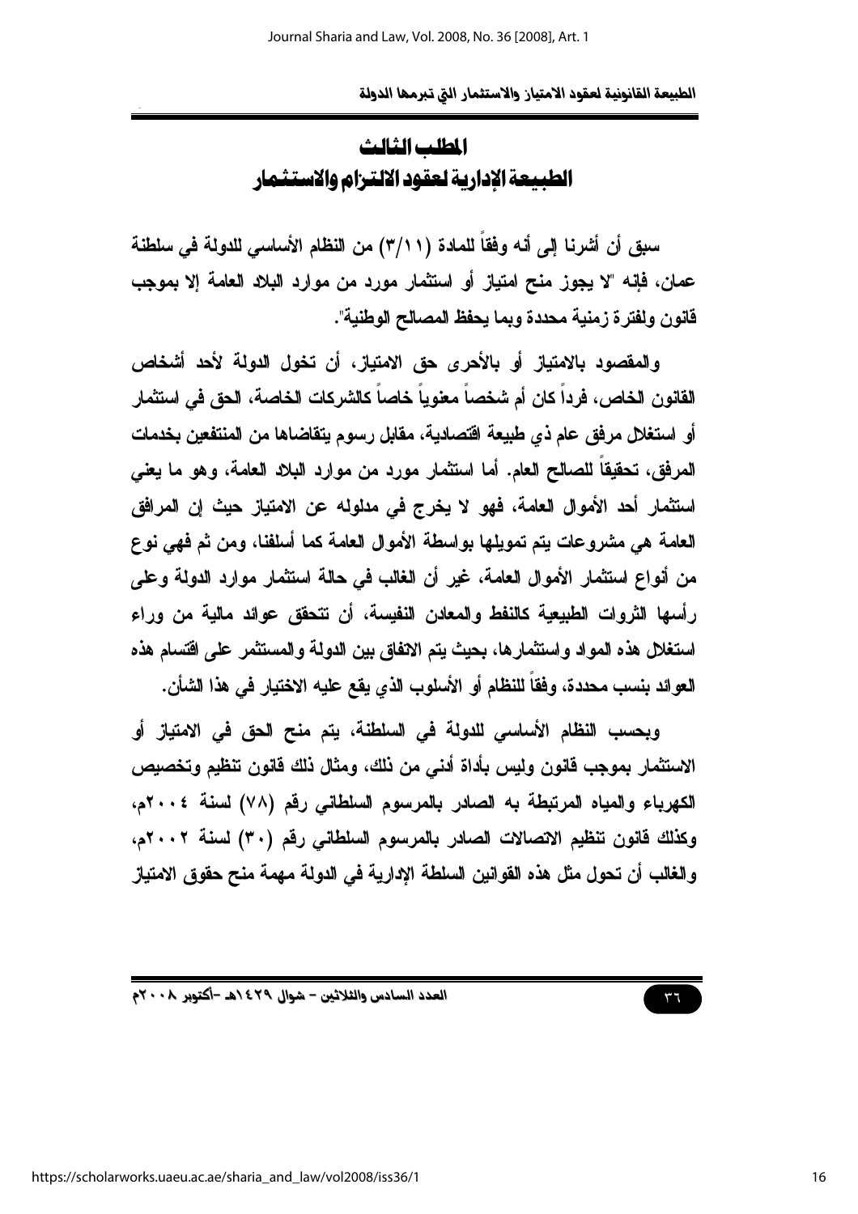## المطلب الثالث
## الطبيعة الإدارية لعقود الالتزام والاستثمار

سبق أن أشرنا إلى أنه وفقاً للمادة (٣/١١) من النظام الأساسي للدولة في سلطنة عمان، فإنه "لا يجوز منح امتياز أو استثمار مورد من موارد البلاد العامة إلا بموجب قانون ولفترة زمنية محددة وبما يحفظ المصالح الوطنية".

والمقصود بالامتياز أو بالأحرى حق الامتياز، أن تخول الدولة لأحد أشخاص القانون الخاص، فرداً كان أم شخصاً معنوياً خاصاً كالشركات الخاصة، الحق في استثمار أو استغلال مرفق عام ذي طبيعة اقتصادية، مقابل رسوم يتقاضاها من المنتفعين بخدمات المرفق، تحقيقاً للصالح العام. أما استثمار مورد من موارد البلاد العامة، وهو ما يعني استثمار أحد الأموال العامة، فهو لا يخرج في مدلوله عن الامتياز حيث إن المرافق العامة هي مشروعات يتم تمويلها بواسطة الأموال العامة كما أسلفنا، ومن ثم فهي نوع من أنواع استثمار الأموال العامة، غير أن الغالب في حالة استثمار موارد الدولة وعلى رأسها الثروات الطبيعية كالنفط والمعادن النفيسة، أن تتحقق عوائد مالية من وراء استغلال هذه المواد واستثمارها، بحيث يتم الاتفاق بين الدولة والمستثمر على اقتسام هذه العوائد بنسب محددة، وفقاً للنظام أو الأسلوب الذي يقع عليه الاختيار في هذا الشأن.

وبحسب النظام الأساسي للدولة في السلطنة، يتم منح الحق في الامتياز أو الاستثمار بموجب قانون وليس بأداة أدنى من ذلك، ومثال ذلك قانون تنظيم وتخصيص الكهرباء والمياه المرتبطة به الصادر بالمرسوم السلطاني رقم (٧٨) لسنة ٢٠٠٤م، وكذلك قانون تنظيم الاتصالات الصادر بالمرسوم السلطاني رقم (٣٠) لسنة ٢٠٠٢م، والغالب أن تحول مثل هذه القوانين السلطة الإدارية في الدولة مهمة منح حقوق الامتياز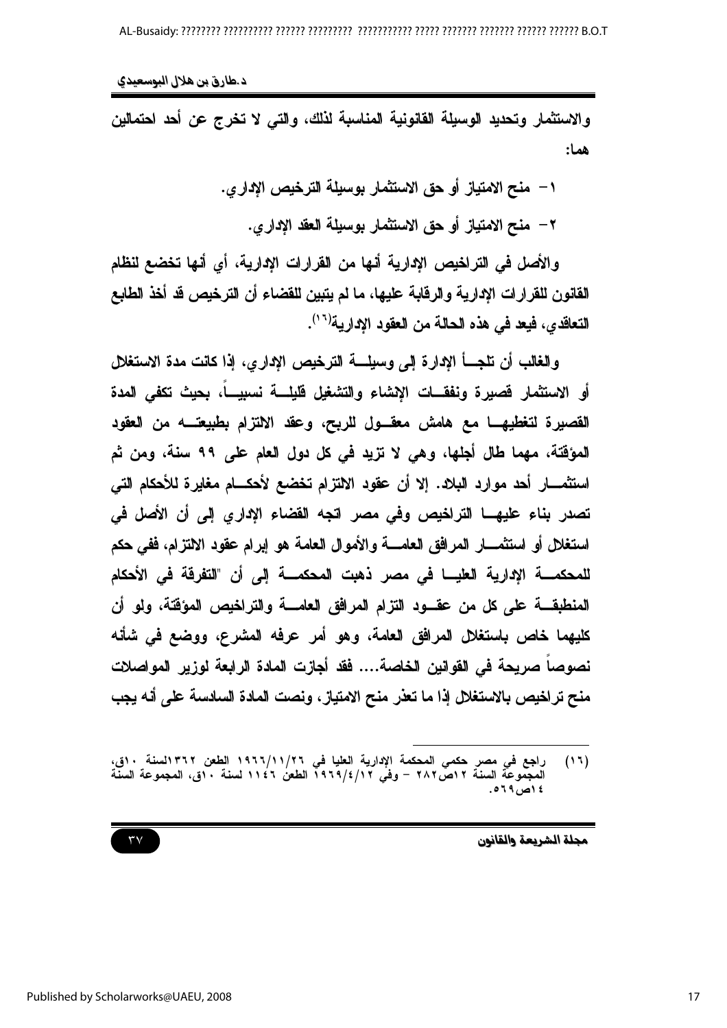والاستثمار وتحديد الوسيلة القانونية المناسبة لذلك، والتي لا تخرج عن أحد احتمالين هما:

١- منح الامتياز أو حق الاستثمار بوسيلة الترخيص الإداري.

٢- منح الامتياز أو حق الاستثمار بوسيلة العقد الإداري.

والأصل في التراخيص الإدارية أنها من القرارات الإدارية، أي أنها تخضع لنظام القانون للقرارات الإدارية والرقابة عليها، ما لم يتبين للقضاء أن الترخيص قد أخذ الطابع التعاقدي، فيعد في هذه الحالة من العقود الإدارية[١٦].

والغالب أن تلجأ الإدارة إلى وسيلة الترخيص الإداري، إذا كانت مدة الاستغلال أو الاستثمار قصيرة ونفقات الإنشاء والتشغيل قليلة نسبياً، بحيث تكفي المدة القصيرة لتغطيها مع هامش معقول للربح، وعقد الالتزام بطبيعته من العقود المؤقتة، مهما طال أجلها، وهي لا تزيد في كل دول العام على ٩٩ سنة، ومن ثم استثمار أحد موارد البلاد. إلا أن عقود الالتزام تخضع لأحكام مغايرة للأحكام التي تصدر بناء عليها التراخيص وفي مصر اتجه القضاء الإداري إلى أن الأصل في استغلال أو استثمار المرافق العامة والأموال العامة هو إبرام عقود الالتزام، ففي حكم للمحكمة الإدارية العليا في مصر ذهبت المحكمة إلى أن "التفرقة في الأحكام المنطبقة على كل من عقود التزام المرافق العامة والتراخيص المؤقتة، ولو أن كليهما خاص باستغلال المرافق العامة، وهو أمر عرفه المشرع، ووضع في شأنه نصوصاً صريحة في القوانين الخاصة.... فقد أجازت المادة الرابعة لوزير المواصلات منح تراخيص بالاستغلال إذا ما تعذر منح الامتياز، ونصت المادة السادسة على أنه يجب

---

(١٦) راجع في مصر حكمي المحكمة الإدارية العليا في ١٩٦٦/١١/٢٦ الطعن ١٣٦٢لسنة ١٠ق، المجموعة السنة ١٢ص٢٨٢ – وفي ١٩٦٩/٤/١٢ الطعن ١١٤٦ لسنة ١٠ق، المجموعة السنة ١٤ص٥٦٩.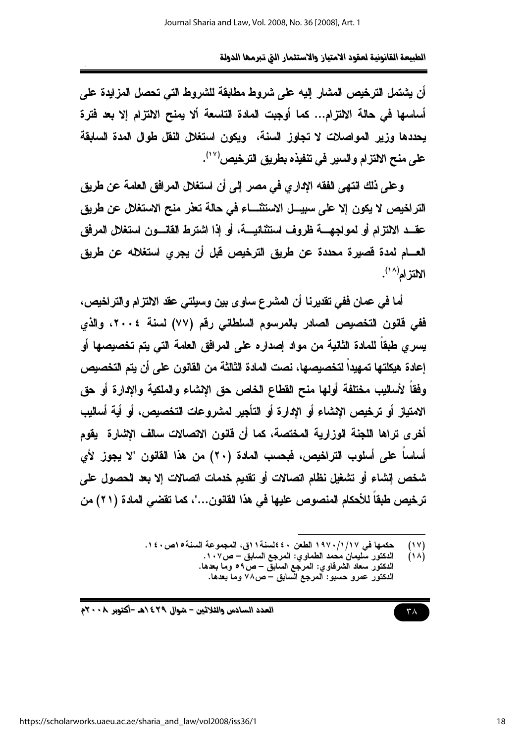أن يشتمل الترخيص المشار إليه على شروط مطابقة للشروط التي تحصل المزايدة على أساسها في حالة الالتزام... كما أوجبت المادة التاسعة ألا يمنح الالتزام إلا بعد فترة يحددها وزير المواصلات لا تجاوز السنة، ويكون استغلال النقل طوال المدة السابقة على منح الالتزام والسير في تنفيذه بطريق الترخيص[١٧].

وعلى ذلك انتهى الفقه الإداري في مصر إلى أن استغلال المرافق العامة عن طريق التراخيص لا يكون إلا على سبيل الاستثناء في حالة تعذر منح الاستغلال عن طريق عقد الالتزام أو لمواجهة ظروف استثنائية، أو إذا اشترط القانون استغلال المرفق العام لمدة قصيرة محددة عن طريق الترخيص قبل أن يجري استغلاله عن طريق الالتزام[١٨].

أما في عمان ففي تقديرنا أن المشرع ساوى بين وسيلتي عقد الالتزام والتراخيص، ففي قانون التخصيص الصادر بالمرسوم السلطاني رقم (٧٧) لسنة ٢٠٠٤، والذي يسري طبقاً للمادة الثانية من مواد إصداره على المرافق العامة التي يتم تخصيصها أو إعادة هيكلتها تمهيداً لتخصيصها، نصت المادة الثالثة من القانون على أن يتم التخصيص وفقاً لأساليب مختلفة أولها منح القطاع الخاص حق الإنشاء والملكية والإدارة أو حق الامتياز أو ترخيص الإنشاء أو الإدارة أو التأجير لمشروعات التخصيص، أو أية أساليب أخرى تراها اللجنة الوزارية المختصة، كما أن قانون الاتصالات سالف الإشارة يقوم أساساً على أسلوب التراخيص، فبحسب المادة (٢٠) من هذا القانون "لا يجوز لأي شخص إنشاء أو تشغيل نظام اتصالات أو تقديم خدمات اتصالات إلا بعد الحصول على ترخيص طبقاً للأحكام المنصوص عليها في هذا القانون..."، كما تقضي المادة (٢١) من

---

(١٧) حكمها في ١٩٧٠/١/١٧ الطعن ٤٠٤لسنة ١١ق، المجموعة السنة ١٥ص ١٤٠.

(١٨) الدكتور سليمان محمد الطماوي: المرجع السابق – ص١٠٧.
الدكتور سعاد الشرقاوي: المرجع السابق – ص٥٩ وما بعدها.
الدكتور عمرو حسبو: المرجع السابق – ص٧٨ وما بعدها.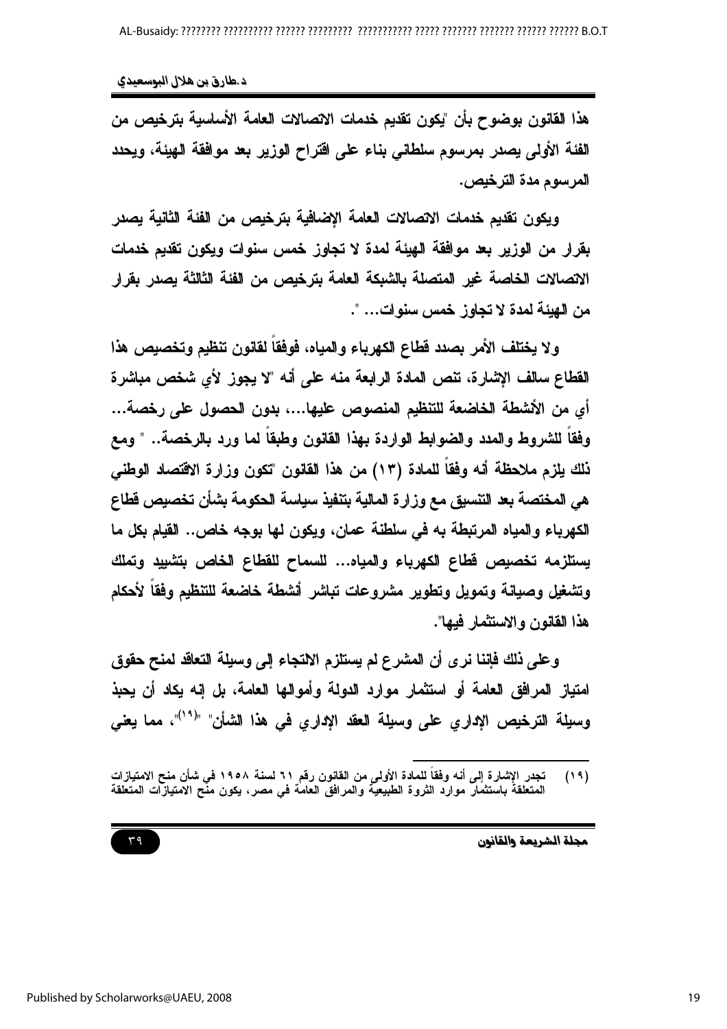هذا القانون بوضوح بأن "يكون تقديم خدمات الاتصالات العامة الأساسية بترخيص من الفئة الأولى يصدر بمرسوم سلطاني بناء على اقتراح الوزير بعد موافقة الهيئة، ويحدد المرسوم مدة الترخيص.

ويكون تقديم خدمات الاتصالات العامة الإضافية بترخيص من الفئة الثانية يصدر بقرار من الوزير بعد موافقة الهيئة لمدة لا تجاوز خمس سنوات ويكون تقديم خدمات الاتصالات الخاصة غير المتصلة بالشبكة العامة بترخيص من الفئة الثالثة يصدر بقرار من الهيئة لمدة لا تجاوز خمس سنوات... ".

ولا يختلف الأمر بصدد قطاع الكهرباء والمياه، فوفقاً لقانون تنظيم وتخصيص هذا القطاع سالف الإشارة، تنص المادة الرابعة منه على أنه "لا يجوز لأي شخص مباشرة أي من الأنشطة الخاضعة للتنظيم المنصوص عليها...، بدون الحصول على رخصة... وفقاً للشروط والمدد والضوابط الواردة بهذا القانون وطبقاً لما ورد بالرخصة.. " ومع ذلك يلزم ملاحظة أنه وفقاً للمادة (١٣) من هذا القانون "تكون وزارة الاقتصاد الوطني هي المختصة بعد التنسيق مع وزارة المالية بتنفيذ سياسة الحكومة بشأن تخصيص قطاع الكهرباء والمياه المرتبطة به في سلطنة عمان، ويكون لها بوجه خاص.. القيام بكل ما يستلزمه تخصيص قطاع الكهرباء والمياه... للسماح للقطاع الخاص بتشييد وتملك وتشغيل وصيانة وتمويل وتطوير مشروعات تباشر أنشطة خاضعة للتنظيم وفقاً لأحكام هذا القانون والاستثمار فيها".

وعلى ذلك فإننا نرى أن المشرع لم يستلزم الالتجاء إلى وسيلة التعاقد لمنح حقوق امتياز المرافق العامة أو استثمار موارد الدولة وأموالها العامة، بل إنه يكاد أن يحبذ وسيلة الترخيص الإداري على وسيلة العقد الإداري في هذا الشأن" "[19]"، مما يعني

---

(١٩) تجدر الإشارة إلى أنه وفقاً للمادة الأولى من القانون رقم ٦١ لسنة ١٩٥٨ في شأن منح الامتيازات المتعلقة باستثمار موارد الثروة الطبيعية والمرافق العامة في مصر، يكون منح الامتيازات المتعلقة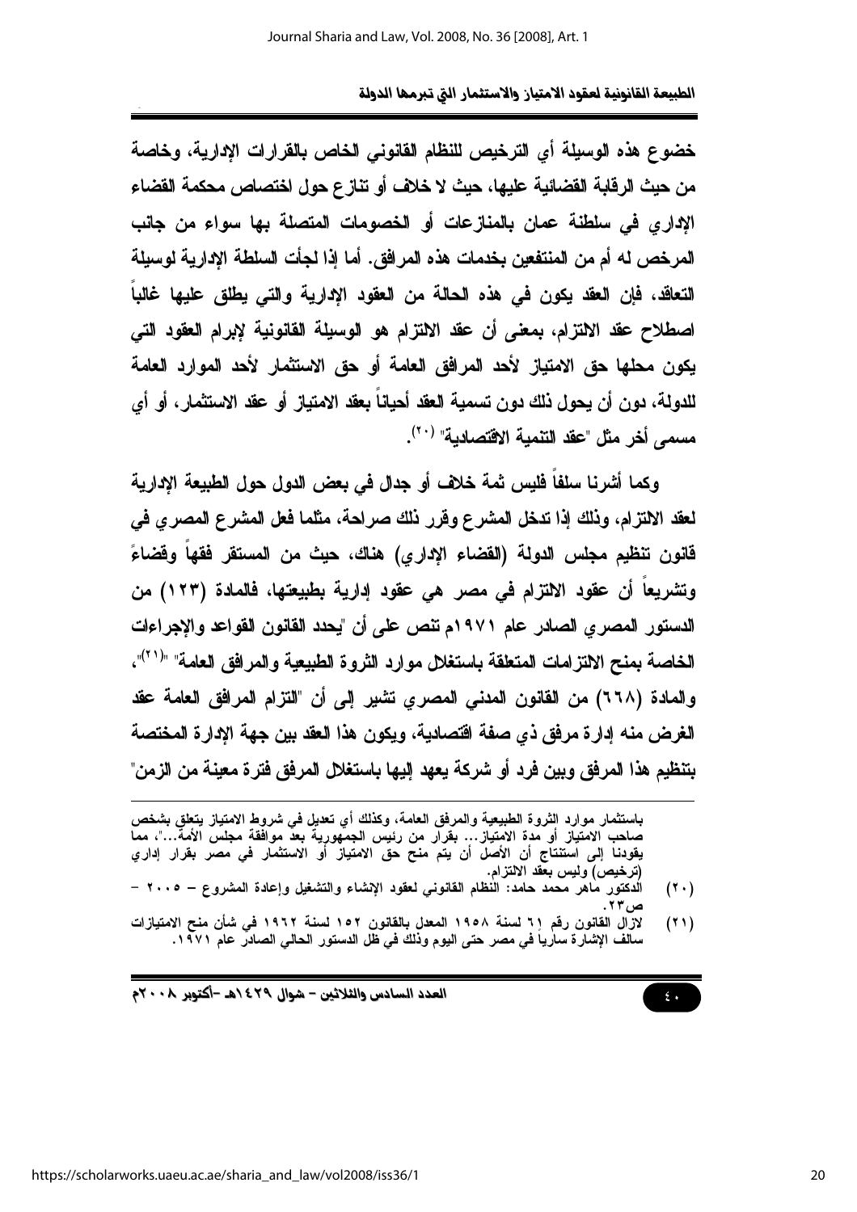خضوع هذه الوسيلة أي الترخيص للنظام القانوني الخاص بالقرارات الإدارية، وخاصة من حيث الرقابة القضائية عليها، حيث لا خلاف أو تنازع حول اختصاص محكمة القضاء الإداري في سلطنة عمان بالمنازعات أو الخصومات المتصلة بها سواء من جانب المرخص له أم من المنتفعين بخدمات هذه المرافق. أما إذا لجأت السلطة الإدارية لوسيلة التعاقد، فإن العقد يكون في هذه الحالة من العقود الإدارية والتي يطلق عليها غالباً اصطلاح عقد الالتزام، بمعنى أن عقد الالتزام هو الوسيلة القانونية لإبرام العقود التي يكون محلها حق الامتياز لأحد المرافق العامة أو حق الاستثمار لأحد الموارد العامة للدولة، دون أن يحول ذلك دون تسمية العقد أحياناً بعقد الامتياز أو عقد الاستثمار، أو أي مسمى أخر مثل "عقد التنمية الاقتصادية" [٢٠].

وكما أشرنا سلفاً فليس ثمة خلاف أو جدال في بعض الدول حول الطبيعة الإدارية لعقد الالتزام، وذلك إذا تدخل المشرع وقرر ذلك صراحة، مثلما فعل المشرع المصري في قانون تنظيم مجلس الدولة (القضاء الإداري) هناك، حيث من المستقر فقهاً وقضاءً وتشريعاً أن عقود الالتزام في مصر هي عقود إدارية بطبيعتها، فالمادة (١٢٣) من الدستور المصري الصادر عام ١٩٧١م تنص على أن "يحدد القانون القواعد والإجراءات الخاصة بمنح الالتزامات المتعلقة باستغلال موارد الثروة الطبيعية والمرافق العامة" "[٢١]"، والمادة (٦٦٨) من القانون المدني المصري تشير إلى أن "التزام المرافق العامة عقد الغرض منه إدارة مرفق ذي صفة اقتصادية، ويكون هذا العقد بين جهة الإدارة المختصة بتنظيم هذا المرفق وبين فرد أو شركة يعهد إليها باستغلال المرفق فترة معينة من الزمن"

---

باستثمار موارد الثروة الطبيعية والمرافق العامة، وكذلك أي تعديل في شروط الامتياز يتعلق بشخص صاحب الامتياز أو مدة الامتياز... بقرار من رئيس الجمهورية بعد موافقة مجلس الأمة..."، مما يقودنا إلى استنتاج أن الأصل أن يتم منح حق الامتياز أو الاستثمار في مصر بقرار إداري (ترخيص) وليس بعقد الالتزام.

(٢٠) الدكتور ماهر محمد حامد: النظام القانوني لعقود الإنشاء والتشغيل وإعادة المشروع – ٢٠٠٥ – ص٢٣.

(٢١) لازال القانون رقم ٦١ لسنة ١٩٥٨ المعدل بالقانون ١٥٢ لسنة ١٩٦٢ في شأن منح الامتيازات سالف الإشارة سارياً في مصر حتى اليوم وذلك في ظل الدستور الحالي الصادر عام ١٩٧١.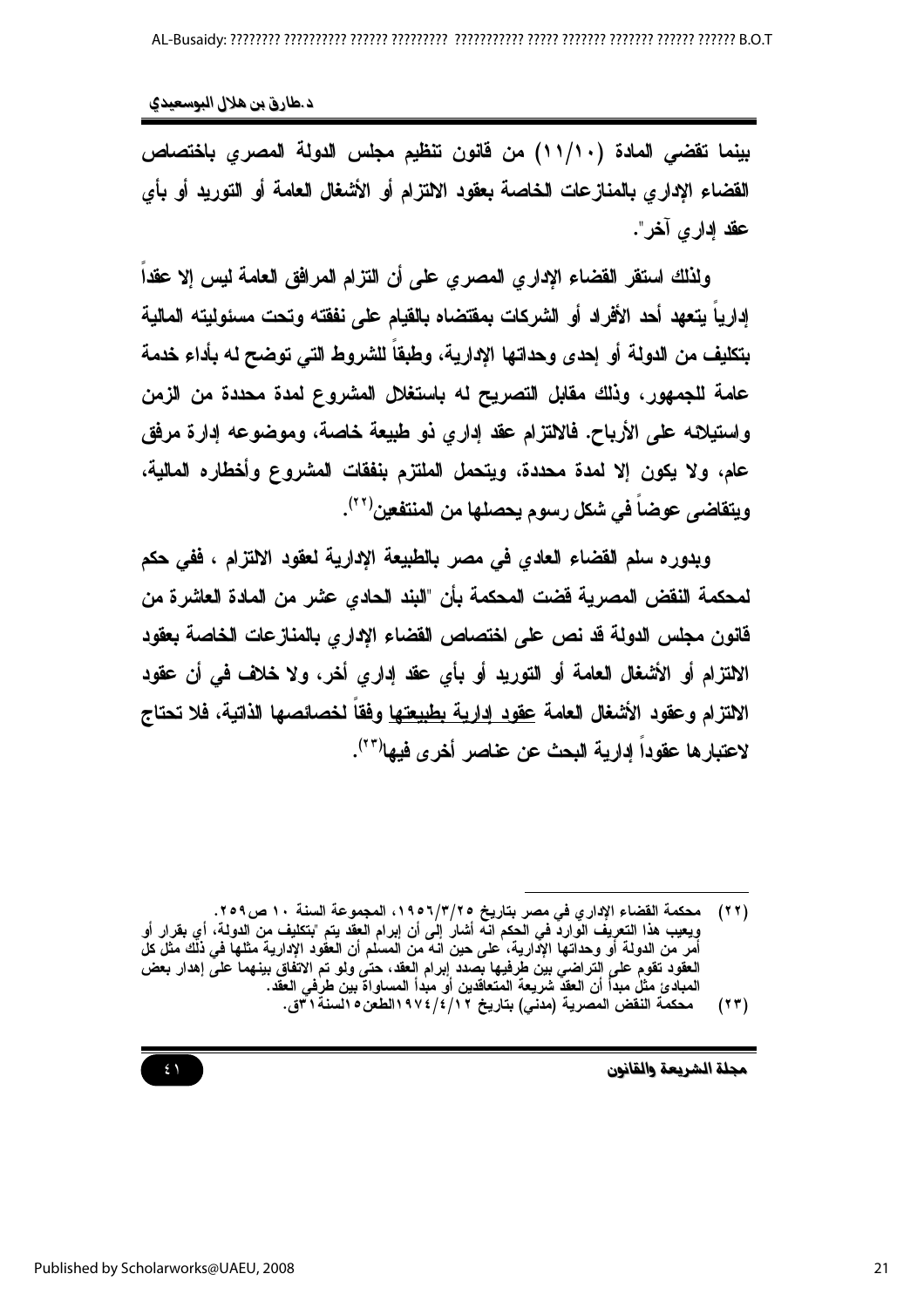بينما تقضي المادة (١١/١٠) من قانون تنظيم مجلس الدولة المصري باختصاص القضاء الإداري بالمنازعات الخاصة بعقود الالتزام أو الأشغال العامة أو التوريد أو بأي عقد إداري آخر".

ولذلك استقر القضاء الإداري المصري على أن التزام المرافق العامة ليس إلا عقداً إدارياً يتعهد أحد الأفراد أو الشركات بمقتضاه بالقيام على نفقته وتحت مسئوليته المالية بتكليف من الدولة أو إحدى وحداتها الإدارية، وطبقاً للشروط التي توضح له بأداء خدمة عامة للجمهور، وذلك مقابل التصريح له باستغلال المشروع لمدة محددة من الزمن واستيلائه على الأرباح. فالالتزام عقد إداري ذو طبيعة خاصة، وموضوعه إدارة مرفق عام، ولا يكون إلا لمدة محددة، ويتحمل الملتزم بنفقات المشروع وأخطاره المالية، ويتقاضى عوضاً في شكل رسوم يحصلها من المنتفعين[٢٢].

وبدوره سلم القضاء العادي في مصر بالطبيعة الإدارية لعقود الالتزام ، ففي حكم لمحكمة النقض المصرية قضت المحكمة بأن "البند الحادي عشر من المادة العاشرة من قانون مجلس الدولة قد نص على اختصاص القضاء الإداري بالمنازعات الخاصة بعقود الالتزام أو الأشغال العامة أو التوريد أو بأي عقد إداري أخر، ولا خلاف في أن عقود الالتزام وعقود الأشغال العامة <u>عقود إدارية بطبيعتها</u> وفقاً لخصائصها الذاتية، فلا تحتاج لاعتبارها عقوداً إدارية البحث عن عناصر أخرى فيها[٢٣].

---

(٢٢) محكمة القضاء الإداري في مصر بتاريخ ١٩٥٦/٣/٢٥، المجموعة السنة ١٠ ص٢٥٩.
ويعيب هذا التعريف الوارد في الحكم انه أشار إلى أن إبرام العقد يتم "بتكليف من الدولة، أي بقرار أو أمر من الدولة أو وحداتها الإدارية، على حين انه من المسلم أن العقود الإدارية مثلها في ذلك مثل كل العقود تقوم على التراضي بين طرفيها بصدد إبرام العقد، حتى ولو تم الاتفاق بينهما على إهدار بعض المبادئ مثل مبدأ أن العقد شريعة المتعاقدين أو مبدأ المساواة بين طرفي العقد.

(٢٣) محكمة النقض المصرية (مدني) بتاريخ ١٩٧٤/٤/١٢الطعن٥١لسنة٣١ق.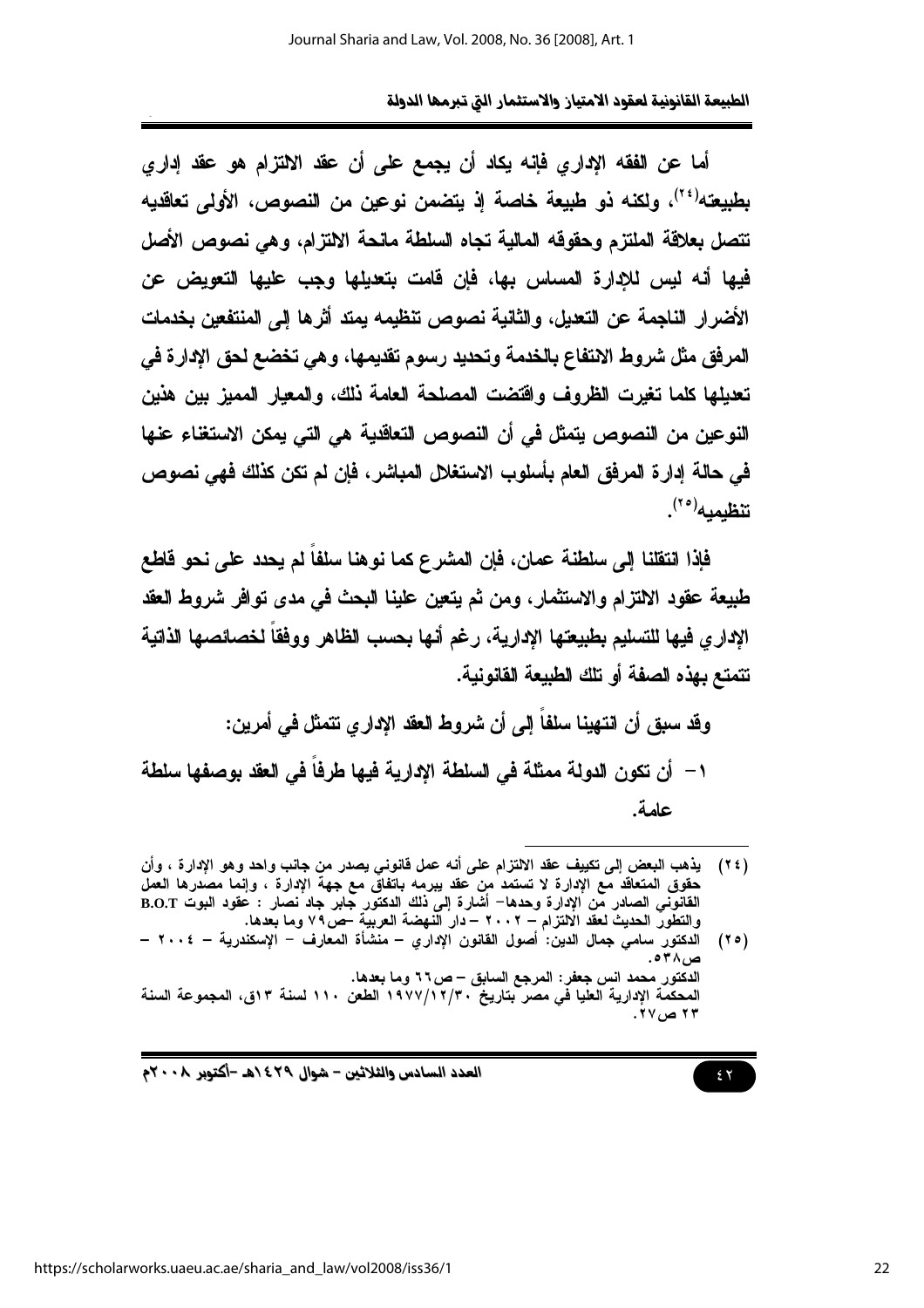أما عن الفقه الإداري فإنه يكاد أن يجمع على أن عقد الالتزام هو عقد إداري بطبيعته[٢٤]، ولكنه ذو طبيعة خاصة إذ يتضمن نوعين من النصوص، الأولى تعاقديه تتصل بعلاقة الملتزم وحقوقه المالية تجاه السلطة مانحة الالتزام، وهي نصوص الأصل فيها أنه ليس للإدارة المساس بها، فإن قامت بتعديلها وجب عليها التعويض عن الأضرار الناجمة عن التعديل، والثانية نصوص تنظيمه يمتد أثرها إلى المنتفعين بخدمات المرفق مثل شروط الانتفاع بالخدمة وتحديد رسوم تقديمها، وهي تخضع لحق الإدارة في تعديلها كلما تغيرت الظروف واقتضت المصلحة العامة ذلك، والمعيار المميز بين هذين النوعين من النصوص يتمثل في أن النصوص التعاقدية هي التي يمكن الاستغناء عنها في حالة إدارة المرفق العام بأسلوب الاستغلال المباشر، فإن لم تكن كذلك فهي نصوص تنظيميه[٢٥].

فإذا انتقلنا إلى سلطنة عمان، فإن المشرع كما نوهنا سلفاً لم يحدد على نحو قاطع طبيعة عقود الالتزام والاستثمار، ومن ثم يتعين علينا البحث في مدى توافر شروط العقد الإداري فيها للتسليم بطبيعتها الإدارية، رغم أنها بحسب الظاهر ووفقاً لخصائصها الذاتية تتمتع بهذه الصفة أو تلك الطبيعة القانونية.

وقد سبق أن انتهينا سلفاً إلى أن شروط العقد الإداري تتمثل في أمرين:

١- أن تكون الدولة ممثلة في السلطة الإدارية فيها طرفاً في العقد بوصفها سلطة عامة.

---

(٢٤) يذهب البعض إلى تكييف عقد الالتزام على أنه عمل قانوني يصدر من جانب واحد وهو الإدارة ، وأن حقوق المتعاقد مع الإدارة لا تستمد من عقد يبرمه باتفاق مع جهة الإدارة ، وإنما مصدرها العمل القانوني الصادر من الإدارة وحدها- أشارة إلى ذلك الدكتور جابر جاد نصار : عقود البوت B.O.T والتطور الحديث لعقد الالتزام – ٢٠٠٢ – دار النهضة العربية –ص٧٩ وما بعدها.

(٢٥) الدكتور سامي جمال الدين: أصول القانون الإداري – منشأة المعارف – الإسكندرية – ٢٠٠٤ – ص٥٣٨.
الدكتور محمد انس جعفر: المرجع السابق – ص٦٦ وما بعدها.
المحكمة الإدارية العليا في مصر بتاريخ ١٩٧٧/١٢/٣٠ الطعن ١١٠ لسنة ١٣ق، المجموعة السنة ٢٣ ص٢٧.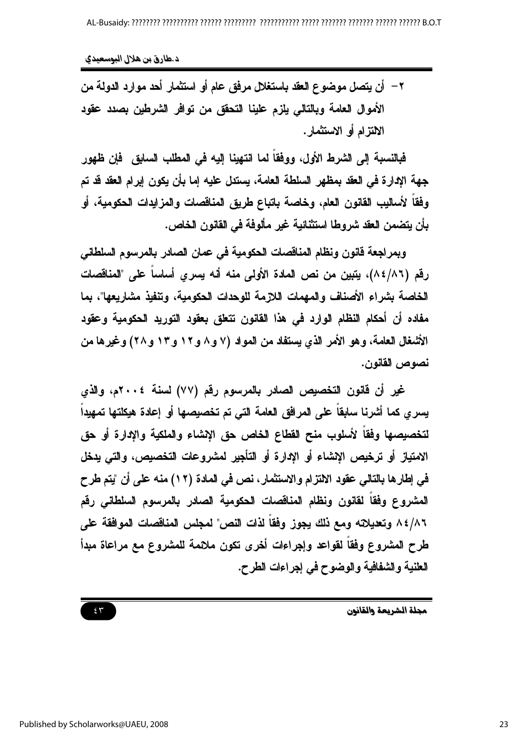٢- أن يتصل موضوع العقد باستغلال مرفق عام أو استثمار أحد موارد الدولة من الأموال العامة وبالتالي يلزم علينا التحقق من توافر الشرطين بصدد عقود الالتزام أو الاستثمار.

فبالنسبة إلى الشرط الأول، ووفقاً لما انتهينا إليه في المطلب السابق فإن ظهور جهة الإدارة في العقد بمظهر السلطة العامة، يستدل عليه إما بأن يكون إبرام العقد قد تم وفقاً لأساليب القانون العام، وخاصة باتباع طريق المناقصات والمزايدات الحكومية، أو بأن يتضمن العقد شروطا استثنائية غير مألوفة في القانون الخاص.

وبمراجعة قانون ونظام المناقصات الحكومية في عمان الصادر بالمرسوم السلطاني رقم (٨٤/٨٦)، يتبين من نص المادة الأولى منه أنه يسري أساساً على "المناقصات الخاصة بشراء الأصناف والمهمات اللازمة للوحدات الحكومية، وتنفيذ مشاريعها"، بما مفاده أن أحكام النظام الوارد في هذا القانون تتعلق بعقود التوريد الحكومية وعقود الأشغال العامة، وهو الأمر الذي يستفاد من المواد (٧ و٨ و١٢ و١٣ و٢٨) وغيرها من نصوص القانون.

غير أن قانون التخصيص الصادر بالمرسوم رقم (٧٧) لسنة ٢٠٠٤م، والذي يسري كما أشرنا سابقاً على المرافق العامة التي تم تخصيصها أو إعادة هيكلتها تمهيداً لتخصيصها وفقاً لأسلوب منح القطاع الخاص حق الإنشاء والملكية والإدارة أو حق الامتياز أو ترخيص الإنشاء أو الإدارة أو التأجير لمشروعات التخصيص، والتي يدخل في إطارها بالتالي عقود الالتزام والاستثمار، نص في المادة (١٢) منه على أن "يتم طرح المشروع وفقاً لقانون ونظام المناقصات الحكومية الصادر بالمرسوم السلطاني رقم ٨٤/٨٦ وتعديلاته ومع ذلك يجوز وفقاً لذات النص" لمجلس المناقصات الموافقة على طرح المشروع وفقاً لقواعد وإجراءات أخرى تكون ملائمة للمشروع مع مراعاة مبدأ العلنية والشفافية والوضوح في إجراءات الطرح.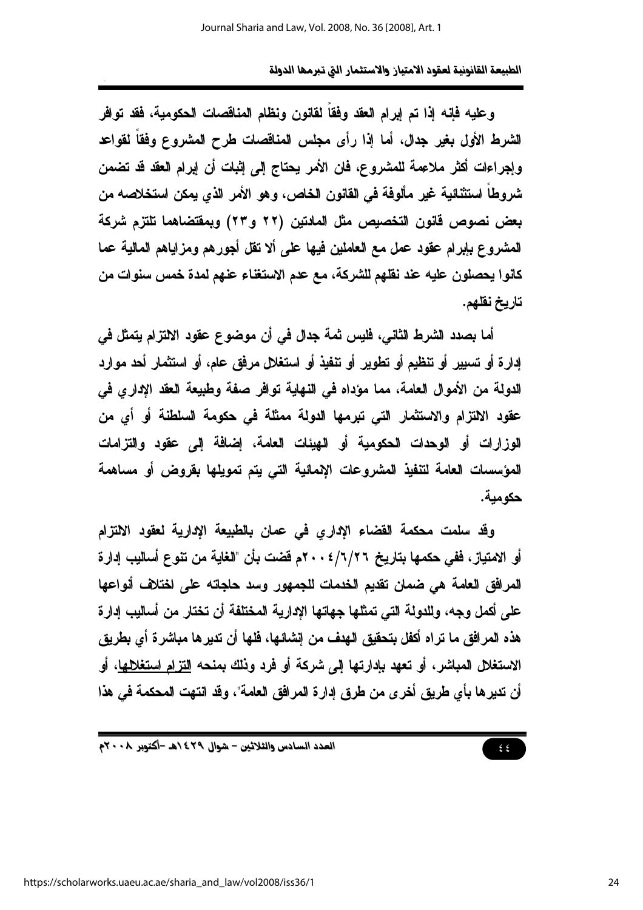وعليه فإنه إذا تم إبرام العقد وفقاً لقانون ونظام المناقصات الحكومية، فقد توافر الشرط الأول بغير جدال، أما إذا رأى مجلس المناقصات طرح المشروع وفقاً لقواعد وإجراءات أكثر ملاءمة للمشروع، فان الأمر يحتاج إلى إثبات أن إبرام العقد قد تضمن شروطاً استثنائية غير مألوفة في القانون الخاص، وهو الأمر الذي يمكن استخلاصه من بعض نصوص قانون التخصيص مثل المادتين (٢٢ و٢٣) وبمقتضاهما تلتزم شركة المشروع بإبرام عقود عمل مع العاملين فيها على ألا تقل أجورهم ومزاياهم المالية عما كانوا يحصلون عليه عند نقلهم للشركة، مع عدم الاستغناء عنهم لمدة خمس سنوات من تاريخ نقلهم.

أما بصدد الشرط الثاني، فليس ثمة جدال في أن موضوع عقود الالتزام يتمثل في إدارة أو تسيير أو تنظيم أو تطوير أو تنفيذ أو استغلال مرفق عام، أو استثمار أحد موارد الدولة من الأموال العامة، مما مؤداه في النهاية توافر صفة وطبيعة العقد الإداري في عقود الالتزام والاستثمار التي تبرمها الدولة ممثلة في حكومة السلطنة أو أي من الوزارات أو الوحدات الحكومية أو الهيئات العامة، إضافة إلى عقود والتزامات المؤسسات العامة لتنفيذ المشروعات الإنمائية التي يتم تمويلها بقروض أو مساهمة حكومية.

وقد سلمت محكمة القضاء الإداري في عمان بالطبيعة الإدارية لعقود الالتزام أو الامتياز، ففي حكمها بتاريخ ٢٠٠٤/٦/٢٦م قضت بأن "الغاية من تنوع أساليب إدارة المرافق العامة هي ضمان تقديم الخدمات للجمهور وسد حاجاته على اختلاف أنواعها على أكمل وجه، وللدولة التي تمثلها جهاتها الإدارية المختلفة أن تختار من أساليب إدارة هذه المرافق ما تراه أكفل بتحقيق الهدف من إنشائها، فلها أن تديرها مباشرة أي بطريق الاستغلال المباشر، أو تعهد بإدارتها إلى شركة أو فرد وذلك بمنحه <u>التزام استغلالها</u>، أو أن تديرها بأي طريق أخرى من طرق إدارة المرافق العامة"، وقد انتهت المحكمة في هذا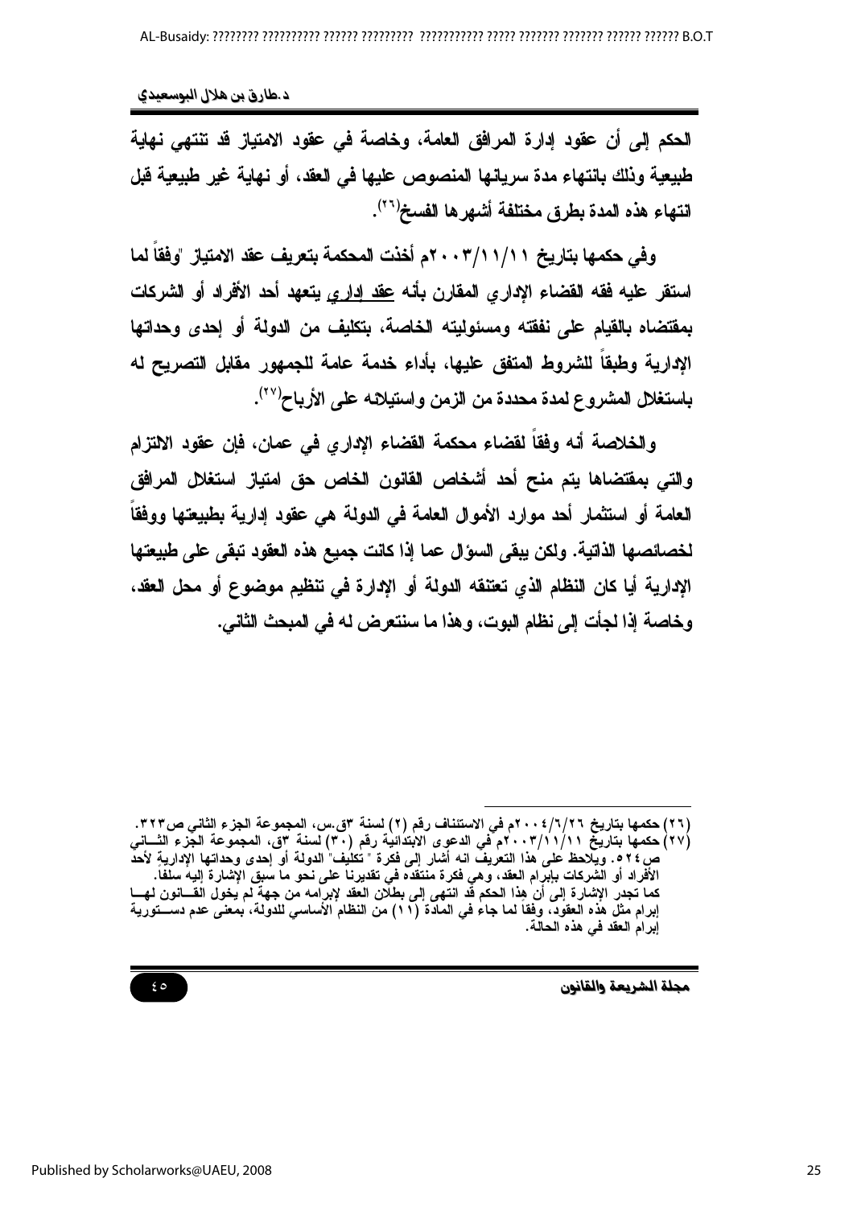الحكم إلى أن عقود إدارة المرافق العامة، وخاصة في عقود الامتياز قد تنتهي نهاية طبيعية وذلك بانتهاء مدة سريانها المنصوص عليها في العقد، أو نهاية غير طبيعية قبل انتهاء هذه المدة بطرق مختلفة أشهرها الفسخ[٢٦].

وفي حكمها بتاريخ ٢٠٠٣/١١/١١م أخذت المحكمة بتعريف عقد الامتياز "وفقاً لما استقر عليه فقه القضاء الإداري المقارن بأنه عقد إداري يتعهد أحد الأفراد أو الشركات بمقتضاه بالقيام على نفقته ومسئوليته الخاصة، بتكليف من الدولة أو إحدى وحداتها الإدارية وطبقاً للشروط المتفق عليها، بأداء خدمة عامة للجمهور مقابل التصريح له باستغلال المشروع لمدة محددة من الزمن واستيلائه على الأرباح[٢٧].

والخلاصة أنه وفقاً لقضاء محكمة القضاء الإداري في عمان، فإن عقود الالتزام والتي بمقتضاها يتم منح أحد أشخاص القانون الخاص حق امتياز استغلال المرافق العامة أو استثمار أحد موارد الأموال العامة في الدولة هي عقود إدارية بطبيعتها ووفقاً لخصائصها الذاتية. ولكن يبقى السؤال عما إذا كانت جميع هذه العقود تبقى على طبيعتها الإدارية أيا كان النظام الذي تعتنقه الدولة أو الإدارة في تنظيم موضوع أو محل العقد، وخاصة إذا لجأت إلى نظام البوت، وهذا ما سنتعرض له في المبحث الثاني.

---

(٢٦) حكمها بتاريخ ٢٠٠٤/٦/٢٦م في الاستئناف رقم (٢) لسنة ٣ق.س، المجموعة الجزء الثاني ص٣٢٣.

(٢٧) حكمها بتاريخ ٢٠٠٣/١١/١١م في الدعوى الابتدائية رقم (٣٠) لسنة ٣ق، المجموعة الجزء الثاني ص٥٢٤. ويلاحظ على هذا التعريف انه أشار إلى فكرة " تكليف" الدولة أو إحدى وحداتها الإدارية لأحد الأفراد أو الشركات بإبرام العقد، وهي فكرة منتقده في تقديرنا على نحو ما سبق الإشارة إليه سلفا. كما تجدر الإشارة إلى أن هذا الحكم قد انتهى إلى بطلان العقد لإبرامه من جهة لم يخول القانون لها إبرام مثل هذه العقود، وفقا لما جاء في المادة (١١) من النظام الأساسي للدولة، بمعنى عدم دستورية إبرام العقد في هذه الحالة.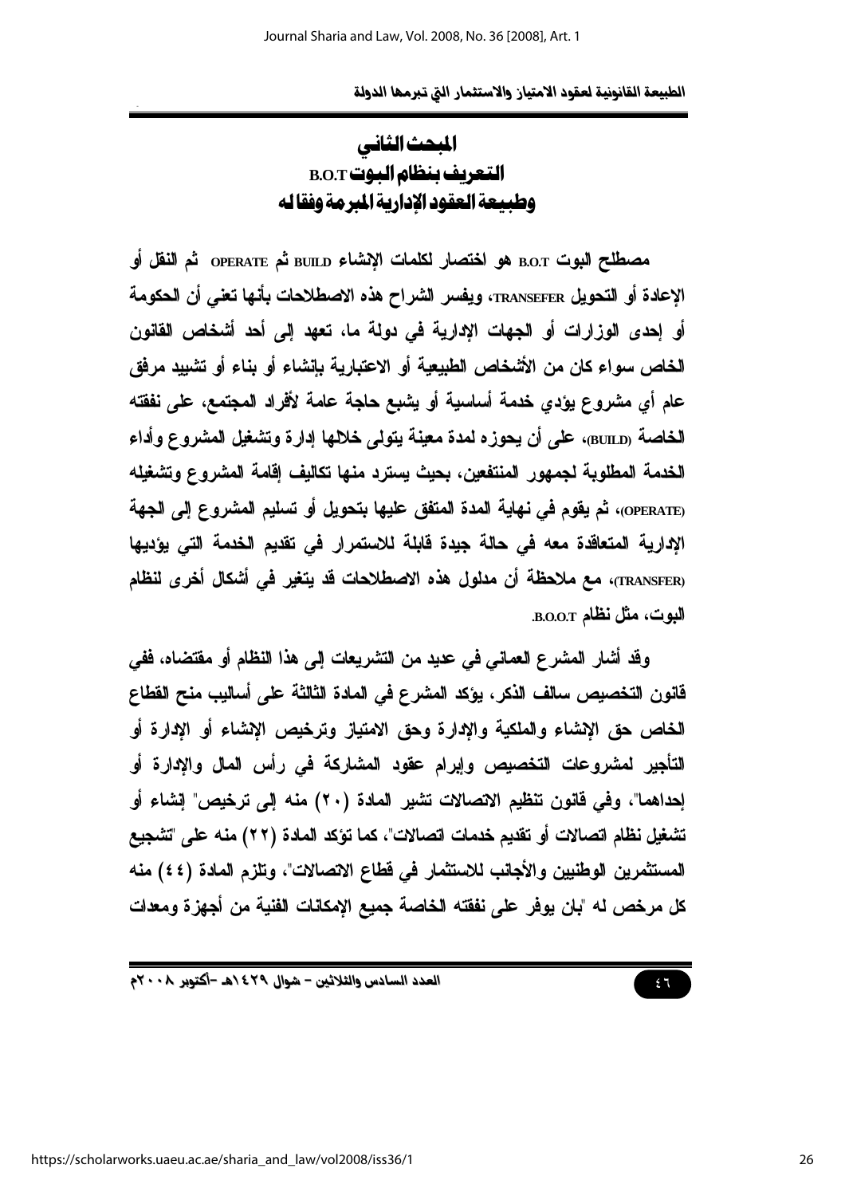## المبحث الثاني

## التعريف بنظام البوت B.O.T

## وطبيعة العقود الإدارية المبرمة وفقا له

مصطلح البوت B.O.T هو اختصار لكلمات الإنشاء BUILD ثم OPERATE ثم النقل أو الإعادة أو التحويل TRANSEFER، ويفسر الشراح هذه الاصطلاحات بأنها تعني أن الحكومة أو إحدى الوزارات أو الجهات الإدارية في دولة ما، تعهد إلى أحد أشخاص القانون الخاص سواء كان من الأشخاص الطبيعية أو الاعتبارية بإنشاء أو بناء أو تشييد مرفق عام أي مشروع يؤدي خدمة أساسية أو يشبع حاجة عامة لأفراد المجتمع، على نفقته الخاصة (BUILD)، على أن يحوزه لمدة معينة يتولى خلالها إدارة وتشغيل المشروع وأداء الخدمة المطلوبة لجمهور المنتفعين، بحيث يسترد منها تكاليف إقامة المشروع وتشغيله (OPERATE)، ثم يقوم في نهاية المدة المتفق عليها بتحويل أو تسليم المشروع إلى الجهة الإدارية المتعاقدة معه في حالة جيدة قابلة للاستمرار في تقديم الخدمة التي يؤديها (TRANSFER)، مع ملاحظة أن مدلول هذه الاصطلاحات قد يتغير في أشكال أخرى لنظام البوت، مثل نظام B.O.O.T.

وقد أشار المشرع العماني في عديد من التشريعات إلى هذا النظام أو مقتضاه، ففي قانون التخصيص سالف الذكر، يؤكد المشرع في المادة الثالثة على أساليب منح القطاع الخاص حق الإنشاء والملكية والإدارة وحق الامتياز وترخيص الإنشاء أو الإدارة أو التأجير لمشروعات التخصيص وإبرام عقود المشاركة في رأس المال والإدارة أو إحداهما"، وفي قانون تنظيم الاتصالات تشير المادة (٢٠) منه إلى ترخيص" إنشاء أو تشغيل نظام اتصالات أو تقديم خدمات اتصالات"، كما تؤكد المادة (٢٢) منه على "تشجيع المستثمرين الوطنيين والأجانب للاستثمار في قطاع الاتصالات"، وتلزم المادة (٤٤) منه كل مرخص له "بان يوفر على نفقته الخاصة جميع الإمكانات الفنية من أجهزة ومعدات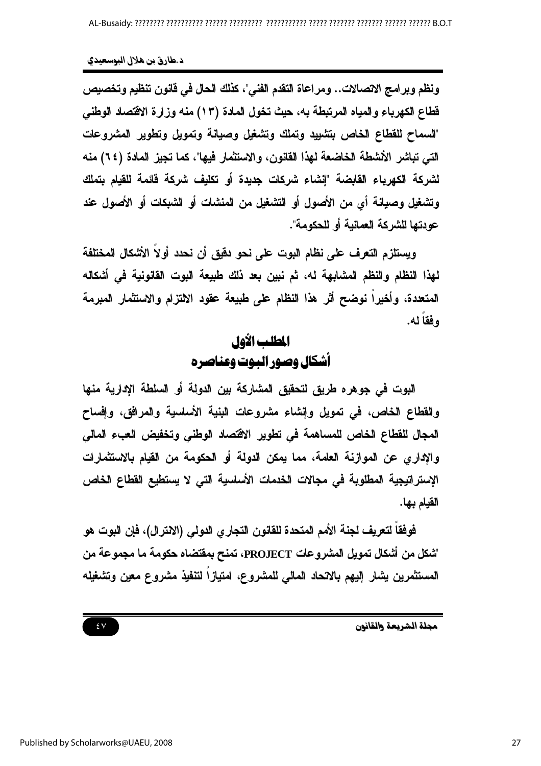ونظم وبرامج الاتصالات.. ومراعاة التقدم الفني"، كذلك الحال في قانون تنظيم وتخصيص قطاع الكهرباء والمياه المرتبطة به، حيث تخول المادة (١٣) منه وزارة الاقتصاد الوطني "السماح للقطاع الخاص بتشييد وتملك وتشغيل وصيانة وتمويل وتطوير المشروعات التي تباشر الأنشطة الخاضعة لهذا القانون، والاستثمار فيها"، كما تجيز المادة (٦٤) منه لشركة الكهرباء القابضة "إنشاء شركات جديدة أو تكليف شركة قائمة للقيام بتملك وتشغيل وصيانة أي من الأصول أو التشغيل من المنشآت أو الشبكات أو الأصول عند عودتها للشركة العمانية أو للحكومة".

ويستلزم التعرف على نظام البوت على نحو دقيق أن نحدد أولاً الأشكال المختلفة لهذا النظام والنظم المشابهة له، ثم نبين بعد ذلك طبيعة البوت القانونية في أشكاله المتعددة، وأخيراً نوضح أثر هذا النظام على طبيعة عقود الالتزام والاستثمار المبرمة وفقاً له.

## المطلب الأول
## أشكال وصور البوت وعناصره

البوت في جوهره طريق لتحقيق المشاركة بين الدولة أو السلطة الإدارية منها والقطاع الخاص، في تمويل وإنشاء مشروعات البنية الأساسية والمرافق، وإفساح المجال للقطاع الخاص للمساهمة في تطوير الاقتصاد الوطني وتخفيض العبء المالي والإداري عن الموازنة العامة، مما يمكن الدولة أو الحكومة من القيام بالاستثمارات الإستراتيجية المطلوبة في مجالات الخدمات الأساسية التي لا يستطيع القطاع الخاص القيام بها.

فوفقاً لتعريف لجنة الأمم المتحدة للقانون التجاري الدولي (الانترال)، فإن البوت هو "شكل من أشكال تمويل المشروعات PROJECT، تمنح بمقتضاه حكومة ما مجموعة من المستثمرين يشار إليهم بالاتحاد المالي للمشروع، امتيازاً لتنفيذ مشروع معين وتشغيله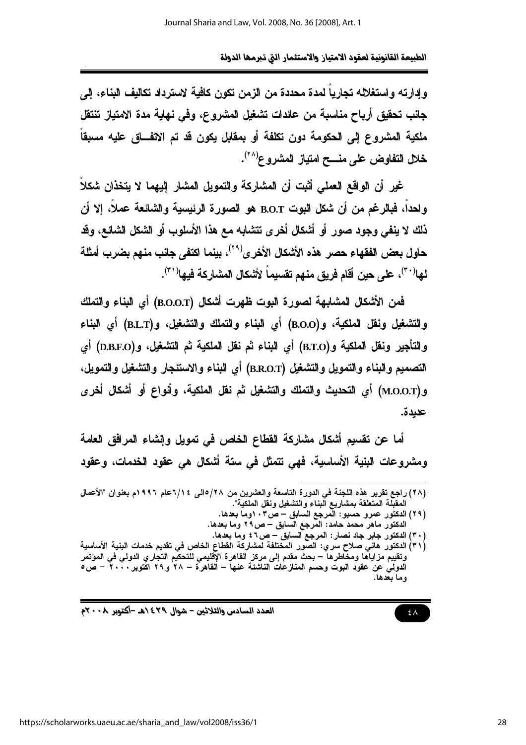وإدارته واستغلاله تجارياً لمدة محددة من الزمن تكون كافية لاسترداد تكاليف البناء، إلى جانب تحقيق أرباح مناسبة من عائدات تشغيل المشروع، وفي نهاية مدة الامتياز تنتقل ملكية المشروع إلى الحكومة دون تكلفة أو بمقابل يكون قد تم الاتفـــاق عليه مسبقاً خلال التفاوض على منـــح امتياز المشروع[٢٨].

غير أن الواقع العملي أثبت أن المشاركة والتمويل المشار إليهما لا يتخذان شكلاً واحداً، فبالرغم من أن شكل البوت B.O.T هو الصورة الرئيسية والشائعة عملاً، إلا أن ذلك لا ينفي وجود صور أو أشكال أخرى تتشابه مع هذا الأسلوب أو الشكل الشائع، وقد حاول بعض الفقهاء حصر هذه الأشكال الأخرى[٢٩]، بينما اكتفى جانب منهم بضرب أمثلة لها[٣٠]، على حين أقام فريق منهم تقسيماً لأشكال المشاركة فيها[٣١].

فمن الأشكال المشابهة لصورة البوت ظهرت أشكال (B.O.O.T) أي البناء والتملك والتشغيل ونقل الملكية، و(B.O.O) أي البناء والتملك والتشغيل، و(B.L.T) أي البناء والتأجير ونقل الملكية و(B.T.O) أي البناء ثم نقل الملكية ثم التشغيل، و(D.B.F.O) أي التصميم والبناء والتمويل والتشغيل (B.R.O.T) أي البناء والاستئجار والتشغيل والتمويل، و(M.O.O.T) أي التحديث والتملك والتشغيل ثم نقل الملكية، وأنواع أو أشكال أخرى عديدة.

أما عن تقسيم أشكال مشاركة القطاع الخاص في تمويل وإنشاء المرافق العامة ومشروعات البنية الأساسية، فهي تتمثل في ستة أشكال هي عقود الخدمات، وعقود

---

(٢٨) راجع تقرير هذه اللجنة في الدورة التاسعة والعشرين من ٥/٢٨الى ٦/١٤عام ١٩٩٦م بعنوان "الأعمال المقبلة المتعلقة بمشاريع البناء والتشغيل ونقل الملكية".

(٢٩) الدكتور عمرو حسبو: المرجع السابق – ص١٠٣وما بعدها.

الدكتور ماهر محمد حامد: المرجع السابق – ص٢٩ وما بعدها.

(٣٠) الدكتور جابر جاد نصار: المرجع السابق – ص٤٦ وما بعدها.

(٣١) الدكتور هاني صلاح سري: الصور المختلفة لمشاركة القطاع الخاص في تقديم خدمات البنية الأساسية وتقييم مزاياها ومخاطرها – بحث مقدم إلى مركز القاهرة الإقليمي للتحكيم التجاري الدولي في المؤتمر الدولي عن عقود البوت وحسم المنازعات الناشئة عنها – القاهرة – ٢٨ و٢٩ اكتوبر ٢٠٠٠ – ص٥ وما بعدها.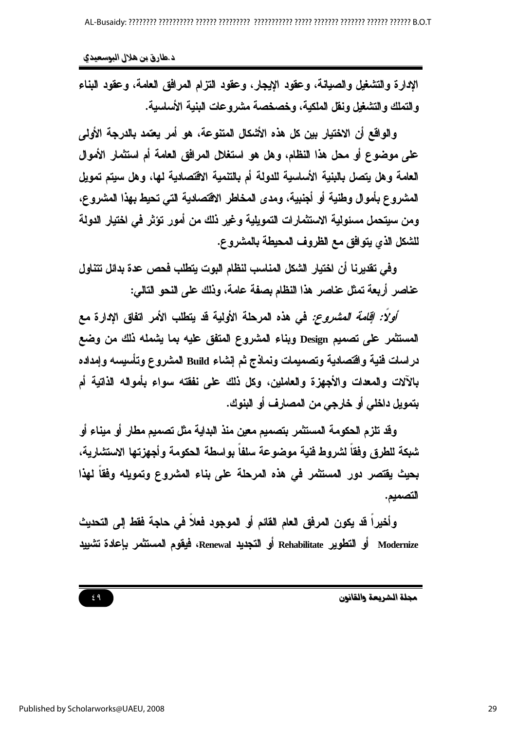الإدارة والتشغيل والصيانة، وعقود الإيجار، وعقود التزام المرافق العامة، وعقود البناء والتملك والتشغيل ونقل الملكية، وخصخصة مشروعات البنية الأساسية.

والواقع أن الاختيار بين كل هذه الأشكال المتنوعة، هو أمر يعتمد بالدرجة الأولى على موضوع أو محل هذا النظام، وهل هو استغلال المرافق العامة أم استثمار الأموال العامة وهل يتصل بالبنية الأساسية للدولة أم بالتنمية الاقتصادية لها، وهل سيتم تمويل المشروع بأموال وطنية أو أجنبية، ومدى المخاطر الاقتصادية التي تحيط بهذا المشروع، ومن سيتحمل مسئولية الاستثمارات التمويلية وغير ذلك من أمور تؤثر في اختيار الدولة للشكل الذي يتوافق مع الظروف المحيطة بالمشروع.

وفي تقديرنا أن اختيار الشكل المناسب لنظام البوت يتطلب فحص عدة بدائل تتناول عناصر أربعة تمثل عناصر هذا النظام بصفة عامة، وذلك على النحو التالي:

*أولاً: إقامة المشروع:* في هذه المرحلة الأولية قد يتطلب الأمر اتفاق الإدارة مع المستثمر على تصميم Design وبناء المشروع المتفق عليه بما يشمله ذلك من وضع دراسات فنية واقتصادية وتصميمات ونماذج ثم إنشاء Build المشروع وتأسيسه وإمداده بالآلات والمعدات والأجهزة والعاملين، وكل ذلك على نفقته سواء بأمواله الذاتية أم بتمويل داخلي أو خارجي من المصارف أو البنوك.

وقد تلزم الحكومة المستثمر بتصميم معين منذ البداية مثل تصميم مطار أو ميناء أو شبكة للطرق وفقاً لشروط فنية موضوعة سلفاً بواسطة الحكومة وأجهزتها الاستشارية، بحيث يقتصر دور المستثمر في هذه المرحلة على بناء المشروع وتمويله وفقاً لهذا التصميم.

وأخيراً قد يكون المرفق العام القائم أو الموجود فعلاً في حاجة فقط إلى التحديث Modernize أو التطوير Rehabilitate أو التجديد Renewal، فيقوم المستثمر بإعادة تشييد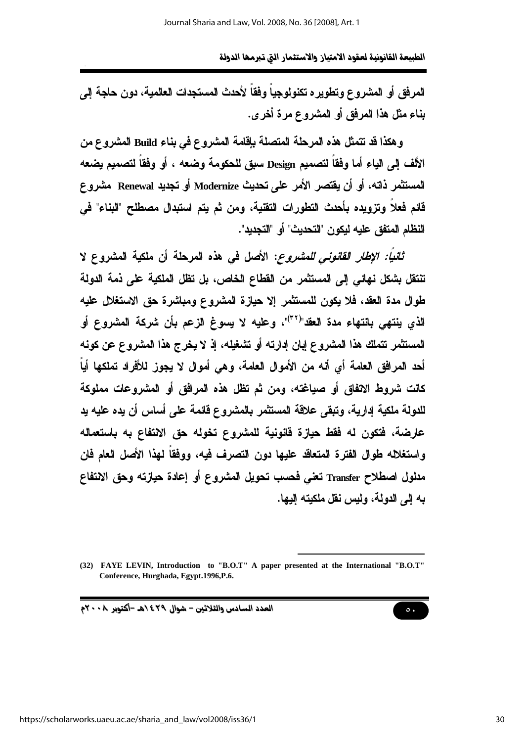المرفق أو المشروع وتطويره تكنولوجياً وفقاً لأحدث المستجدات العالمية، دون حاجة إلى بناء مثل هذا المرفق أو المشروع مرة أخرى.

وهكذا قد تتمثل هذه المرحلة المتصلة بإقامة المشروع في بناء Build المشروع من الألف إلى الياء أما وفقاً لتصميم Design سبق للحكومة وضعه ، أو وفقاً لتصميم يضعه المستثمر ذاته، أو أن يقتصر الأمر على تحديث Modernize أو تجديد Renewal مشروع قائم فعلاً وتزويده بأحدث التطورات التقنية، ومن ثم يتم استبدال مصطلح "البناء" في النظام المتفق عليه ليكون "التحديث" أو "التجديد".

*ثانياً: الإطار القانوني للمشروع*: الأصل في هذه المرحلة أن ملكية المشروع لا تنتقل بشكل نهائي إلى المستثمر من القطاع الخاص، بل تظل الملكية على ذمة الدولة طوال مدة العقد، فلا يكون للمستثمر إلا حيازة المشروع ومباشرة حق الاستغلال عليه الذي ينتهي بانتهاء مدة العقد"[٣٢]، وعليه لا يسوغ الزعم بأن شركة المشروع أو المستثمر تتملك هذا المشروع إبان إدارته أو تشغيله، إذ لا يخرج هذا المشروع عن كونه أحد المرافق العامة أي أنه من الأموال العامة، وهي أموال لا يجوز للأفراد تملكها أياً كانت شروط الاتفاق أو صياغته، ومن ثم تظل هذه المرافق أو المشروعات مملوكة للدولة ملكية إدارية، وتبقى علاقة المستثمر بالمشروع قائمة على أساس أن يده عليه يد عارضة، فتكون له فقط حيازة قانونية للمشروع تخوله حق الانتفاع به باستعماله واستغلاله طوال الفترة المتعاقد عليها دون التصرف فيه، ووفقاً لهذا الأصل العام فان مدلول اصطلاح Transfer تعني فحسب تحويل المشروع أو إعادة حيازته وحق الانتفاع به إلى الدولة، وليس نقل ملكيته إليها.

---

(32) FAYE LEVIN, Introduction to "B.O.T" A paper presented at the International "B.O.T" Conference, Hurghada, Egypt.1996,P.6.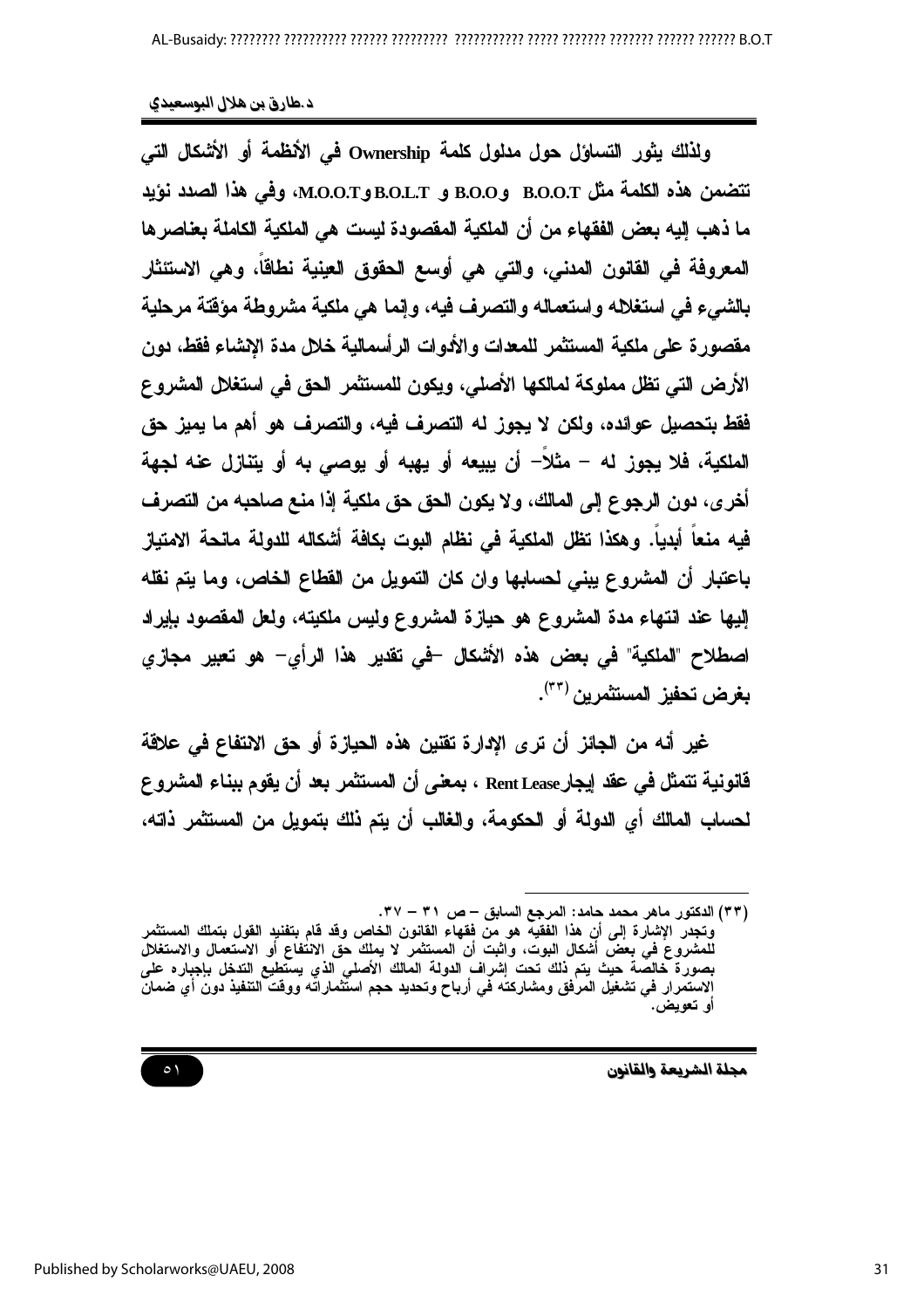ولذلك يثور التساؤل حول مدلول كلمة Ownership في الأنظمة أو الأشكال التي تتضمن هذه الكلمة مثل B.O.O.T وB.O.O و B.O.L.T وM.O.O.T، وفي هذا الصدد نؤيد ما ذهب إليه بعض الفقهاء من أن الملكية المقصودة ليست هي الملكية الكاملة بعناصرها المعروفة في القانون المدني، والتي هي أوسع الحقوق العينية نطاقاً، وهي الاستئثار بالشيء في استغلاله واستعماله والتصرف فيه، وإنما هي ملكية مشروطة مؤقتة مرحلية مقصورة على ملكية المستثمر للمعدات والأدوات الرأسمالية خلال مدة الإنشاء فقط، دون الأرض التي تظل مملوكة لمالكها الأصلي، ويكون للمستثمر الحق في استغلال المشروع فقط بتحصيل عوائده، ولكن لا يجوز له التصرف فيه، والتصرف هو أهم ما يميز حق الملكية، فلا يجوز له – مثلاً– أن يبيعه أو يهبه أو يوصي به أو يتنازل عنه لجهة أخرى، دون الرجوع إلى المالك، ولا يكون الحق حق ملكية إذا منع صاحبه من التصرف فيه منعاً أبدياً. وهكذا تظل الملكية في نظام البوت بكافة أشكاله للدولة مانحة الامتياز باعتبار أن المشروع يبني لحسابها وان كان التمويل من القطاع الخاص، وما يتم نقله إليها عند انتهاء مدة المشروع هو حيازة المشروع وليس ملكيته، ولعل المقصود بإيراد اصطلاح "الملكية" في بعض هذه الأشكال –في تقدير هذا الرأي– هو تعبير مجازي بغرض تحفيز المستثمرين (٣٣).

غير أنه من الجائز أن ترى الإدارة تقنين هذه الحيازة أو حق الانتفاع في علاقة قانونية تتمثل في عقد إيجارRent Lease ، بمعنى أن المستثمر بعد أن يقوم ببناء المشروع لحساب المالك أي الدولة أو الحكومة، والغالب أن يتم ذلك بتمويل من المستثمر ذاته،

---

(٣٣) الدكتور ماهر محمد حامد: المرجع السابق – ص ٣١ – ٣٧.
وتجدر الإشارة إلى أن هذا الفقيه هو من فقهاء القانون الخاص وقد قام بتفنيد القول بتملك المستثمر للمشروع في بعض أشكال البوت، واثبت أن المستثمر لا يملك حق الانتفاع أو الاستعمال والاستغلال بصورة خالصة حيث يتم ذلك تحت إشراف الدولة المالك الأصلي الذي يستطيع التدخل بإجباره على الاستمرار في تشغيل المرفق ومشاركته في أرباح وتحديد حجم استثماراته ووقت التنفيذ دون أي ضمان أو تعويض.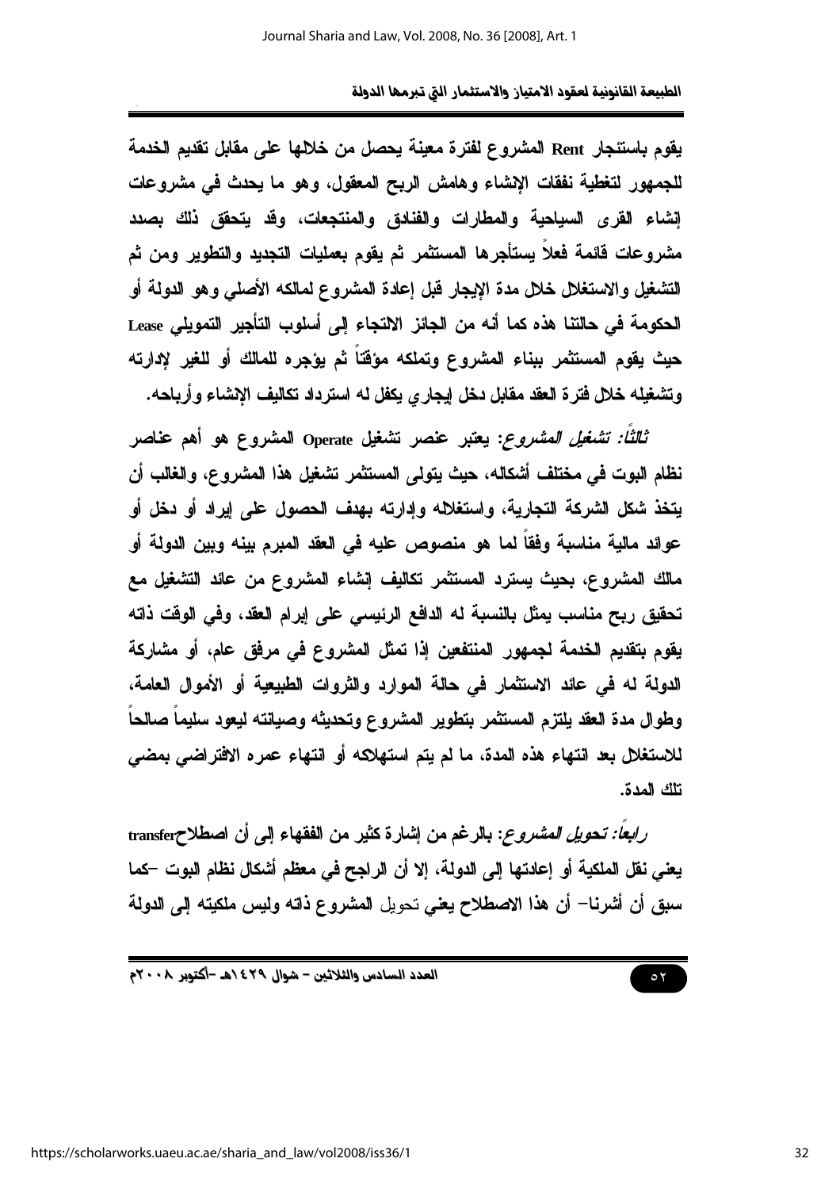يقوم باستئجار Rent المشروع لفترة معينة يحصل من خلالها على مقابل تقديم الخدمة للجمهور لتغطية نفقات الإنشاء وهامش الربح المعقول، وهو ما يحدث في مشروعات إنشاء القرى السياحية والمطارات والفنادق والمنتجعات، وقد يتحقق ذلك بصدد مشروعات قائمة فعلاً يستأجرها المستثمر ثم يقوم بعمليات التجديد والتطوير ومن ثم التشغيل والاستغلال خلال مدة الإيجار قبل إعادة المشروع لمالكه الأصلي وهو الدولة أو الحكومة في حالتنا هذه كما أنه من الجائز الاتجاه إلى أسلوب التأجير التمويلي Lease حيث يقوم المستثمر ببناء المشروع وتملكه مؤقتاً ثم يؤجره للمالك أو للغير لإدارته وتشغيله خلال فترة العقد مقابل دخل إيجاري يكفل له استرداد تكاليف الإنشاء وأرباحه.

*ثالثاً: تشغيل المشروع*: يعتبر عنصر تشغيل Operate المشروع هو أهم عناصر نظام البوت في مختلف أشكاله، حيث يتولى المستثمر تشغيل هذا المشروع، والغالب أن يتخذ شكل الشركة التجارية، واستغلاله وإدارته بهدف الحصول على إيراد أو دخل أو عوائد مالية مناسبة وفقاً لما هو منصوص عليه في العقد المبرم بينه وبين الدولة أو مالك المشروع، بحيث يسترد المستثمر تكاليف إنشاء المشروع من عائد التشغيل مع تحقيق ربح مناسب يمثل بالنسبة له الدافع الرئيسي على إبرام العقد، وفي الوقت ذاته يقوم بتقديم الخدمة لجمهور المنتفعين إذا تمثل المشروع في مرفق عام، أو مشاركة الدولة له في عائد الاستثمار في حالة الموارد والثروات الطبيعية أو الأموال العامة، وطوال مدة العقد يلتزم المستثمر بتطوير المشروع وتحديثه وصيانته ليعود سليماً صالحاً للاستغلال بعد انتهاء هذه المدة، ما لم يتم استهلاكه أو انتهاء عمره الافتراضي بمضي تلك المدة.

*رابعاً: تحويل المشروع*: بالرغم من إشارة كثير من الفقهاء إلى أن اصطلاحtransfer يعني نقل الملكية أو إعادتها إلى الدولة، إلا أن الراجح في معظم أشكال نظام البوت –كما سبق أن أشرنا– أن هذا الاصطلاح يعني تحويل المشروع ذاته وليس ملكيته إلى الدولة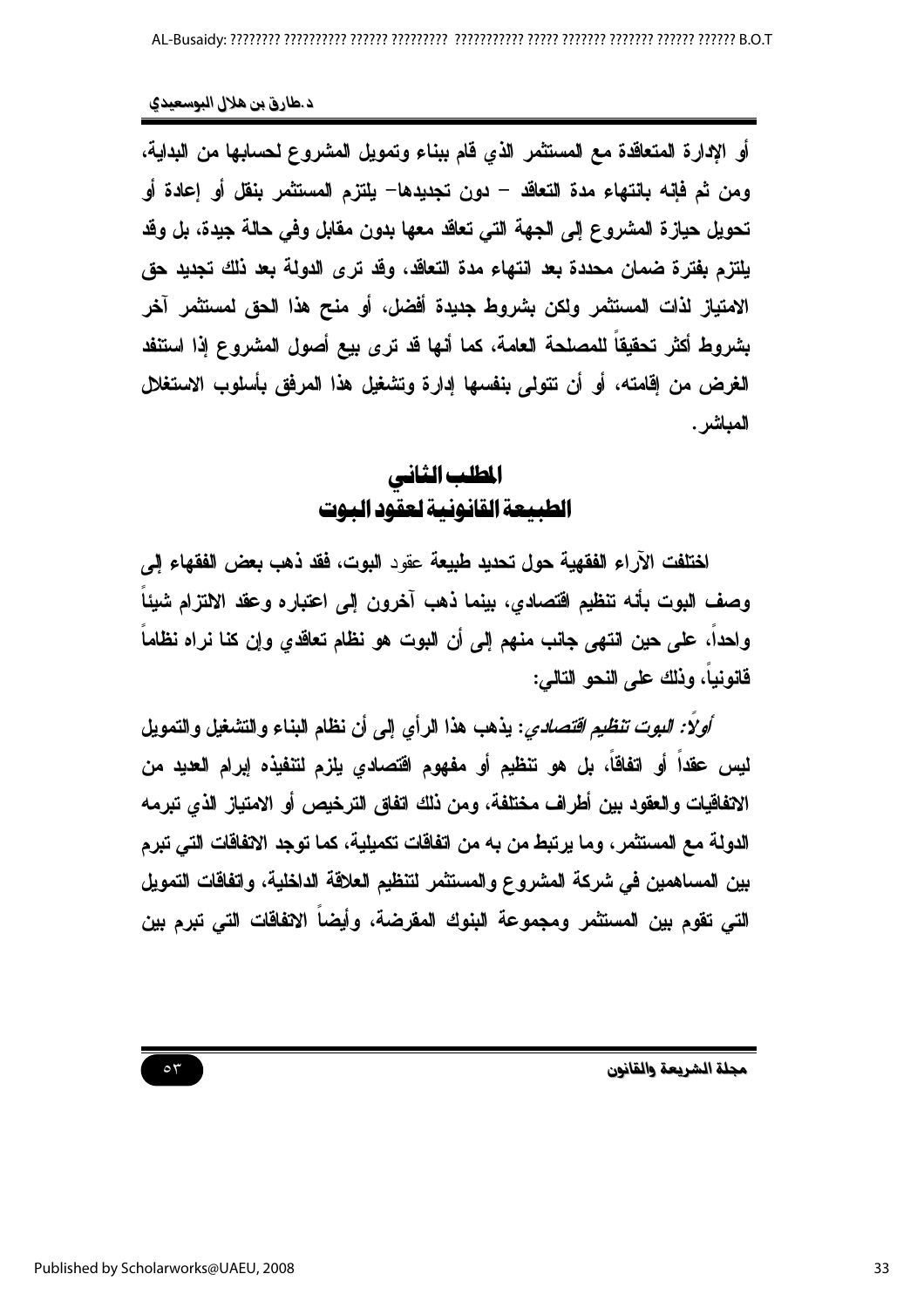أو الإدارة المتعاقدة مع المستثمر الذي قام ببناء وتمويل المشروع لحسابها من البداية، ومن ثم فإنه بانتهاء مدة التعاقد – دون تجديدها – يلتزم المستثمر بنقل أو إعادة أو تحويل حيازة المشروع إلى الجهة التي تعاقد معها بدون مقابل وفي حالة جيدة، بل وقد يلتزم بفترة ضمان محددة بعد انتهاء مدة التعاقد، وقد ترى الدولة بعد ذلك تجديد حق الامتياز لذات المستثمر ولكن بشروط جديدة أفضل، أو منح هذا الحق لمستثمر آخر بشروط أكثر تحقيقاً للمصلحة العامة، كما أنها قد ترى بيع أصول المشروع إذا استنفد الغرض من إقامته، أو أن تتولى بنفسها إدارة وتشغيل هذا المرفق بأسلوب الاستغلال المباشر.

## المطلب الثاني
## الطبيعة القانونية لعقود البوت

اختلفت الآراء الفقهية حول تحديد طبيعة عقود البوت، فقد ذهب بعض الفقهاء إلى وصف البوت بأنه تنظيم اقتصادي، بينما ذهب آخرون إلى اعتباره وعقد الالتزام شيئاً واحداً، على حين انتهى جانب منهم إلى أن البوت هو نظام تعاقدي وإن كنا نراه نظاماً قانونياً، وذلك على النحو التالي:

*أولاً: البوت تنظيم اقتصادي*: يذهب هذا الرأي إلى أن نظام البناء والتشغيل والتمويل ليس عقداً أو اتفاقاً، بل هو تنظيم أو مفهوم اقتصادي يلزم لتنفيذه إبرام العديد من الاتفاقيات والعقود بين أطراف مختلفة، ومن ذلك اتفاق الترخيص أو الامتياز الذي تبرمه الدولة مع المستثمر، وما يرتبط من به من اتفاقات تكميلية، كما توجد الاتفاقات التي تبرم بين المساهمين في شركة المشروع والمستثمر لتنظيم العلاقة الداخلية، واتفاقات التمويل التي تقوم بين المستثمر ومجموعة البنوك المقرضة، وأيضاً الاتفاقات التي تبرم بين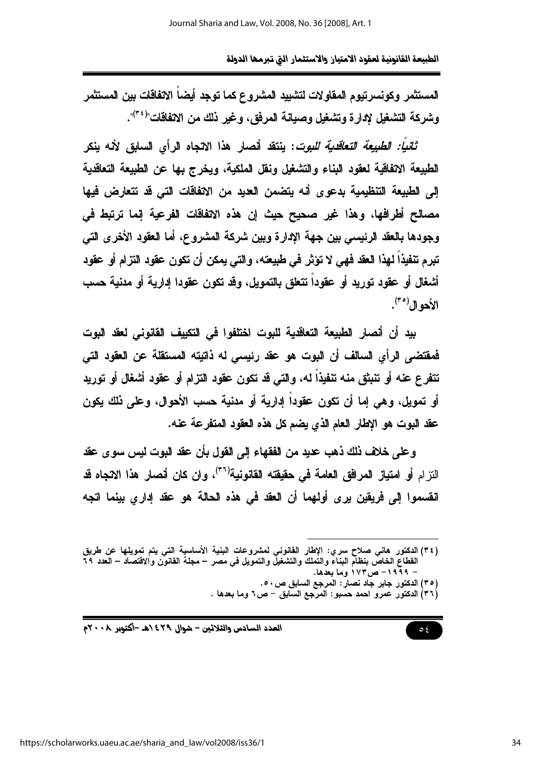المستثمر وكونسرتيوم المقاولات لتشييد المشروع كما توجد أيضاً الاتفاقات بين المستثمر وشركة التشغيل لإدارة وتشغيل وصيانة المرفق، وغير ذلك من الاتفاقات"[٣٤].

*ثانياً: الطبيعة التعاقدية للبوت*: ينتقد أنصار هذا الاتجاه الرأي السابق لأنه ينكر الطبيعة الاتفاقية لعقود البناء والتشغيل ونقل الملكية، ويخرج بها عن الطبيعة التعاقدية إلى الطبيعة التنظيمية بدعوى أنه يتضمن العديد من الاتفاقات التي قد تتعارض فيها مصالح أطرافها، وهذا غير صحيح حيث إن هذه الاتفاقات الفرعية إنما ترتبط في وجودها بالعقد الرئيسي بين جهة الإدارة وبين شركة المشروع، أما العقود الأخرى التي تبرم تنفيذاً لهذا العقد فهي لا تؤثر في طبيعته، والتي يمكن أن تكون عقود التزام أو عقود أشغال أو عقود توريد أو عقوداً تتعلق بالتمويل، وقد تكون عقودا إدارية أو مدنية حسب الأحوال[٣٥].

بيد أن أنصار الطبيعة التعاقدية للبوت اختلفوا في التكييف القانوني لعقد البوت فمقتضى الرأي السالف أن البوت هو عقد رئيسي له ذاتيته المستقلة عن العقود التي تتفرع عنه أو تنبثق منه تنفيذاً له، والتي قد تكون عقود التزام أو عقود أشغال أو توريد أو تمويل، وهي إما أن تكون عقوداً إدارية أو مدنية حسب الأحوال، وعلى ذلك يكون عقد البوت هو الإطار العام الذي يضم كل هذه العقود المتفرعة عنه.

وعلى خلاف ذلك ذهب عديد من الفقهاء إلى القول بأن عقد البوت ليس سوى عقد التزام أو امتياز المرافق العامة في حقيقته القانونية[٣٦]، وإن كان أنصار هذا الاتجاه قد انقسموا إلى فريقين يرى أولهما أن العقد في هذه الحالة هو عقد إداري بينما اتجه

---

(٣٤) الدكتور هاني صلاح سري: الإطار القانوني لمشروعات البنية الأساسية التي يتم تمويلها عن طريق القطاع الخاص بنظام البناء والتملك والتشغيل والتمويل في مصر – مجلة القانون والاقتصاد – العدد ٦٩ – ١٩٩٩– ص١٧٣ وما بعدها.

(٣٥) الدكتور جابر جاد نصار: المرجع السابق ص٥٠.

(٣٦) الدكتور عمرو احمد حسبو: المرجع السابق – ص٦ وما بعدها .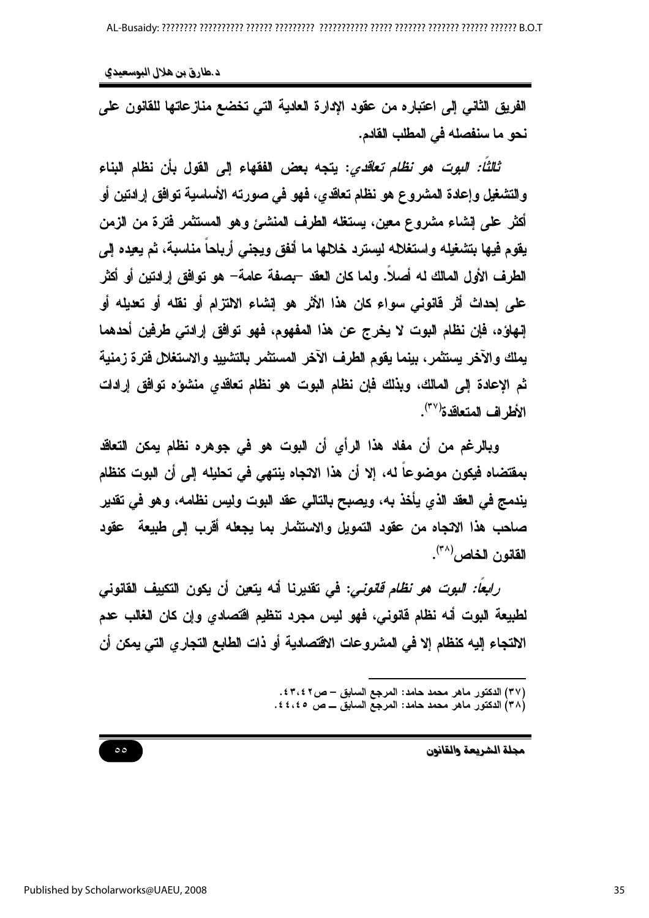الفريق الثاني إلى اعتباره من عقود الإدارة العادية التي تخضع منازعاتها للقانون على نحو ما سنفصله في المطلب القادم.

*ثالثاً: البوت هو نظام تعاقدي*: يتجه بعض الفقهاء إلى القول بأن نظام البناء والتشغيل وإعادة المشروع هو نظام تعاقدي، فهو في صورته الأساسية توافق إرادتين أو أكثر على إنشاء مشروع معين، يستغله الطرف المنشئ وهو المستثمر فترة من الزمن يقوم فيها بتشغيله واستغلاله ليسترد خلالها ما أنفق ويجني أرباحاً مناسبة، ثم يعيده إلى الطرف الأول المالك له أصلاً. ولما كان العقد –بصفة عامة– هو توافق إرادتين أو أكثر على إحداث أثر قانوني سواء كان هذا الأثر هو إنشاء الالتزام أو نقله أو تعديله أو إنهاؤه، فإن نظام البوت لا يخرج عن هذا المفهوم، فهو توافق إرادتي طرفين أحدهما يملك والآخر يستثمر، بينما يقوم الطرف الآخر المستثمر بالتشييد والاستغلال فترة زمنية ثم الإعادة إلى المالك، وبذلك فإن نظام البوت هو نظام تعاقدي منشؤه توافق إرادات الأطراف المتعاقدة[٣٧].

وبالرغم من أن مفاد هذا الرأي أن البوت هو في جوهره نظام يمكن التعاقد بمقتضاه فيكون موضوعاً له، إلا أن هذا الاتجاه ينتهي في تحليله إلى أن البوت كنظام يندمج في العقد الذي يأخذ به، ويصبح بالتالي عقد البوت وليس نظامه، وهو في تقدير صاحب هذا الاتجاه من عقود التمويل والاستثمار بما يجعله أقرب إلى طبيعة عقود القانون الخاص[٣٨].

*رابعاً: البوت هو نظام قانوني*: في تقديرنا أنه يتعين أن يكون التكييف القانوني لطبيعة البوت أنه نظام قانوني، فهو ليس مجرد تنظيم اقتصادي وإن كان الغالب عدم الالتجاء إليه كنظام إلا في المشروعات الاقتصادية أو ذات الطابع التجاري التي يمكن أن

---

(٣٧) الدكتور ماهر محمد حامد: المرجع السابق – ص٤٢،٤٣.
(٣٨) الدكتور ماهر محمد حامد: المرجع السابق ــ ص ٤٥،٤٤.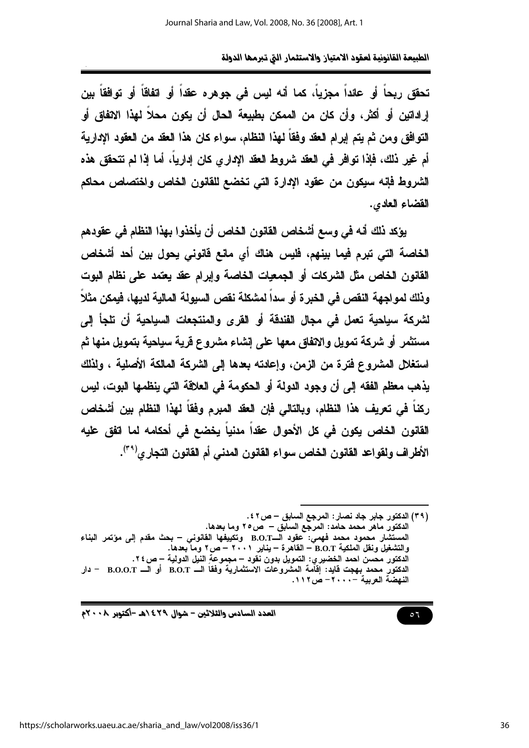تحقق ربحاً أو عائداً مجزياً، كما أنه ليس في جوهره عقداً أو اتفاقاً أو توافقاً بين إرادتين أو أكثر، وأن كان من الممكن بطبيعة الحال أن يكون محلاً لهذا الاتفاق أو التوافق ومن ثم يتم إبرام العقد وفقاً لهذا النظام، سواء كان هذا العقد من العقود الإدارية أم غير ذلك، فإذا توافر في العقد شروط العقد الإداري كان إدارياً، أما إذا لم تتحقق هذه الشروط فإنه سيكون من عقود الإدارة التي تخضع للقانون الخاص واختصاص محاكم القضاء العادي.

يؤكد ذلك أنه في وسع أشخاص القانون الخاص أن يأخذوا بهذا النظام في عقودهم الخاصة التي تبرم فيما بينهم، فليس هناك أي مانع قانوني يحول بين أحد أشخاص القانون الخاص مثل الشركات أو الجمعيات الخاصة وإبرام عقد يعتمد على نظام البوت وذلك لمواجهة النقص في الخبرة أو سداً لمشكلة نقص السيولة المالية لديها، فيمكن مثلاً لشركة سياحية تعمل في مجال الفندقة أو القرى والمنتجعات السياحية أن تلجأ إلى مستثمر أو شركة تمويل والاتفاق معها على إنشاء مشروع قرية سياحية بتمويل منها ثم استغلال المشروع فترة من الزمن، وإعادته بعدها إلى الشركة المالكة الأصلية ، ولذلك يذهب معظم الفقه إلى أن وجود الدولة أو الحكومة في العلاقة التي ينظمها البوت، ليس ركناً في تعريف هذا النظام، وبالتالي فإن العقد المبرم وفقاً لهذا النظام بين أشخاص القانون الخاص يكون في كل الأحوال عقداً مدنياً يخضع في أحكامه لما اتفق عليه الأطراف ولقواعد القانون الخاص سواء القانون المدني أم القانون التجاري[(٣٩)].

---

(٣٩) الدكتور جابر جاد نصار: المرجع السابق – ص٤٢.
الدكتور ماهر محمد حامد: المرجع السابق – ص٢٥ وما بعدها.
المستشار محمود محمد فهمي: عقود الـB.O.T وتكييفها القانوني – بحث مقدم إلى مؤتمر البناء والتشغيل ونقل الملكية B.O.T – القاهرة – يناير ٢٠٠١ – ص٢ وما بعدها.
الدكتور محسن احمد الخضيري: التمويل بدون نقود – مجموعة النيل الدولية – ص٢٤.
الدكتور محمد بهجت قايد: إقامة المشروعات الاستثمارية وفقاً الـ B.O.T أو الـ B.O.O.T – دار النهضة العربية –٢٠٠٠– ص١١٢.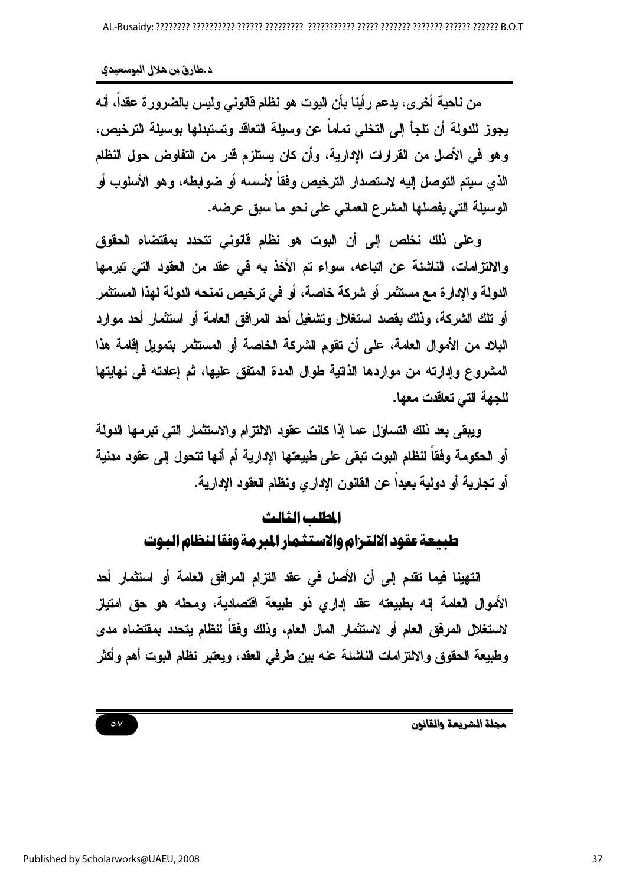من ناحية أخرى، يدعم رأينا بأن البوت هو نظام قانوني وليس بالضرورة عقداً، أنه يجوز للدولة أن تلجأ إلى التخلي تماماً عن وسيلة التعاقد وتستبدلها بوسيلة الترخيص، وهو في الأصل من القرارات الإدارية، وأن كان يستلزم قدر من التفاوض حول النظام الذي سيتم التوصل إليه لاستصدار الترخيص وفقاً لأسسه أو ضوابطه، وهو الأسلوب أو الوسيلة التي يفصلها المشرع العماني على نحو ما سبق عرضه.

وعلى ذلك نخلص إلى أن البوت هو نظام قانوني تتحدد بمقتضاه الحقوق والالتزامات، الناشئة عن اتباعه، سواء تم الأخذ به في عقد من العقود التي تبرمها الدولة والإدارة مع مستثمر أو شركة خاصة، أو في ترخيص تمنحه الدولة لهذا المستثمر أو تلك الشركة، وذلك بقصد استغلال وتشغيل أحد المرافق العامة أو استثمار أحد موارد البلاد من الأموال العامة، على أن تقوم الشركة الخاصة أو المستثمر بتمويل إقامة هذا المشروع وإدارته من مواردها الذاتية طوال المدة المتفق عليها، ثم إعادته في نهايتها للجهة التي تعاقدت معها.

ويبقى بعد ذلك التساؤل عما إذا كانت عقود الالتزام والاستثمار التي تبرمها الدولة أو الحكومة وفقاً لنظام البوت تبقى على طبيعتها الإدارية أم أنها تتحول إلى عقود مدنية أو تجارية أو دولية بعيداً عن القانون الإداري ونظام العقود الإدارية.

## المطلب الثالث
## طبيعة عقود الالتزام والاستثمار المبرمة وفقا لنظام البوت

انتهينا فيما تقدم إلى أن الأصل في عقد التزام المرافق العامة أو استثمار أحد الأموال العامة إنه بطبيعته عقد إداري ذو طبيعة اقتصادية، ومحله هو حق امتياز لاستغلال المرفق العام أو لاستثمار المال العام، وذلك وفقاً لنظام يتحدد بمقتضاه مدى وطبيعة الحقوق والالتزامات الناشئة عنه بين طرفي العقد، ويعتبر نظام البوت أهم وأكثر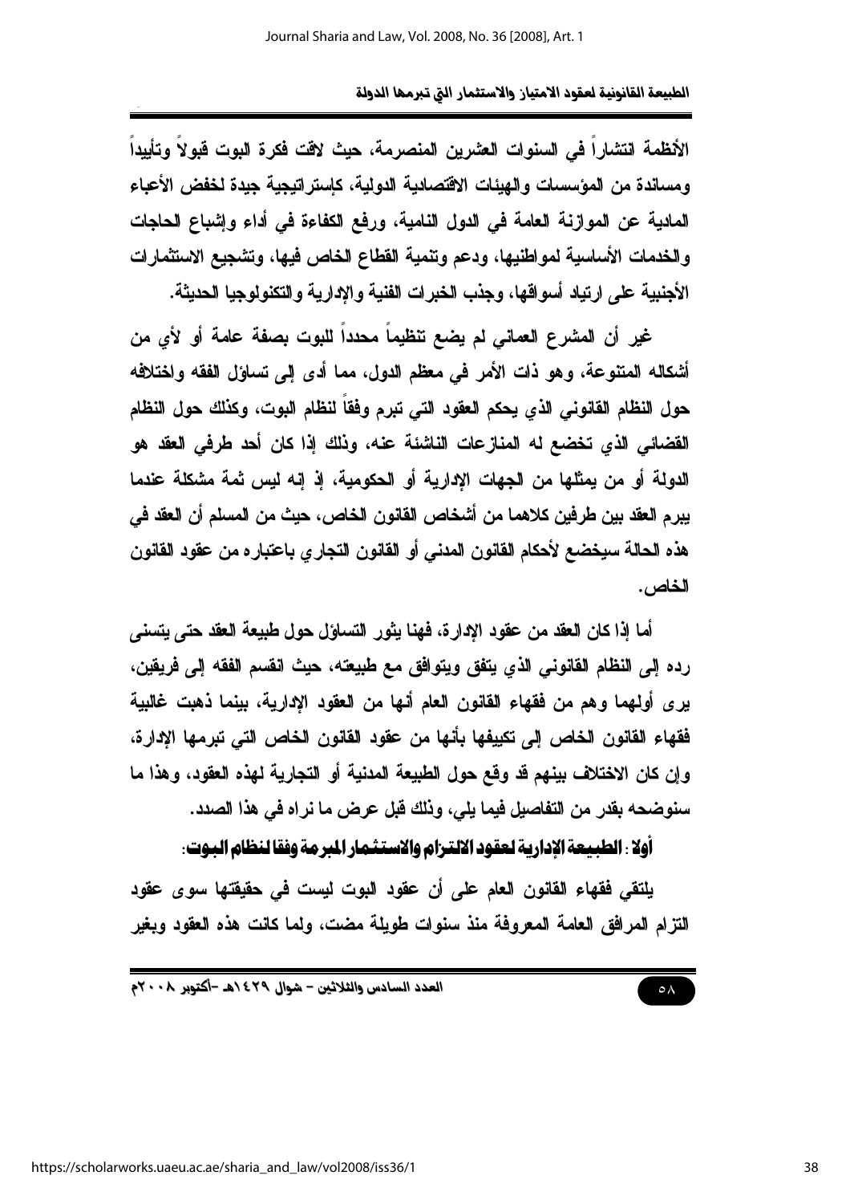الأنظمة انتشاراً في السنوات العشرين المنصرمة، حيث لاقت فكرة البوت قبولاً وتأييداً ومساندة من المؤسسات والهيئات الاقتصادية الدولية، كإستراتيجية جيدة لخفض الأعباء المادية عن الموازنة العامة في الدول النامية، ورفع الكفاءة في أداء وإشباع الحاجات والخدمات الأساسية لمواطنيها، ودعم وتنمية القطاع الخاص فيها، وتشجيع الاستثمارات الأجنبية على ارتياد أسواقها، وجذب الخبرات الفنية والإدارية والتكنولوجيا الحديثة.

غير أن المشرع العماني لم يضع تنظيماً محدداً للبوت بصفة عامة أو لأي من أشكاله المتنوعة، وهو ذات الأمر في معظم الدول، مما أدى إلى تساؤل الفقه واختلافه حول النظام القانوني الذي يحكم العقود التي تبرم وفقاً لنظام البوت، وكذلك حول النظام القضائي الذي تخضع له المنازعات الناشئة عنه، وذلك إذا كان أحد طرفي العقد هو الدولة أو من يمثلها من الجهات الإدارية أو الحكومية، إذ إنه ليس ثمة مشكلة عندما يبرم العقد بين طرفين كلاهما من أشخاص القانون الخاص، حيث من المسلم أن العقد في هذه الحالة سيخضع لأحكام القانون المدني أو القانون التجاري باعتباره من عقود القانون الخاص.

أما إذا كان العقد من عقود الإدارة، فهنا يثور التساؤل حول طبيعة العقد حتى يتسنى رده إلى النظام القانوني الذي يتفق ويتوافق مع طبيعته، حيث انقسم الفقه إلى فريقين، يرى أولهما وهم من فقهاء القانون العام أنها من العقود الإدارية، بينما ذهبت غالبية فقهاء القانون الخاص إلى تكييفها بأنها من عقود القانون الخاص التي تبرمها الإدارة، وإن كان الاختلاف بينهم قد وقع حول الطبيعة المدنية أو التجارية لهذه العقود، وهذا ما سنوضحه بقدر من التفاصيل فيما يلي، وذلك قبل عرض ما نراه في هذا الصدد.

**أولا: الطبيعة الإدارية لعقود الالتزام والاستثمار المبرمة وفقا لنظام البوت:**

يلتقي فقهاء القانون العام على أن عقود البوت ليست في حقيقتها سوى عقود التزام المرافق العامة المعروفة منذ سنوات طويلة مضت، ولما كانت هذه العقود وبغير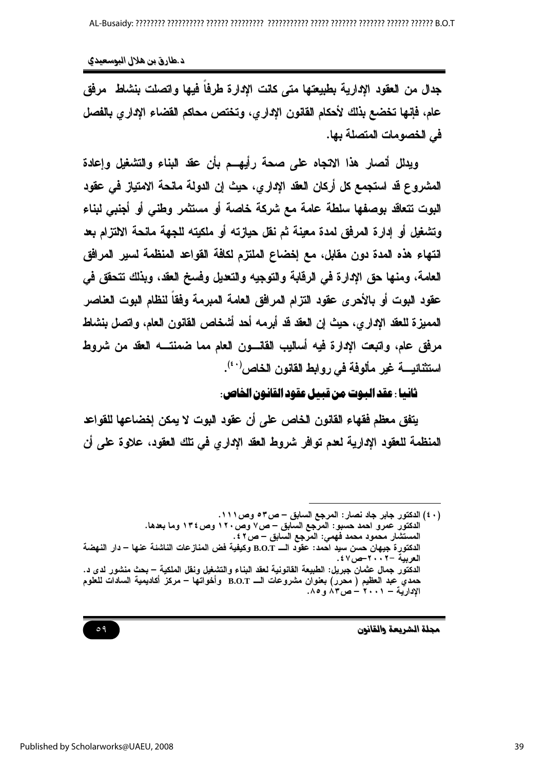جدال من العقود الإدارية بطبيعتها متى كانت الإدارة طرفاً فيها واتصلت بنشاط مرفق عام، فإنها تخضع بذلك لأحكام القانون الإداري، وتختص محاكم القضاء الإداري بالفصل في الخصومات المتصلة بها.

ويدلل أنصار هذا الاتجاه على صحة رأيهـم بأن عقد البناء والتشغيل وإعادة المشروع قد استجمع كل أركان العقد الإداري، حيث إن الدولة مانحة الامتياز في عقود البوت تتعاقد بوصفها سلطة عامة مع شركة خاصة أو مستثمر وطني أو أجنبي لبناء وتشغيل أو إدارة المرفق لمدة معينة ثم نقل حيازته أو ملكيته للجهة مانحة الالتزام بعد انتهاء هذه المدة دون مقابل، مع إخضاع الملتزم لكافة القواعد المنظمة لسير المرافق العامة، ومنها حق الإدارة في الرقابة والتوجيه والتعديل وفسخ العقد، وبذلك تتحقق في عقود البوت أو بالأحرى عقود التزام المرافق العامة المبرمة وفقاً لنظام البوت العناصر المميزة للعقد الإداري، حيث إن العقد قد أبرمه أحد أشخاص القانون العام، واتصل بنشاط مرفق عام، واتبعت الإدارة فيه أساليب القانـون العام مما ضمنتـه العقد من شروط استثنائيـة غير مألوفة في روابط القانون الخاص[40].

**ثانيا: عقد البوت من قبيل عقود القانون الخاص:**

يتفق معظم فقهاء القانون الخاص على أن عقود البوت لا يمكن إخضاعها للقواعد المنظمة للعقود الإدارية لعدم توافر شروط العقد الإداري في تلك العقود، علاوة على أن

---

(٤٠) الدكتور جابر جاد نصار: المرجع السابق – ص٥٣ وص١١١.
الدكتور عمرو احمد حسبو: المرجع السابق – ص٧ وص١٢٠ وص١٣٤ وما بعدها.
المستشار محمود محمد فهمي: المرجع السابق – ص٤٢.
الدكتورة جيهان حسن سيد احمد: عقود الـ B.O.T وكيفية فض المنازعات الناشئة عنها – دار النهضة العربية –٢٠٠٢–ص٤٧.
الدكتور جمال عثمان جبريل: الطبيعة القانونية لعقد البناء والتشغيل ونقل الملكية – بحث منشور لدى د. حمدي عبد العظيم ( محرر) بعنوان مشروعات الـ B.O.T وأخواتها – مركز أكاديمية السادات للعلوم الإدارية – ٢٠٠١ – ص٨٣ و٨٥.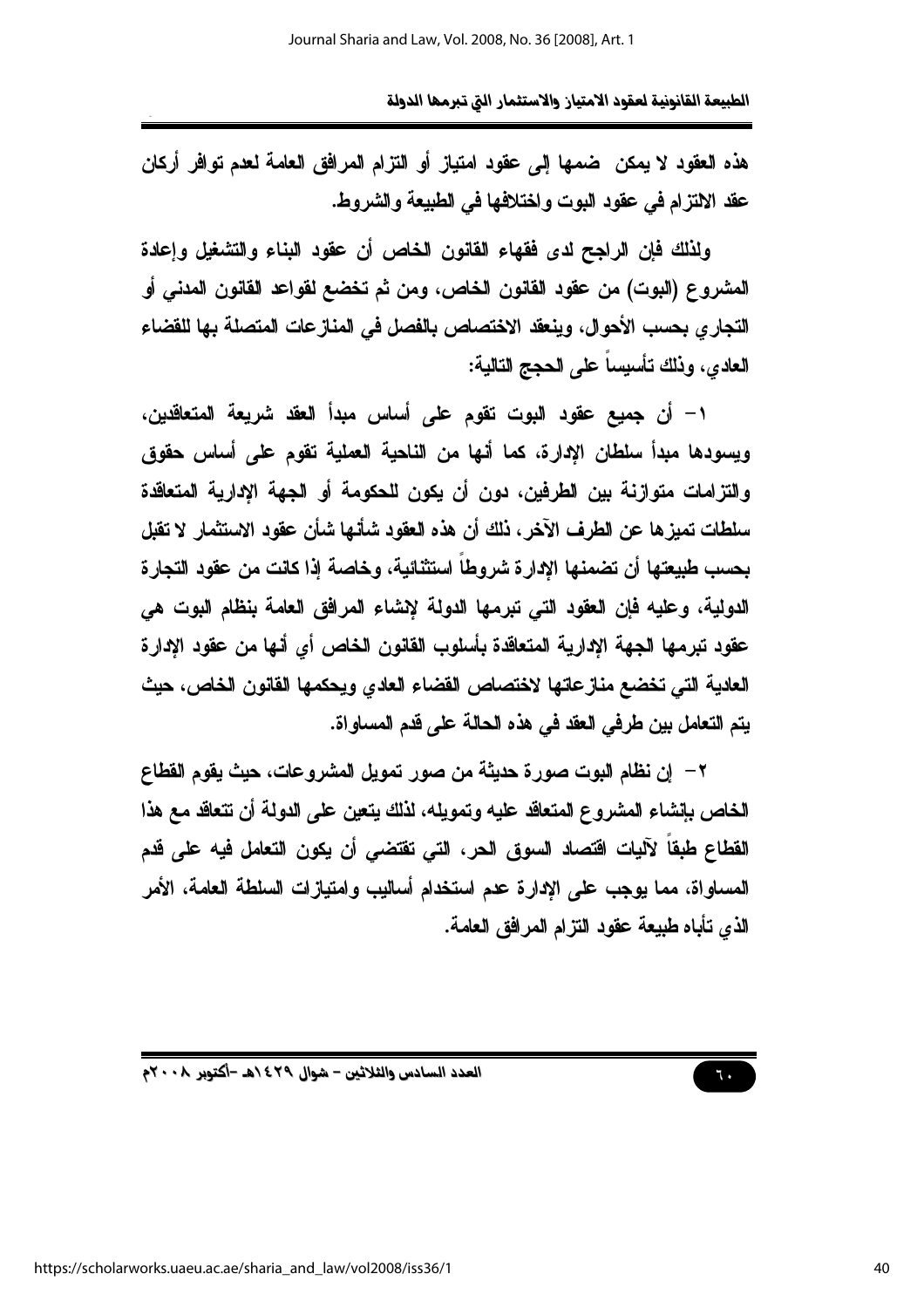هذه العقود لا يمكن ضمها إلى عقود امتياز أو التزام المرافق العامة لعدم توافر أركان عقد الالتزام في عقود البوت واختلافها في الطبيعة والشروط.

ولذلك فإن الراجح لدى فقهاء القانون الخاص أن عقود البناء والتشغيل وإعادة المشروع (البوت) من عقود القانون الخاص، ومن ثم تخضع لقواعد القانون المدني أو التجاري بحسب الأحوال، وينعقد الاختصاص بالفصل في المنازعات المتصلة بها للقضاء العادي، وذلك تأسيساً على الحجج التالية:

١- أن جميع عقود البوت تقوم على أساس مبدأ العقد شريعة المتعاقدين، ويسودها مبدأ سلطان الإرادة، كما أنها من الناحية العملية تقوم على أساس حقوق والتزامات متوازنة بين الطرفين، دون أن يكون للحكومة أو الجهة الإدارية المتعاقدة سلطات تميزها عن الطرف الآخر، ذلك أن هذه العقود شأنها شأن عقود الاستثمار لا تقبل بحسب طبيعتها أن تضمنها الإدارة شروطاً استثنائية، وخاصة إذا كانت من عقود التجارة الدولية، وعليه فإن العقود التي تبرمها الدولة لإنشاء المرافق العامة بنظام البوت هي عقود تبرمها الجهة الإدارية المتعاقدة بأسلوب القانون الخاص أي أنها من عقود الإدارة العادية التي تخضع منازعاتها لاختصاص القضاء العادي ويحكمها القانون الخاص، حيث يتم التعامل بين طرفي العقد في هذه الحالة على قدم المساواة.

٢- إن نظام البوت صورة حديثة من صور تمويل المشروعات، حيث يقوم القطاع الخاص بإنشاء المشروع المتعاقد عليه وتمويله، لذلك يتعين على الدولة أن تتعاقد مع هذا القطاع طبقاً لآليات اقتصاد السوق الحر، التي تقتضي أن يكون التعامل فيه على قدم المساواة، مما يوجب على الإدارة عدم استخدام أساليب وامتيازات السلطة العامة، الأمر الذي تأباه طبيعة عقود التزام المرافق العامة.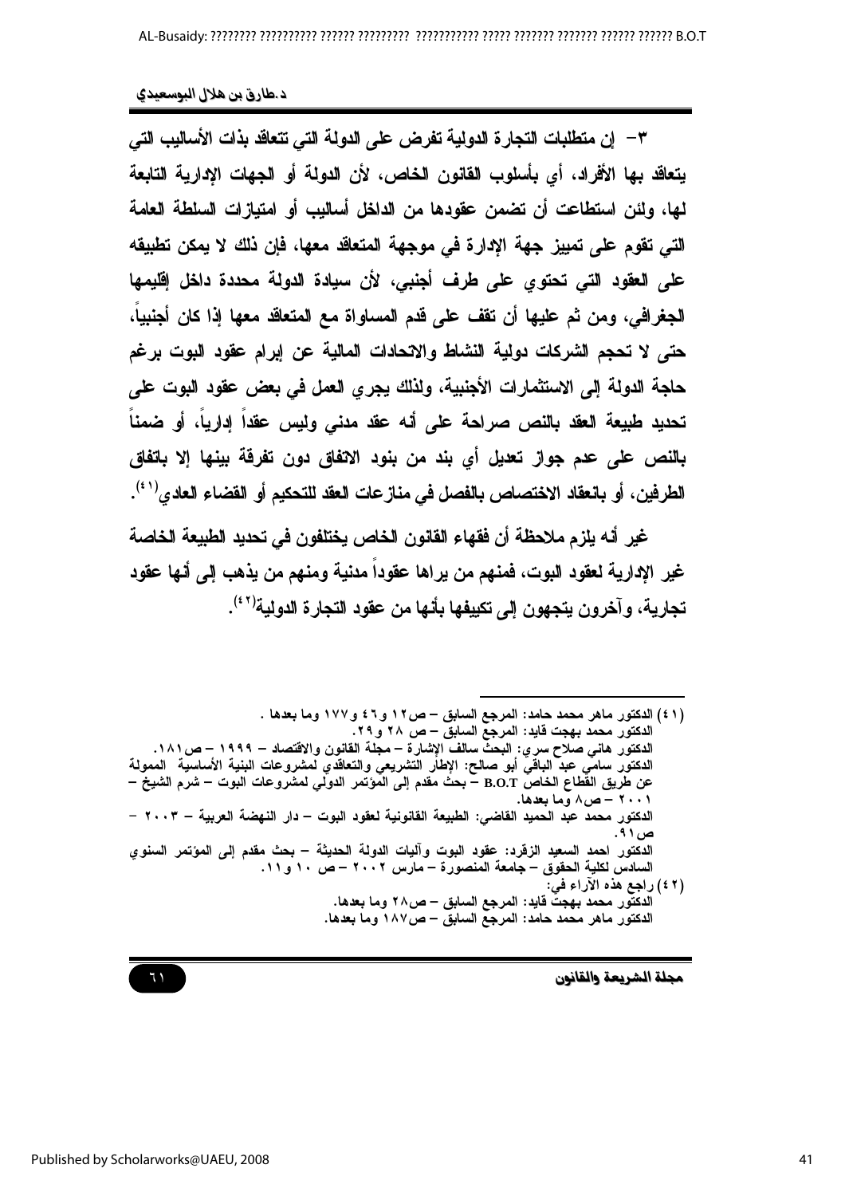٣- إن متطلبات التجارة الدولية تفرض على الدولة التي تتعاقد بذات الأساليب التي يتعاقد بها الأفراد، أي بأسلوب القانون الخاص، لأن الدولة أو الجهات الإدارية التابعة لها، ولئن استطاعت أن تضمن عقودها من الداخل أساليب أو امتيازات السلطة العامة التي تقوم على تمييز جهة الإدارة في موجهة المتعاقد معها، فإن ذلك لا يمكن تطبيقه على العقود التي تحتوي على طرف أجنبي، لأن سيادة الدولة محددة داخل إقليمها الجغرافي، ومن ثم عليها أن تقف على قدم المساواة مع المتعاقد معها إذا كان أجنبياً، حتى لا تحجم الشركات دولية النشاط والاتحادات المالية عن إبرام عقود البوت برغم حاجة الدولة إلى الاستثمارات الأجنبية، ولذلك يجري العمل في بعض عقود البوت على تحديد طبيعة العقد بالنص صراحة على أنه عقد مدني وليس عقداً إدارياً، أو ضمناً بالنص على عدم جواز تعديل أي بند من بنود الاتفاق دون تفرقة بينها إلا باتفاق الطرفين، أو بانعقاد الاختصاص بالفصل في منازعات العقد للتحكيم أو القضاء العادي[٤١].

غير أنه يلزم ملاحظة أن فقهاء القانون الخاص يختلفون في تحديد الطبيعة الخاصة غير الإدارية لعقود البوت، فمنهم من يراها عقوداً مدنية ومنهم من يذهب إلى أنها عقود تجارية، وآخرون يتجهون إلى تكييفها بأنها من عقود التجارة الدولية[٤٢].

---

(٤١) الدكتور ماهر محمد حامد: المرجع السابق – ص١٢ و٤٦ و١٧٧ وما بعدها .
الدكتور محمد بهجت قايد: المرجع السابق – ص ٢٨ و٢٩.
الدكتور هاني صلاح سري: البحث سالف الإشارة – مجلة القانون والاقتصاد – ١٩٩٩ – ص١٨١.
الدكتور سامي عبد الباقي أبو صالح: الإطار التشريعي والتعاقدي لمشروعات البنية الأساسية الممولة عن طريق القطاع الخاص B.O.T – بحث مقدم إلى المؤتمر الدولي لمشروعات البوت – شرم الشيخ – ٢٠٠١ – ص٨ وما بعدها.
الدكتور محمد عبد الحميد القاضي: الطبيعة القانونية لعقود البوت – دار النهضة العربية – ٢٠٠٣ – ص٩١.
الدكتور احمد السعيد الزقرد: عقود البوت وآليات الدولة الحديثة – بحث مقدم إلى المؤتمر السنوي السادس لكلية الحقوق – جامعة المنصورة – مارس ٢٠٠٢ – ص ١٠ و١١.

(٤٢) راجع هذه الآراء في:
الدكتور محمد بهجت قايد: المرجع السابق – ص٢٨ وما بعدها.
الدكتور ماهر محمد حامد: المرجع السابق – ص١٨٧ وما بعدها.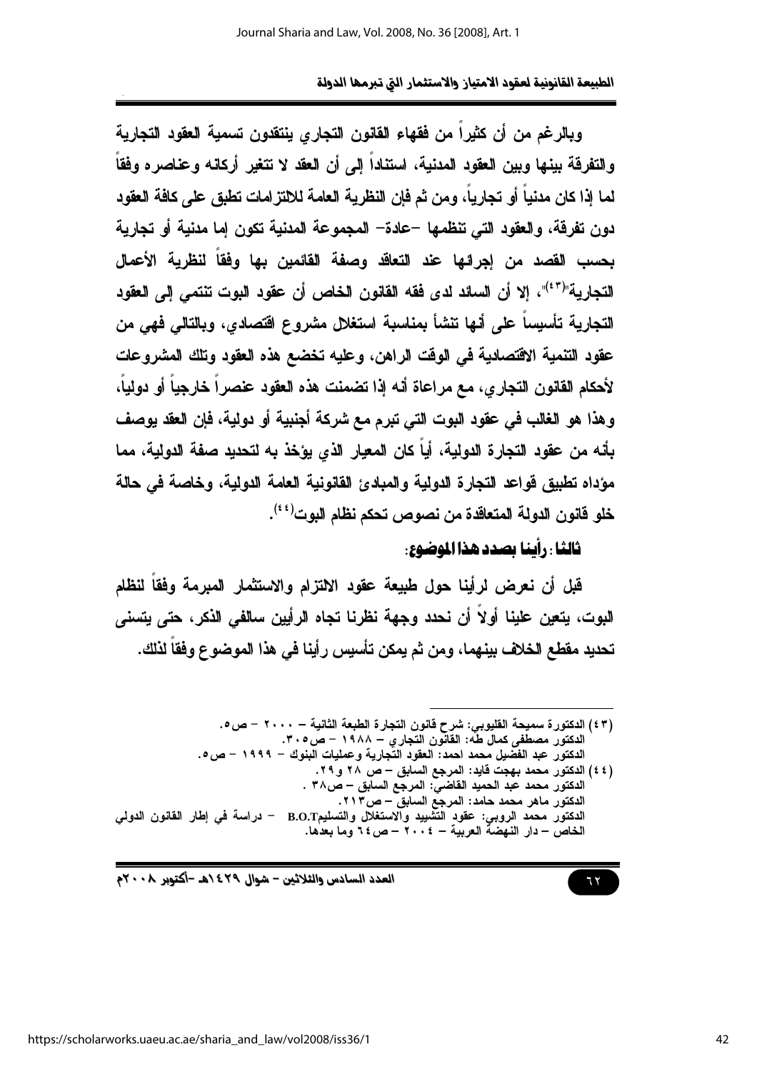وبالرغم من أن كثيراً من فقهاء القانون التجاري ينتقدون تسمية العقود التجارية والتفرقة بينها وبين العقود المدنية، استناداً إلى أن العقد لا تتغير أركانه وعناصره وفقاً لما إذا كان مدنياً أو تجارياً، ومن ثم فإن النظرية العامة للالتزامات تطبق على كافة العقود دون تفرقة، والعقود التي تنظمها -عادة- المجموعة المدنية تكون إما مدنية أو تجارية بحسب القصد من إجرائها عند التعاقد وصفة القائمين بها وفقاً لنظرية الأعمال التجارية"[٤٣]، إلا أن السائد لدى فقه القانون الخاص أن عقود البوت تنتمي إلى العقود التجارية تأسيساً على أنها تنشأ بمناسبة استغلال مشروع اقتصادي، وبالتالي فهي من عقود التنمية الاقتصادية في الوقت الراهن، وعليه تخضع هذه العقود وتلك المشروعات لأحكام القانون التجاري، مع مراعاة أنه إذا تضمنت هذه العقود عنصراً خارجياً أو دولياً، وهذا هو الغالب في عقود البوت التي تبرم مع شركة أجنبية أو دولية، فإن العقد يوصف بأنه من عقود التجارة الدولية، أياً كان المعيار الذي يؤخذ به لتحديد صفة الدولية، مما مؤداه تطبيق قواعد التجارة الدولية والمبادئ القانونية العامة الدولية، وخاصة في حالة خلو قانون الدولة المتعاقدة من نصوص تحكم نظام البوت[٤٤].

**ثالثاً: رأينا بصدد هذا الموضوع:**

قبل أن نعرض لرأينا حول طبيعة عقود الالتزام والاستثمار المبرمة وفقاً لنظام البوت، يتعين علينا أولاً أن نحدد وجهة نظرنا تجاه الرأيين سالفي الذكر، حتى يتسنى تحديد مقطع الخلاف بينهما، ومن ثم يمكن تأسيس رأينا في هذا الموضوع وفقاً لذلك.

---

(٤٣) الدكتورة سميحة القليوبي: شرح قانون التجارة الطبعة الثانية – ٢٠٠٠ – ص٥.
الدكتور مصطفى كمال طه: القانون التجاري – ١٩٨٨ – ص٣٠٥.
الدكتور عبد الفضيل محمد احمد: العقود التجارية وعمليات البنوك – ١٩٩٩ – ص٥.

(٤٤) الدكتور محمد بهجت قايد: المرجع السابق – ص ٢٨ و٢٩.
الدكتور محمد عبد الحميد القاضي: المرجع السابق – ص٣٨ .
الدكتور ماهر محمد حامد: المرجع السابق – ص٢١٣.
الدكتور محمد الروبي: عقود التشييد والاستغلال والتسليم B.O.T – دراسة في إطار القانون الدولي الخاص – دار النهضة العربية – ٢٠٠٤ – ص٦٤ وما بعدها.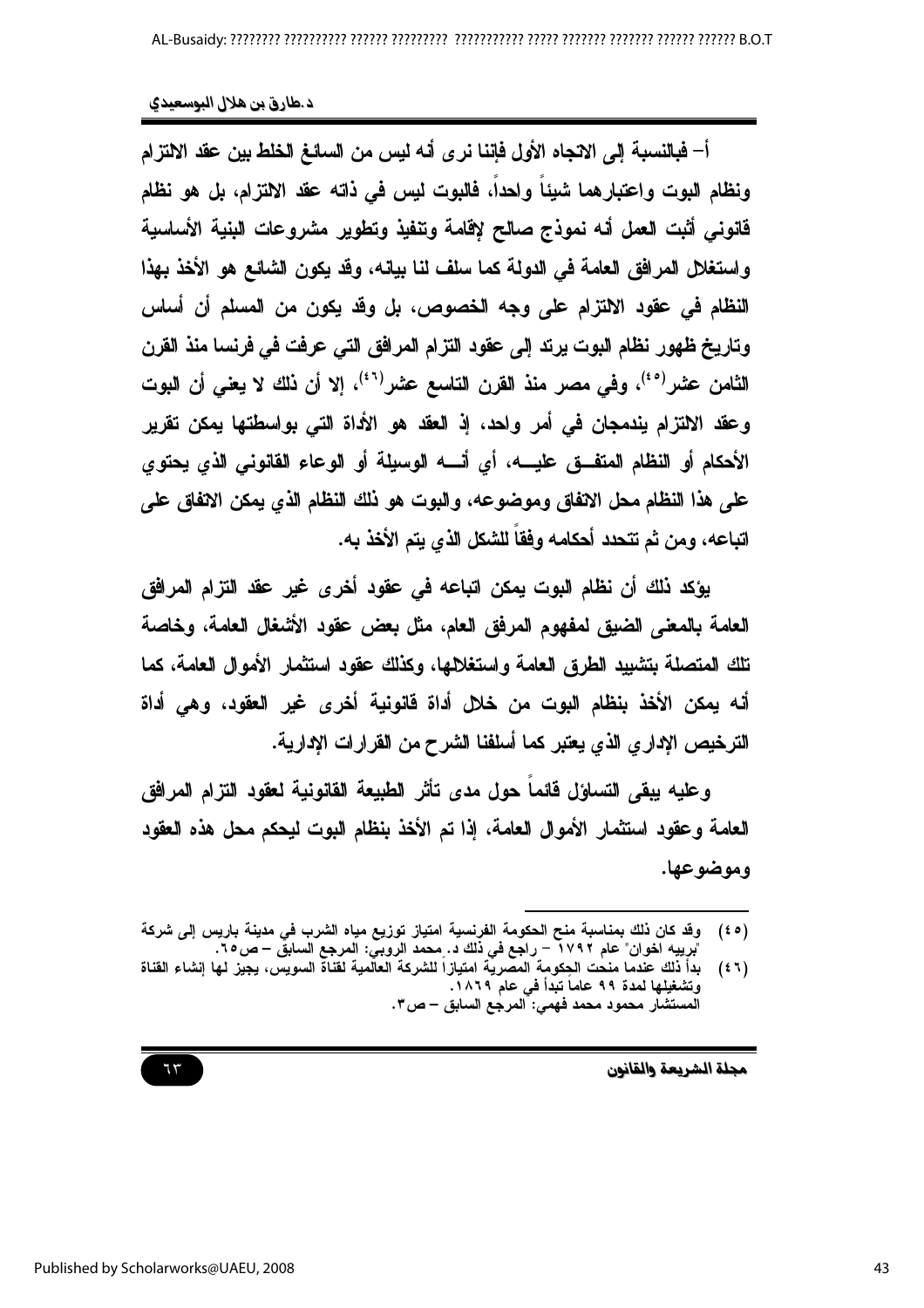أ- فبالنسبة إلى الاتجاه الأول فإننا نرى أنه ليس من السائغ الخلط بين عقد الالتزام ونظام البوت واعتبارهما شيئاً واحداً، فالبوت ليس في ذاته عقد الالتزام، بل هو نظام قانوني أثبت العمل أنه نموذج صالح لإقامة وتنفيذ وتطوير مشروعات البنية الأساسية واستغلال المرافق العامة في الدولة كما سلف لنا بيانه، وقد يكون الشائع هو الأخذ بهذا النظام في عقود الالتزام على وجه الخصوص، بل وقد يكون من المسلم أن أساس وتاريخ ظهور نظام البوت يرتد إلى عقود التزام المرافق التي عرفت في فرنسا منذ القرن الثامن عشر(٤٥)، وفي مصر منذ القرن التاسع عشر(٤٦)، إلا أن ذلك لا يعني أن البوت وعقد الالتزام يندمجان في أمر واحد، إذ العقد هو الأداة التي بواسطتها يمكن تقرير الأحكام أو النظام المتفق عليه، أي أنه الوسيلة أو الوعاء القانوني الذي يحتوي على هذا النظام محل الاتفاق وموضوعه، والبوت هو ذلك النظام الذي يمكن الاتفاق على اتباعه، ومن ثم تتحدد أحكامه وفقاً للشكل الذي يتم الأخذ به.

يؤكد ذلك أن نظام البوت يمكن اتباعه في عقود أخرى غير عقد التزام المرافق العامة بالمعنى الضيق لمفهوم المرفق العام، مثل بعض عقود الأشغال العامة، وخاصة تلك المتصلة بتشييد الطرق العامة واستغلالها، وكذلك عقود استثمار الأموال العامة، كما أنه يمكن الأخذ بنظام البوت من خلال أداة قانونية أخرى غير العقود، وهي أداة الترخيص الإداري الذي يعتبر كما أسلفنا الشرح من القرارات الإدارية.

وعليه يبقى التساؤل قائماً حول مدى تأثر الطبيعة القانونية لعقود التزام المرافق العامة وعقود استثمار الأموال العامة، إذا تم الأخذ بنظام البوت ليحكم محل هذه العقود وموضوعها.

---

(٤٥) وقد كان ذلك بمناسبة منح الحكومة الفرنسية امتياز توزيع مياه الشرب في مدينة باريس إلى شركة "بريبه اخوان" عام ١٧٩٢ - راجع في ذلك د. محمد الروبي: المرجع السابق - ص٦٥.

(٤٦) بدأ ذلك عندما منحت الحكومة المصرية امتيازاً للشركة العالمية لقناة السويس، يجيز لها إنشاء القناة وتشغيلها لمدة ٩٩ عاماً تبدأ في عام ١٨٦٩.
المستشار محمود محمد فهمي: المرجع السابق - ص٣.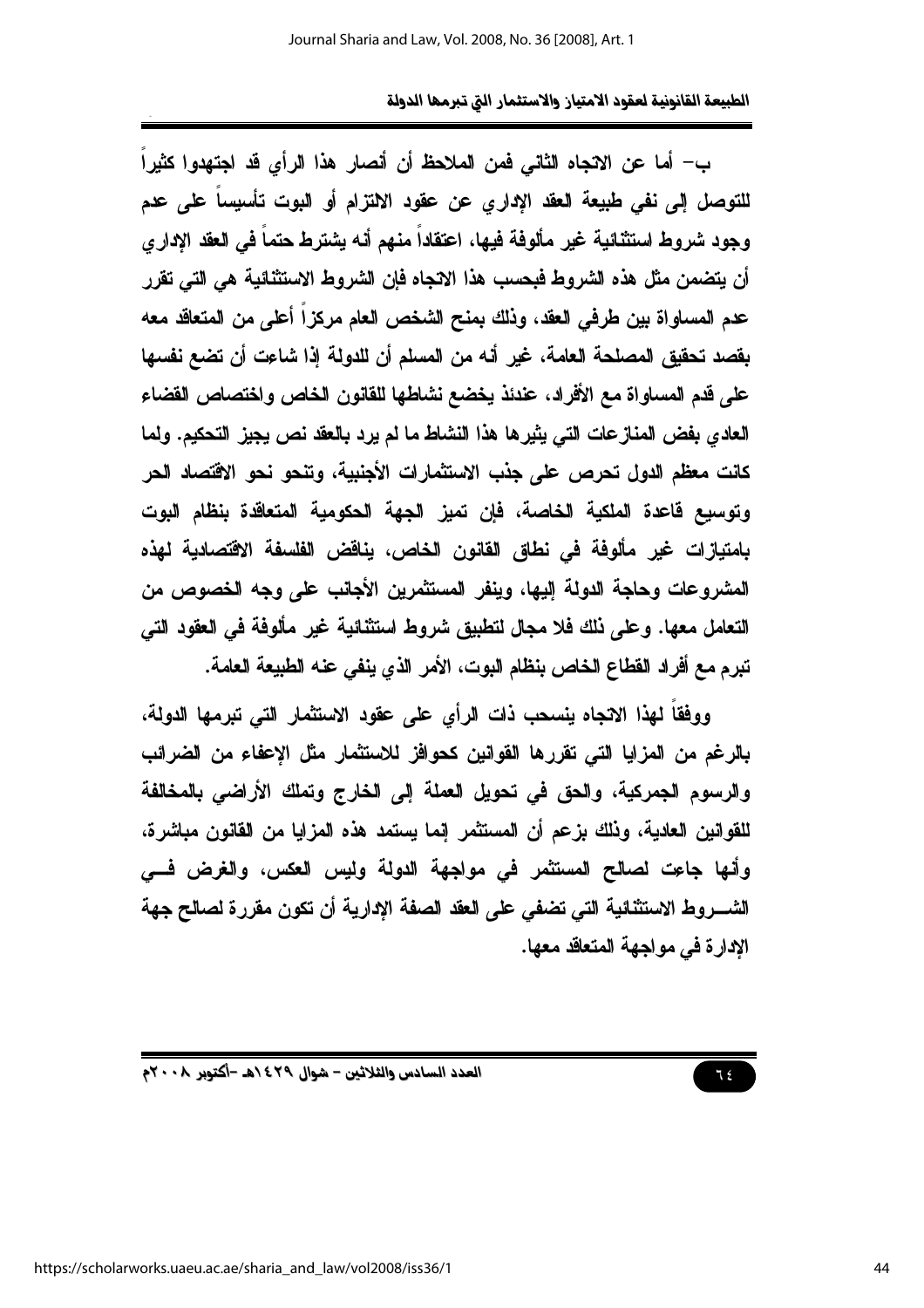ب- أما عن الاتجاه الثاني فمن الملاحظ أن أنصار هذا الرأي قد اجتهدوا كثيراً للتوصل إلى نفي طبيعة العقد الإداري عن عقود الالتزام أو البوت تأسيساً على عدم وجود شروط استثنائية غير مألوفة فيها، اعتقاداً منهم أنه يشترط حتماً في العقد الإداري أن يتضمن مثل هذه الشروط فبحسب هذا الاتجاه فإن الشروط الاستثنائية هي التي تقرر عدم المساواة بين طرفي العقد، وذلك بمنح الشخص العام مركزاً أعلى من المتعاقد معه بقصد تحقيق المصلحة العامة، غير أنه من المسلم أن للدولة إذا شاءت أن تضع نفسها على قدم المساواة مع الأفراد، عندئذ يخضع نشاطها للقانون الخاص واختصاص القضاء العادي بفض المنازعات التي يثيرها هذا النشاط ما لم يرد بالعقد نص يجيز التحكيم. ولما كانت معظم الدول تحرص على جذب الاستثمارات الأجنبية، وتنحو نحو الاقتصاد الحر وتوسيع قاعدة الملكية الخاصة، فإن تميز الجهة الحكومية المتعاقدة بنظام البوت بامتيازات غير مألوفة في نطاق القانون الخاص، يناقض الفلسفة الاقتصادية لهذه المشروعات وحاجة الدولة إليها، وينفر المستثمرين الأجانب على وجه الخصوص من التعامل معها. وعلى ذلك فلا مجال لتطبيق شروط استثنائية غير مألوفة في العقود التي تبرم مع أفراد القطاع الخاص بنظام البوت، الأمر الذي ينفي عنه الطبيعة العامة.

ووفقاً لهذا الاتجاه ينسحب ذات الرأي على عقود الاستثمار التي تبرمها الدولة، بالرغم من المزايا التي تقررها القوانين كحوافز للاستثمار مثل الإعفاء من الضرائب والرسوم الجمركية، والحق في تحويل العملة إلى الخارج وتملك الأراضي بالمخالفة للقوانين العادية، وذلك بزعم أن المستثمر إنما يستمد هذه المزايا من القانون مباشرة، وأنها جاءت لصالح المستثمر في مواجهة الدولة وليس العكس، والغرض في الشروط الاستثنائية التي تضفي على العقد الصفة الإدارية أن تكون مقررة لصالح جهة الإدارة في مواجهة المتعاقد معها.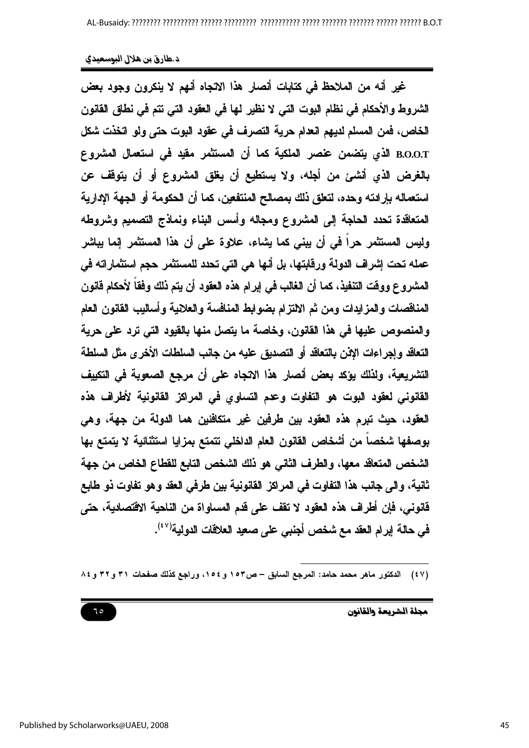غير أنه من الملاحظ في كتابات أنصار هذا الاتجاه أنهم لا ينكرون وجود بعض الشروط والأحكام في نظام البوت التي لا نظير لها في العقود التي تتم في نطاق القانون الخاص، فمن المسلم لديهم انعدام حرية التصرف في عقود البوت حتى ولو اتخذت شكل B.O.O.T الذي يتضمن عنصر الملكية كما أن المستثمر مقيد في استعمال المشروع بالغرض الذي أنشئ من أجله، ولا يستطيع أن يغلق المشروع أو أن يتوقف عن استعماله بإرادته وحده، لتعلق ذلك بمصالح المنتفعين، كما أن الحكومة أو الجهة الإدارية المتعاقدة تحدد الحاجة إلى المشروع ومجاله وأسس البناء ونماذج التصميم وشروطه وليس المستثمر حراً في أن يبني كما يشاء، علاوة على أن هذا المستثمر إنما يباشر عمله تحت إشراف الدولة ورقابتها، بل أنها هي التي تحدد للمستثمر حجم استثماراته في المشروع ووقت التنفيذ، كما أن الغالب في إبرام هذه العقود أن يتم ذلك وفقاً لأحكام قانون المناقصات والمزايدات ومن ثم الالتزام بضوابط المنافسة والعلانية وأساليب القانون العام والمنصوص عليها في هذا القانون، وخاصة ما يتصل منها بالقيود التي ترد على حرية التعاقد وإجراءات الإذن بالتعاقد أو التصديق عليه من جانب السلطات الأخرى مثل السلطة التشريعية، ولذلك يؤكد بعض أنصار هذا الاتجاه على أن مرجع الصعوبة في التكييف القانوني لعقود البوت هو التفاوت وعدم التساوي في المراكز القانونية لأطراف هذه العقود، حيث تبرم هذه العقود بين طرفين غير متكافئين هما الدولة من جهة، وهي بوصفها شخصاً من أشخاص القانون العام الداخلي تتمتع بمزايا استثنائية لا يتمتع بها الشخص المتعاقد معها، والطرف الثاني هو ذلك الشخص التابع للقطاع الخاص من جهة ثانية، والى جانب هذا التفاوت في المراكز القانونية بين طرفي العقد وهو تفاوت ذو طابع قانوني، فإن أطراف هذه العقود لا تقف على قدم المساواة من الناحية الاقتصادية، حتى في حالة إبرام العقد مع شخص أجنبي على صعيد العلاقات الدولية[٤٧].

---

(٤٧) الدكتور ماهر محمد حامد: المرجع السابق – ص١٥٣ و ١٥٤، وراجع كذلك صفحات ٣١ و٣٢ و٨٤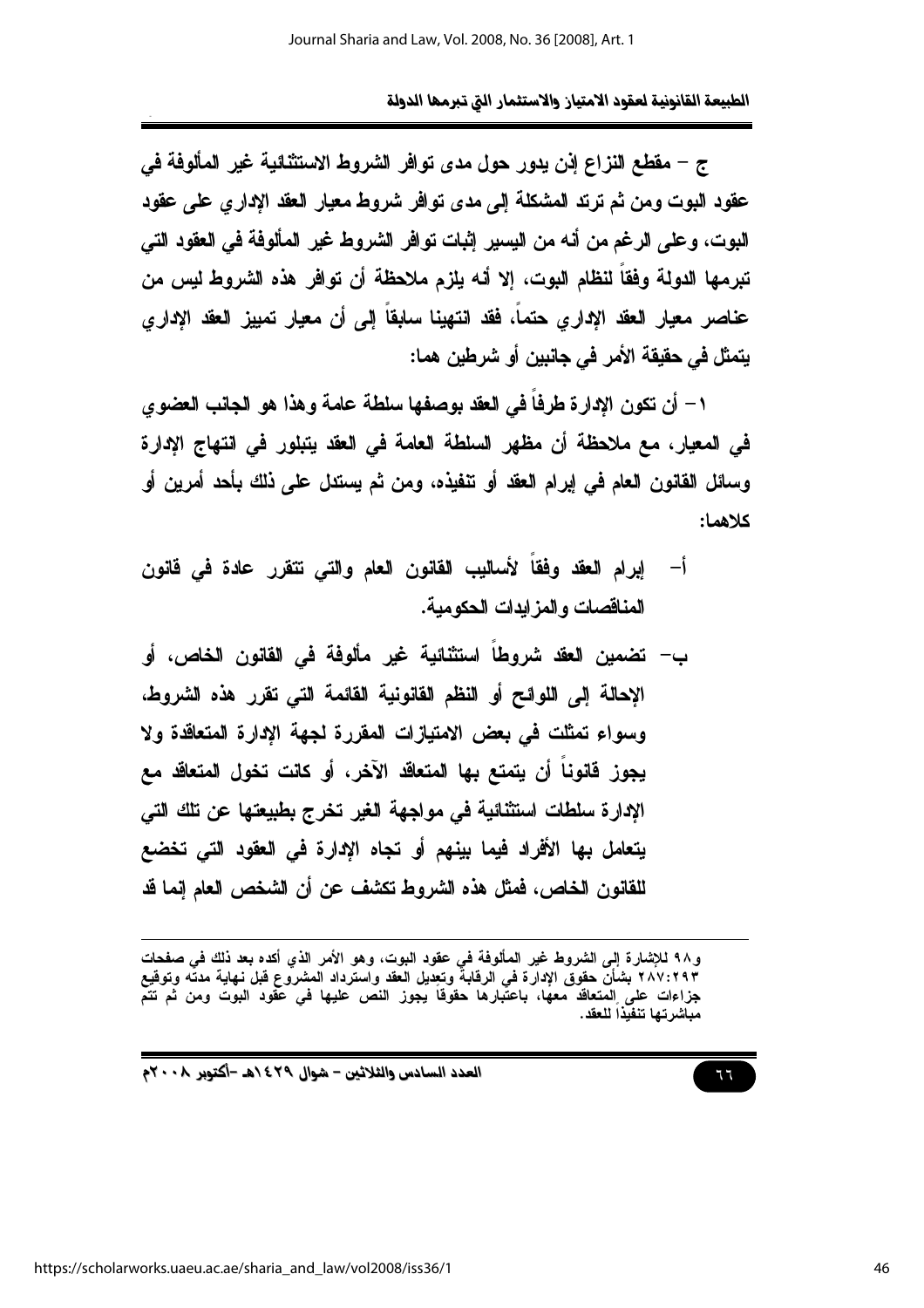ج – مقطع النزاع إذن يدور حول مدى توافر الشروط الاستثنائية غير المألوفة في عقود البوت ومن ثم ترتد المشكلة إلى مدى توافر شروط معيار العقد الإداري على عقود البوت، وعلى الرغم من أنه من اليسير إثبات توافر الشروط غير المألوفة في العقود التي تبرمها الدولة وفقاً لنظام البوت، إلا أنه يلزم ملاحظة أن توافر هذه الشروط ليس من عناصر معيار العقد الإداري حتماً، فقد انتهينا سابقاً إلى أن معيار تمييز العقد الإداري يتمثل في حقيقة الأمر في جانبين أو شرطين هما:

١ – أن تكون الإدارة طرفاً في العقد بوصفها سلطة عامة وهذا هو الجانب العضوي في المعيار، مع ملاحظة أن مظهر السلطة العامة في العقد يتبلور في انتهاج الإدارة وسائل القانون العام في إبرام العقد أو تنفيذه، ومن ثم يستدل على ذلك بأحد أمرين أو كلاهما:

- أ- إبرام العقد وفقاً لأساليب القانون العام والتي تتقرر عادة في قانون المناقصات والمزايدات الحكومية.
- ب- تضمين العقد شروطاً استثنائية غير مألوفة في القانون الخاص، أو الإحالة إلى اللوائح أو النظم القانونية القائمة التي تقرر هذه الشروط، وسواء تمثلت في بعض الامتيازات المقررة لجهة الإدارة المتعاقدة ولا يجوز قانوناً أن يتمتع بها المتعاقد الآخر، أو كانت تخول المتعاقد مع الإدارة سلطات استثنائية في مواجهة الغير تخرج بطبيعتها عن تلك التي يتعامل بها الأفراد فيما بينهم أو تجاه الإدارة في العقود التي تخضع للقانون الخاص، فمثل هذه الشروط تكشف عن أن الشخص العام إنما قد

---

و٩٨ للإشارة إلى الشروط غير المألوفة في عقود البوت، وهو الأمر الذي أكده بعد ذلك في صفحات ٢٨٧:٢٩٣ بشأن حقوق الإدارة في الرقابة وتعديل العقد واسترداد المشروع قبل نهاية مدته وتوقيع جزاءات على المتعاقد معها، باعتبارها حقوقاً يجوز النص عليها في عقود البوت ومن ثم تتم مباشرتها تنفيذاً للعقد.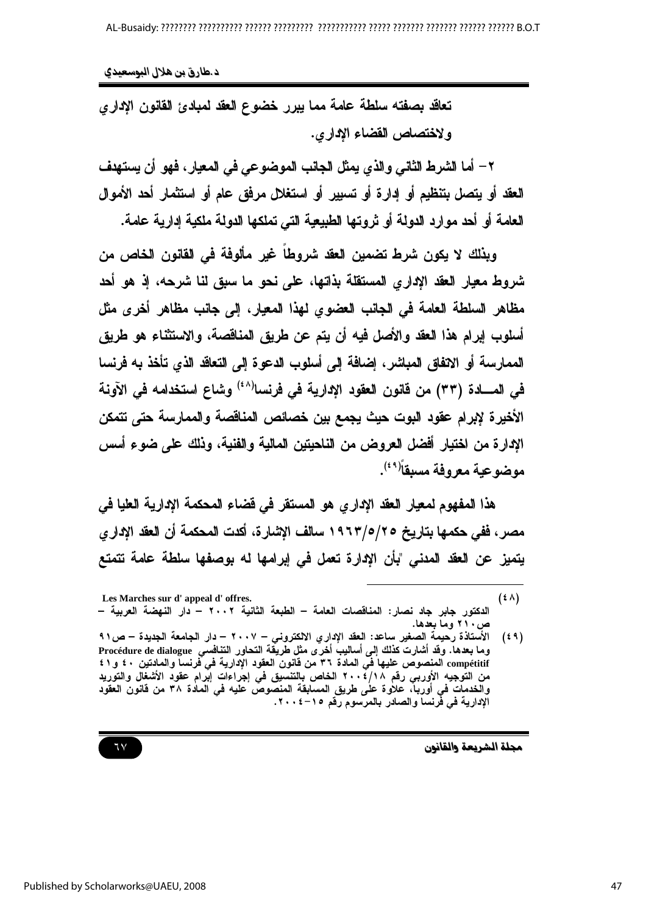تعاقد بصفته سلطة عامة مما يبرر خضوع العقد لمبادئ القانون الإداري ولاختصاص القضاء الإداري.

٢ – أما الشرط الثاني والذي يمثل الجانب الموضوعي في المعيار، فهو أن يستهدف العقد أو يتصل بتنظيم أو إدارة أو تسيير أو استغلال مرفق عام أو استثمار أحد الأموال العامة أو أحد موارد الدولة أو ثروتها الطبيعية التي تملكها الدولة ملكية إدارية عامة.

وبذلك لا يكون شرط تضمين العقد شروطاً غير مألوفة في القانون الخاص من شروط معيار العقد الإداري المستقلة بذاتها، على نحو ما سبق لنا شرحه، إذ هو أحد مظاهر السلطة العامة في الجانب العضوي لهذا المعيار، إلى جانب مظاهر أخرى مثل أسلوب إبرام هذا العقد والأصل فيه أن يتم عن طريق المناقصة، والاستثناء هو طريق الممارسة أو الاتفاق المباشر، إضافة إلى أسلوب الدعوة إلى التعاقد الذي تأخذ به فرنسا في المـــادة (٣٣) من قانون العقود الإدارية في فرنسا[٤٨] وشاع استخدامه في الآونة الأخيرة لإبرام عقود البوت حيث يجمع بين خصائص المناقصة والممارسة حتى تتمكن الإدارة من اختيار أفضل العروض من الناحيتين المالية والفنية، وذلك على ضوء أسس موضوعية معروفة مسبقاً[٤٩].

هذا المفهوم لمعيار العقد الإداري هو المستقر في قضاء المحكمة الإدارية العليا في مصر، ففي حكمها بتاريخ ١٩٦٣/٥/٢٥ سالف الإشارة، أكدت المحكمة أن العقد الإداري يتميز عن العقد المدني "بأن الإدارة تعمل في إبرامها له بوصفها سلطة عامة تتمتع

---

(٤٨) Les Marches sur d' appeal d' offres.
الدكتور جابر جاد نصار: المناقصات العامة – الطبعة الثانية ٢٠٠٢ – دار النهضة العربية – ص٢١٠ وما بعدها.

(٤٩) الأستاذة رحيمة الصغير ساعد: العقد الإداري الالكتروني – ٢٠٠٧ – دار الجامعة الجديدة – ص٩١ وما بعدها. وقد أشارت كذلك إلى أساليب أخرى مثل طريقة التحاور التنافسي Procédure de dialogue compétitif المنصوص عليها في المادة ٣٦ من قانون العقود الإدارية في فرنسا والمادتين ٤٠ و٤١ من التوجيه الأوربي رقم ٢٠٠٤/١٨ الخاص بالتنسيق في إجراءات إبرام عقود الأشغال والتوريد والخدمات في أوربا، علاوة على طريق المسابقة المنصوص عليه في المادة ٣٨ من قانون العقود الإدارية في فرنسا والصادر بالمرسوم رقم ١٥-٢٠٠٤.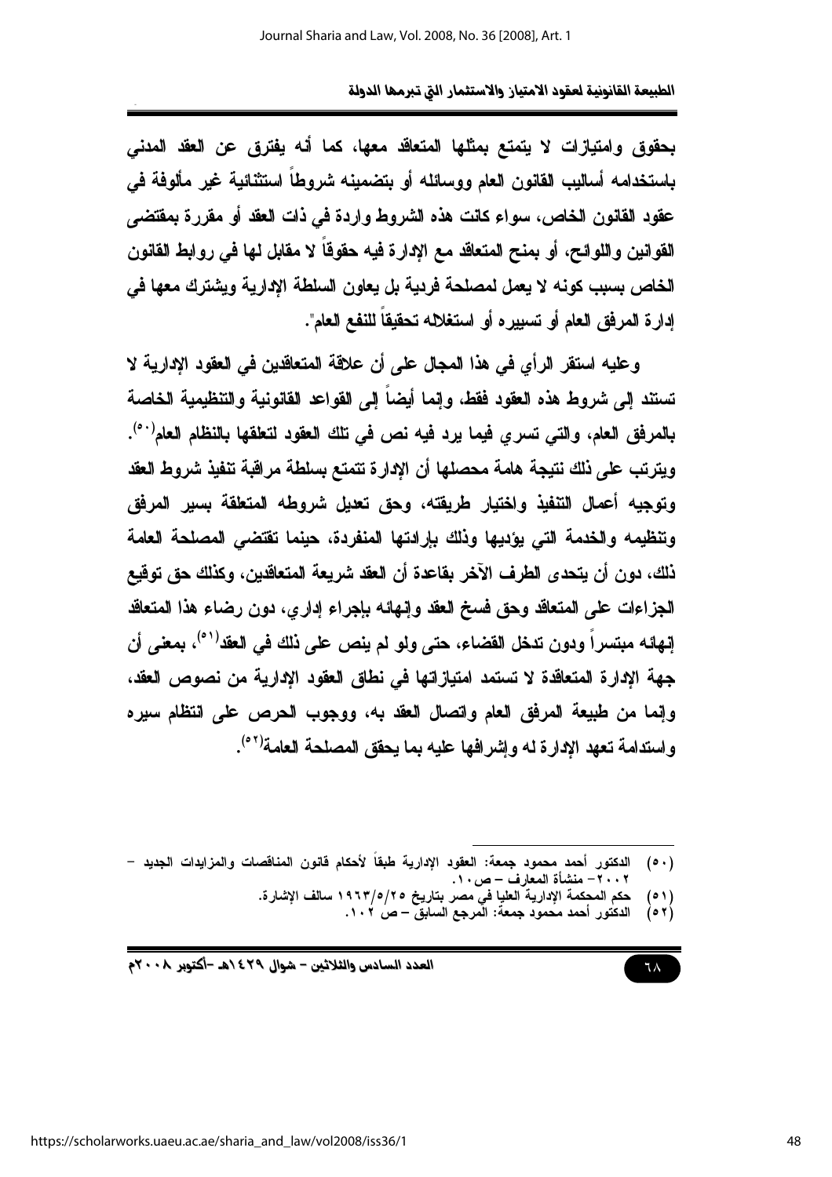بحقوق وامتيازات لا يتمتع بمثلها المتعاقد معها، كما أنه يفترق عن العقد المدني باستخدامه أساليب القانون العام ووسائله أو بتضمينه شروطاً استثنائية غير مألوفة في عقود القانون الخاص، سواء كانت هذه الشروط واردة في ذات العقد أو مقررة بمقتضى القوانين واللوائح، أو بمنح المتعاقد مع الإدارة فيه حقوقاً لا مقابل لها في روابط القانون الخاص بسبب كونه لا يعمل لمصلحة فردية بل يعاون السلطة الإدارية ويشترك معها في إدارة المرفق العام أو تسييره أو استغلاله تحقيقاً للنفع العام".

وعليه استقر الرأي في هذا المجال على أن علاقة المتعاقدين في العقود الإدارية لا تستند إلى شروط هذه العقود فقط، وإنما أيضاً إلى القواعد القانونية والتنظيمية الخاصة بالمرفق العام، والتي تسري فيما يرد فيه نص في تلك العقود لتعلقها بالنظام العام[٥٠]. ويترتب على ذلك نتيجة هامة محصلها أن الإدارة تتمتع بسلطة مراقبة تنفيذ شروط العقد وتوجيه أعمال التنفيذ واختيار طريقته، وحق تعديل شروطه المتعلقة بسير المرفق وتنظيمه والخدمة التي يؤديها وذلك بإرادتها المنفردة، حينما تقتضي المصلحة العامة ذلك، دون أن يتحدى الطرف الآخر بقاعدة أن العقد شريعة المتعاقدين، وكذلك حق توقيع الجزاءات على المتعاقد وحق فسخ العقد وإنهائه بإجراء إداري، دون رضاء هذا المتعاقد إنهائه مبتسراً ودون تدخل القضاء، حتى ولو لم ينص على ذلك في العقد[٥١]، بمعنى أن جهة الإدارة المتعاقدة لا تستمد امتيازاتها في نطاق العقود الإدارية من نصوص العقد، وإنما من طبيعة المرفق العام واتصال العقد به، ووجوب الحرص على انتظام سيره واستدامة تعهد الإدارة له وإشرافها عليه بما يحقق المصلحة العامة[٥٢].

---

(٥٠) الدكتور أحمد محمود جمعة: العقود الإدارية طبقاً لأحكام قانون المناقصات والمزايدات الجديد – ٢٠٠٢ – منشأة المعارف – ص١٠.

(٥١) حكم المحكمة الإدارية العليا في مصر بتاريخ ١٩٦٣/٥/٢٥ سالف الإشارة.

(٥٢) الدكتور أحمد محمود جمعة: المرجع السابق – ص ١٠٢.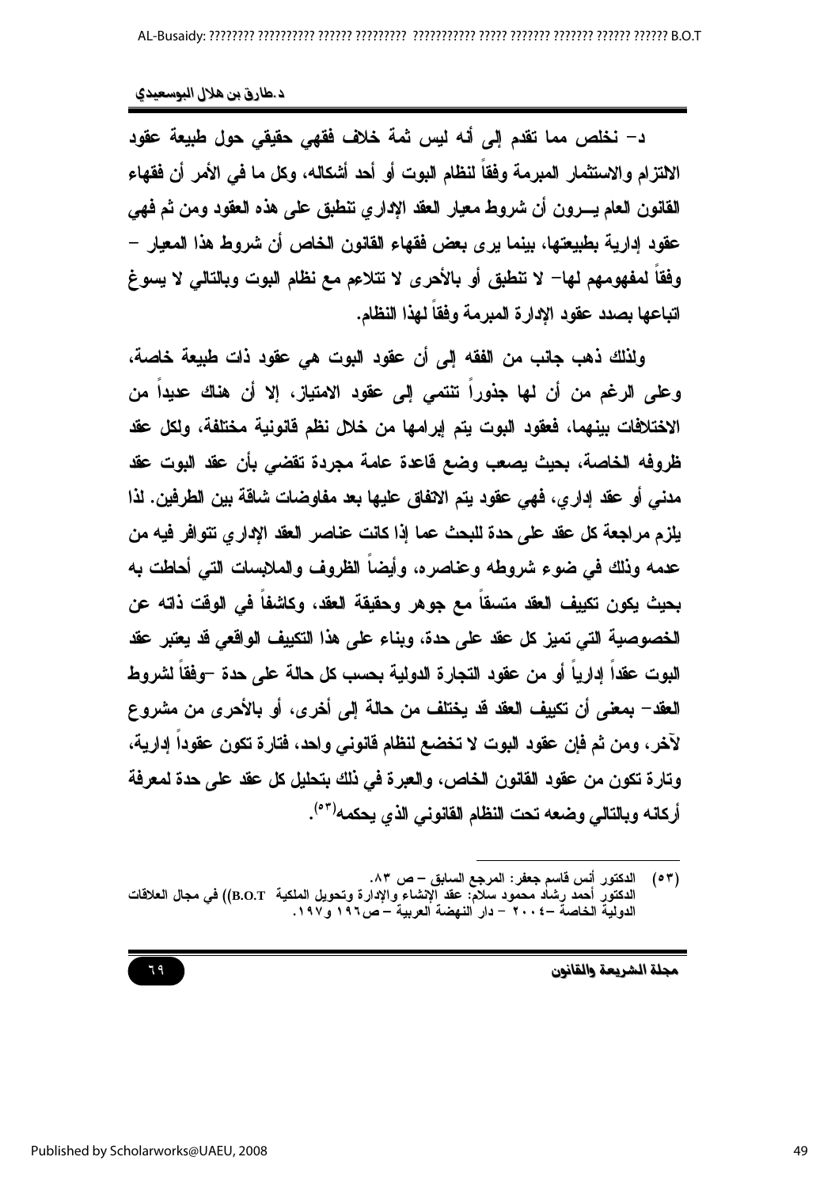د- نخلص مما تقدم إلى أنه ليس ثمة خلاف فقهي حقيقي حول طبيعة عقود الالتزام والاستثمار المبرمة وفقاً لنظام البوت أو أحد أشكاله، وكل ما في الأمر أن فقهاء القانون العام يـــرون أن شروط معيار العقد الإداري تنطبق على هذه العقود ومن ثم فهي عقود إدارية بطبيعتها، بينما يرى بعض فقهاء القانون الخاص أن شروط هذا المعيار – وفقاً لمفهومهم لها– لا تنطبق أو بالأحرى لا تتلاءم مع نظام البوت وبالتالي لا يسوغ اتباعها بصدد عقود الإدارة المبرمة وفقاً لهذا النظام.

ولذلك ذهب جانب من الفقه إلى أن عقود البوت هي عقود ذات طبيعة خاصة، وعلى الرغم من أن لها جذوراً تنتمي إلى عقود الامتياز، إلا أن هناك عديداً من الاختلافات بينهما، فعقود البوت يتم إبرامها من خلال نظم قانونية مختلفة، ولكل عقد ظروفه الخاصة، بحيث يصعب وضع قاعدة عامة مجردة تقضي بأن عقد البوت عقد مدني أو عقد إداري، فهي عقود يتم الاتفاق عليها بعد مفاوضات شاقة بين الطرفين. لذا يلزم مراجعة كل عقد على حدة للبحث عما إذا كانت عناصر العقد الإداري تتوافر فيه من عدمه وذلك في ضوء شروطه وعناصره، وأيضاً الظروف والملابسات التي أحاطت به بحيث يكون تكييف العقد متسقاً مع جوهر وحقيقة العقد، وكاشفاً في الوقت ذاته عن الخصوصية التي تميز كل عقد على حدة، وبناء على هذا التكييف الواقعي قد يعتبر عقد البوت عقداً إدارياً أو من عقود التجارة الدولية بحسب كل حالة على حدة –وفقاً لشروط العقد– بمعنى أن تكييف العقد قد يختلف من حالة إلى أخرى، أو بالأحرى من مشروع لآخر، ومن ثم فإن عقود البوت لا تخضع لنظام قانوني واحد، فتارة تكون عقوداً إدارية، وتارة تكون من عقود القانون الخاص، والعبرة في ذلك بتحليل كل عقد على حدة لمعرفة أركانه وبالتالي وضعه تحت النظام القانوني الذي يحكمه(٥٣).

---

(٥٣) الدكتور أنس قاسم جعفر: المرجع السابق – ص ٨٣.
الدكتور أحمد رشاد محمود سلام: عقد الإنشاء والإدارة وتحويل الملكية (B.O.T) في مجال العلاقات الدولية الخاصة –٢٠٠٤ – دار النهضة العربية – ص١٩٦ و١٩٧.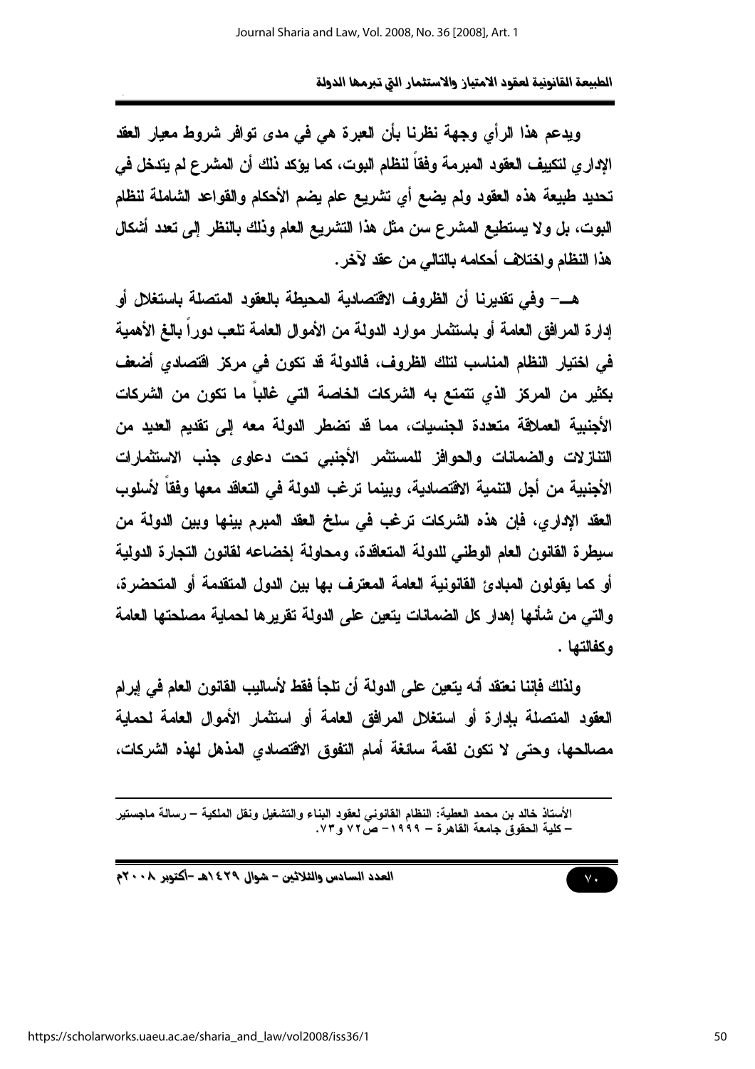ويدعم هذا الرأي وجهة نظرنا بأن العبرة هي في مدى توافر شروط معيار العقد الإداري لتكييف العقود المبرمة وفقاً لنظام البوت، كما يؤكد ذلك أن المشرع لم يتدخل في تحديد طبيعة هذه العقود ولم يضع أي تشريع عام يضم الأحكام والقواعد الشاملة لنظام البوت، بل ولا يستطيع المشرع سن مثل هذا التشريع العام وذلك بالنظر إلى تعدد أشكال هذا النظام واختلاف أحكامه بالتالي من عقد لآخر.

هـ- وفي تقديرنا أن الظروف الاقتصادية المحيطة بالعقود المتصلة باستغلال أو إدارة المرافق العامة أو باستثمار موارد الدولة من الأموال العامة تلعب دوراً بالغ الأهمية في اختيار النظام المناسب لتلك الظروف، فالدولة قد تكون في مركز اقتصادي أضعف بكثير من المركز الذي تتمتع به الشركات الخاصة التي غالباً ما تكون من الشركات الأجنبية العملاقة متعددة الجنسيات، مما قد تضطر الدولة معه إلى تقديم العديد من التنازلات والضمانات والحوافز للمستثمر الأجنبي تحت دعاوى جذب الاستثمارات الأجنبية من أجل التنمية الاقتصادية، وبينما ترغب الدولة في التعاقد معها وفقاً لأسلوب العقد الإداري، فإن هذه الشركات ترغب في سلخ العقد المبرم بينها وبين الدولة من سيطرة القانون العام الوطني للدولة المتعاقدة، ومحاولة إخضاعه لقانون التجارة الدولية أو كما يقولون المبادئ القانونية العامة المعترف بها بين الدول المتقدمة أو المتحضرة، والتي من شأنها إهدار كل الضمانات يتعين على الدولة تقريرها لحماية مصلحتها العامة وكفالتها .

ولذلك فإننا نعتقد أنه يتعين على الدولة أن تلجأ فقط لأساليب القانون العام في إبرام العقود المتصلة بإدارة أو استغلال المرافق العامة أو استثمار الأموال العامة لحماية مصالحها، وحتى لا تكون لقمة سائغة أمام التفوق الاقتصادي المذهل لهذه الشركات،

---

الأستاذ خالد بن محمد العطية: النظام القانوني لعقود البناء والتشغيل ونقل الملكية – رسالة ماجستير – كلية الحقوق جامعة القاهرة – ١٩٩٩ – ص٧٢ و٧٣.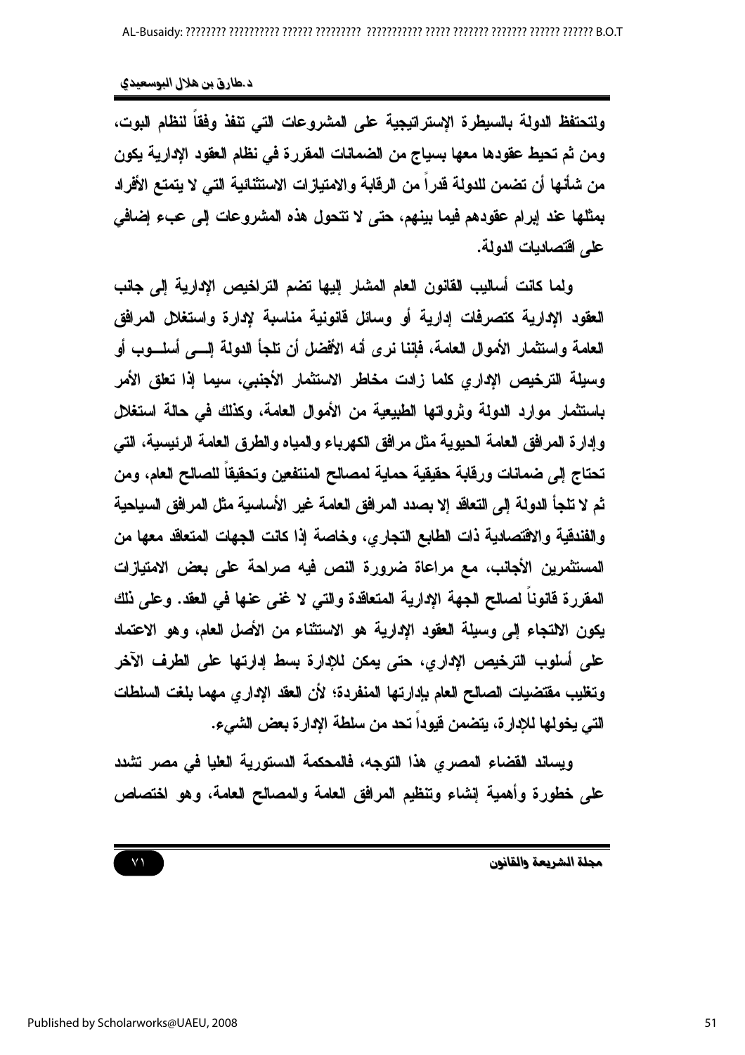ولتحتفظ الدولة بالسيطرة الإستراتيجية على المشروعات التي تنفذ وفقاً لنظام البوت، ومن ثم تحيط عقودها معها بسياج من الضمانات المقررة في نظام العقود الإدارية يكون من شأنها أن تضمن للدولة قدراً من الرقابة والامتيازات الاستثنائية التي لا يتمتع الأفراد بمثلها عند إبرام عقودهم فيما بينهم، حتى لا تتحول هذه المشروعات إلى عبء إضافي على اقتصاديات الدولة.

ولما كانت أساليب القانون العام المشار إليها تضم التراخيص الإدارية إلى جانب العقود الإدارية كتصرفات إدارية أو وسائل قانونية مناسبة لإدارة واستغلال المرافق العامة واستثمار الأموال العامة، فإننا نرى أنه الأفضل أن تلجأ الدولة إلى أسلوب أو وسيلة الترخيص الإداري كلما زادت مخاطر الاستثمار الأجنبي، سيما إذا تعلق الأمر باستثمار موارد الدولة وثرواتها الطبيعية من الأموال العامة، وكذلك في حالة استغلال وإدارة المرافق العامة الحيوية مثل مرافق الكهرباء والمياه والطرق العامة الرئيسية، التي تحتاج إلى ضمانات ورقابة حقيقية حماية لمصالح المنتفعين وتحقيقاً للصالح العام، ومن ثم لا تلجأ الدولة إلى التعاقد إلا بصدد المرافق العامة غير الأساسية مثل المرافق السياحية والفندقية والاقتصادية ذات الطابع التجاري، وخاصة إذا كانت الجهات المتعاقد معها من المستثمرين الأجانب، مع مراعاة ضرورة النص فيه صراحة على بعض الامتيازات المقررة قانوناً لصالح الجهة الإدارية المتعاقدة والتي لا غنى عنها في العقد. وعلى ذلك يكون الالتجاء إلى وسيلة العقود الإدارية هو الاستثناء من الأصل العام، وهو الاعتماد على أسلوب الترخيص الإداري، حتى يمكن للإدارة بسط إدارتها على الطرف الآخر وتغليب مقتضيات الصالح العام بإرادتها المنفردة؛ لأن العقد الإداري مهما بلغت السلطات التي يخولها للإدارة، يتضمن قيوداً تحد من سلطة الإدارة بعض الشيء.

ويساند القضاء المصري هذا التوجه، فالمحكمة الدستورية العليا في مصر تشدد على خطورة وأهمية إنشاء وتنظيم المرافق العامة والمصالح العامة، وهو اختصاص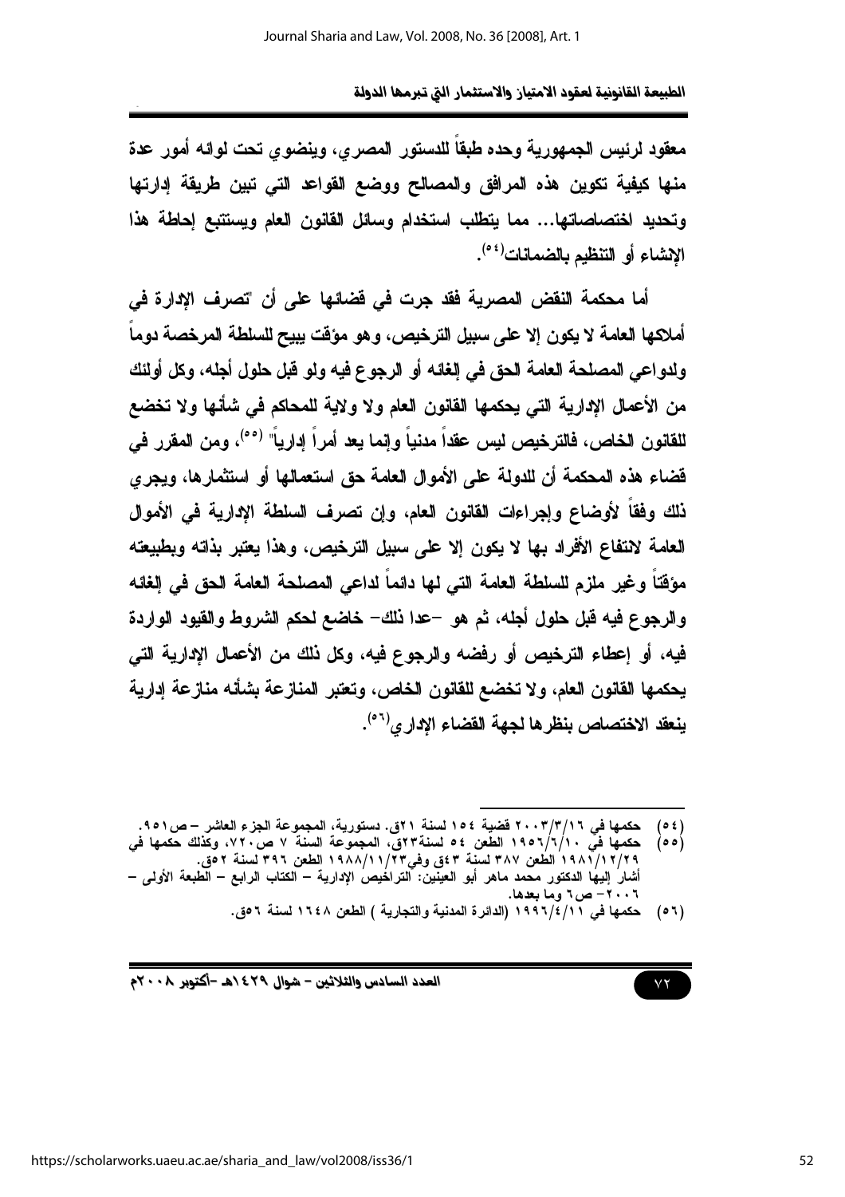معقود لرئيس الجمهورية وحده طبقاً للدستور المصري، وينضوي تحت لوائه أمور عدة منها كيفية تكوين هذه المرافق والمصالح ووضع القواعد التي تبين طريقة إدارتها وتحديد اختصاصاتها... مما يتطلب استخدام وسائل القانون العام ويستتبع إحاطة هذا الإنشاء أو التنظيم بالضمانات[٥٤].

أما محكمة النقض المصرية فقد جرت في قضائها على أن "تصرف الإدارة في أملاكها العامة لا يكون إلا على سبيل الترخيص، وهو مؤقت يبيح للسلطة المرخصة دوماً ولدواعي المصلحة العامة الحق في إلغائه أو الرجوع فيه ولو قبل حلول أجله، وكل أولئك من الأعمال الإدارية التي يحكمها القانون العام ولا ولاية للمحاكم في شأنها ولا تخضع للقانون الخاص، فالترخيص ليس عقداً مدنياً وإنما يعد أمراً إدارياً" [٥٥]، ومن المقرر في قضاء هذه المحكمة أن للدولة على الأموال العامة حق استعمالها أو استثمارها، ويجري ذلك وفقاً لأوضاع وإجراءات القانون العام، وإن تصرف السلطة الإدارية في الأموال العامة لانتفاع الأفراد بها لا يكون إلا على سبيل الترخيص، وهذا يعتبر بذاته وبطبيعته مؤقتاً وغير ملزم للسلطة العامة التي لها دائماً لداعي المصلحة العامة الحق في إلغائه والرجوع فيه قبل حلول أجله، ثم هو -عدا ذلك- خاضع لحكم الشروط والقيود الواردة فيه، أو إعطاء الترخيص أو رفضه والرجوع فيه، وكل ذلك من الأعمال الإدارية التي يحكمها القانون العام، ولا تخضع للقانون الخاص، وتعتبر المنازعة بشأنه منازعة إدارية ينعقد الاختصاص بنظرها لجهة القضاء الإداري[٥٦].

---

(٥٤) حكمها في ٢٠٠٣/٣/١٦ قضية ١٥٤ لسنة ٢١ق. دستورية، المجموعة الجزء العاشر – ص٩٥١.

(٥٥) حكمها في ١٩٥٦/٦/١٠ الطعن ٥٤ لسنة٢٣ق، المجموعة السنة ٧ ص٧٢٠، وكذلك حكمها في ١٩٨١/١٢/٢٩ الطعن ٣٨٧ لسنة ٤٣ق وفي١٩٨٨/١١/٢٣ الطعن ٣٩٦ لسنة ٥٢ق.
أشار إليها الدكتور محمد ماهر أبو العينين: التراخيص الإدارية – الكتاب الرابع – الطبعة الأولى – ٢٠٠٦– ص٦ وما بعدها.

(٥٦) حكمها في ١٩٩٦/٤/١١ (الدائرة المدنية والتجارية ) الطعن ١٦٤٨ لسنة ٥٦ق.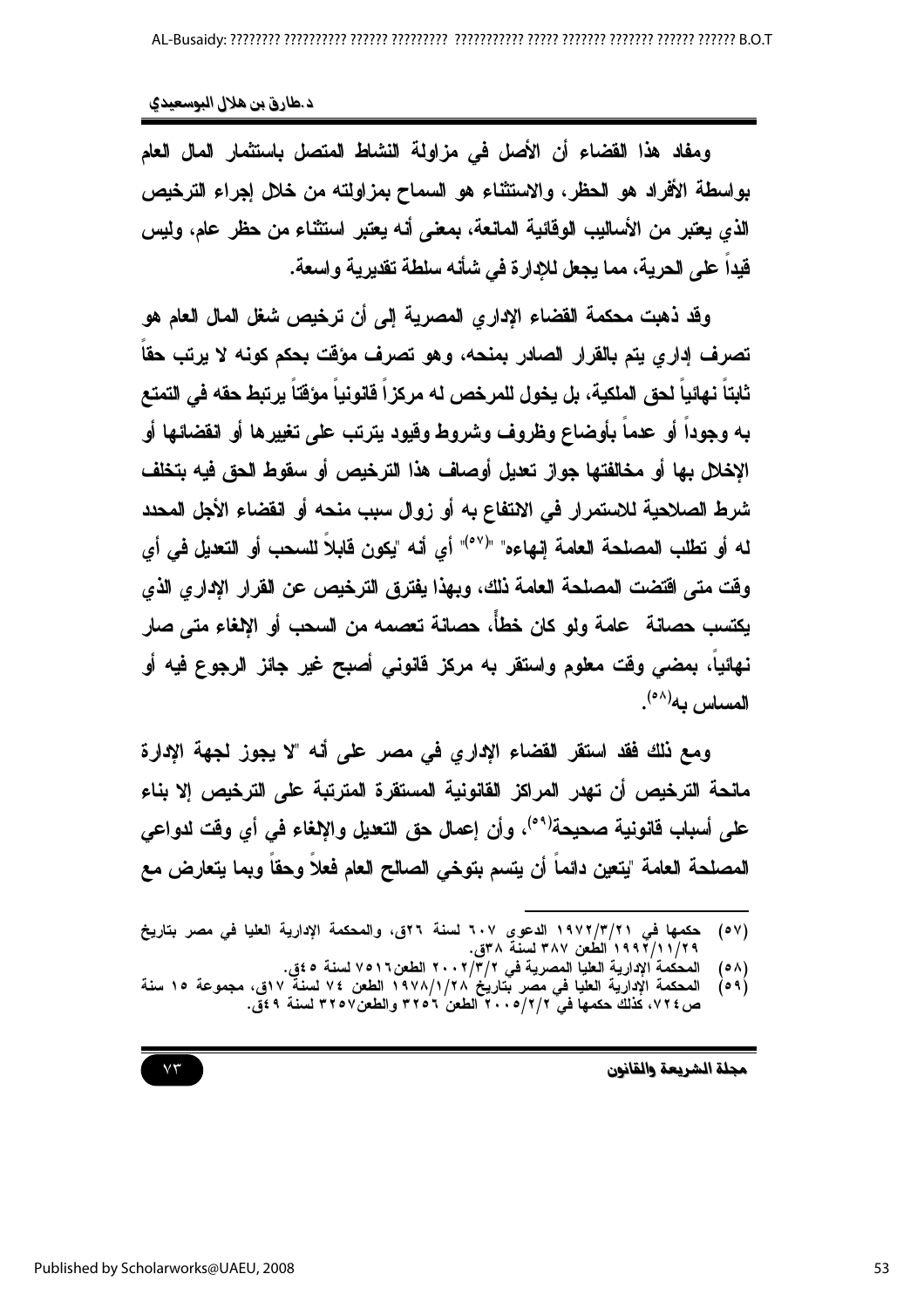ومفاد هذا القضاء أن الأصل في مزاولة النشاط المتصل باستثمار المال العام بواسطة الأفراد هو الحظر، والاستثناء هو السماح بمزاولته من خلال إجراء الترخيص الذي يعتبر من الأساليب الوقائية المانعة، بمعنى أنه يعتبر استثناء من حظر عام، وليس قيداً على الحرية، مما يجعل للإدارة في شأنه سلطة تقديرية واسعة.

وقد ذهبت محكمة القضاء الإداري المصرية إلى أن ترخيص شغل المال العام هو تصرف إداري يتم بالقرار الصادر بمنحه، وهو تصرف مؤقت بحكم كونه لا يرتب حقاً ثابتاً نهائياً لحق الملكية، بل يخول للمرخص له مركزاً قانونياً مؤقتاً يرتبط حقه في التمتع به وجوداً أو عدماً بأوضاع وظروف وشروط وقيود يترتب على تغييرها أو انقضائها أو الإخلال بها أو مخالفتها جواز تعديل أوصاف هذا الترخيص أو سقوط الحق فيه بتخلف شرط الصلاحية للاستمرار في الانتفاع به أو زوال سبب منحه أو انقضاء الأجل المحدد له أو تطلب المصلحة العامة إنهاءه" "(٥٧)" أي أنه "يكون قابلاً للسحب أو التعديل في أي وقت متى اقتضت المصلحة العامة ذلك، وبهذا يفترق الترخيص عن القرار الإداري الذي يكتسب حصانة عامة ولو كان خطأً، حصانة تعصمه من السحب أو الإلغاء متى صار نهائياً، بمضي وقت معلوم واستقر به مركز قانوني أصبح غير جائز الرجوع فيه أو المساس به(٥٨).

ومع ذلك فقد استقر القضاء الإداري في مصر على أنه "لا يجوز لجهة الإدارة مانحة الترخيص أن تهدر المراكز القانونية المستقرة المترتبة على الترخيص إلا بناء على أسباب قانونية صحيحة(٥٩)، وأن إعمال حق التعديل والإلغاء في أي وقت لدواعي المصلحة العامة "يتعين دائماً أن يتسم بتوخي الصالح العام فعلاً وحقاً وبما يتعارض مع

---

(٥٧) حكمها في ١٩٧٢/٣/٢١ الدعوى ٦٠٧ لسنة ٢٦ق، والمحكمة الإدارية العليا في مصر بتاريخ ١٩٩٢/١١/٢٩ الطعن ٣٨٧ لسنة ٣٨ق.

(٥٨) المحكمة الإدارية العليا المصرية في ٢٠٠٢/٣/٢ الطعن٧٥١٦ لسنة ٤٥ق.

(٥٩) المحكمة الإدارية العليا في مصر بتاريخ ١٩٧٨/١/٢٨ الطعن ٧٤ لسنة ١٧ق، مجموعة ١٥ سنة ص٧٢٤، كذلك حكمها في ٢٠٠٥/٢/٢ الطعن ٣٢٥٦ والطعن٣٢٥٧ لسنة ٤٩ق.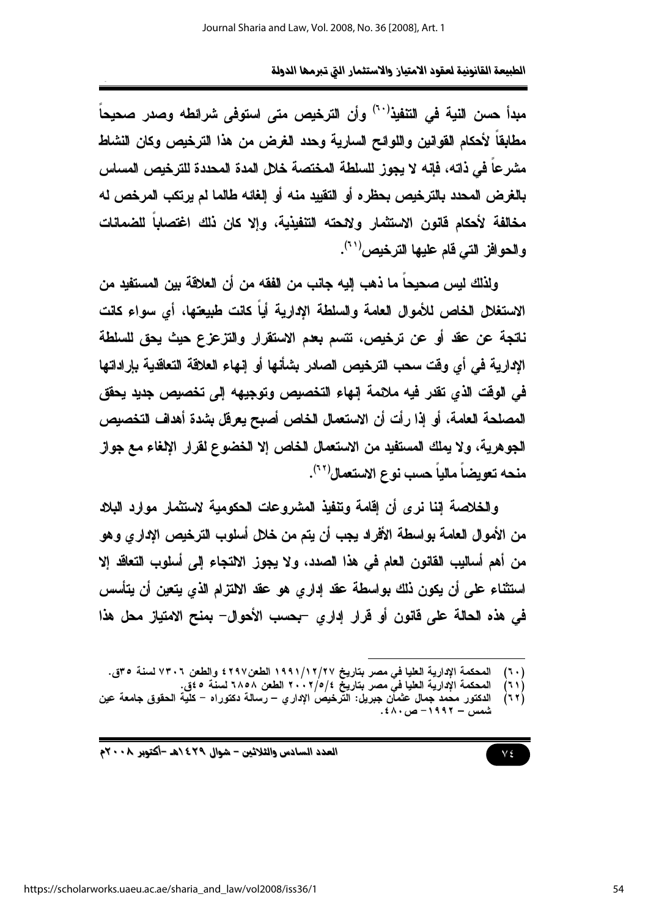مبدأ حسن النية في التنفيذ(٦٠) وأن الترخيص متى استوفى شرائطه وصدر صحيحاً مطابقاً لأحكام القوانين واللوائح السارية وحدد الغرض من هذا الترخيص وكان النشاط مشروعاً في ذاته، فإنه لا يجوز للسلطة المختصة خلال المدة المحددة للترخيص المساس بالغرض المحدد بالترخيص بحظره أو التقييد منه أو إلغائه طالما لم يرتكب المرخص له مخالفة لأحكام قانون الاستثمار ولائحته التنفيذية، وإلا كان ذلك اغتصاباً للضمانات والحوافز التي قام عليها الترخيص(٦١).

ولذلك ليس صحيحاً ما ذهب إليه جانب من الفقه من أن العلاقة بين المستفيد من الاستغلال الخاص للأموال العامة والسلطة الإدارية أياً كانت طبيعتها، أي سواء كانت ناتجة عن عقد أو عن ترخيص، تتسم بعدم الاستقرار والتزعزع حيث يحق للسلطة الإدارية في أي وقت سحب الترخيص الصادر بشأنها أو إنهاء العلاقة التعاقدية بإراداتها في الوقت الذي تقدر فيه ملائمة إنهاء التخصيص وتوجيهه إلى تخصيص جديد يحقق المصلحة العامة، أو إذا رأت أن الاستعمال الخاص أصبح يعرقل بشدة أهداف التخصيص الجوهرية، ولا يملك المستفيد من الاستعمال الخاص إلا الخضوع لقرار الإلغاء مع جواز منحه تعويضاً مالياً حسب نوع الاستعمال(٦٢).

والخلاصة إننا نرى أن إقامة وتنفيذ المشروعات الحكومية لاستثمار موارد البلاد من الأموال العامة بواسطة الأفراد يجب أن يتم من خلال أسلوب الترخيص الإداري وهو من أهم أساليب القانون العام في هذا الصدد، ولا يجوز الالتجاء إلى أسلوب التعاقد إلا استثناء على أن يكون ذلك بواسطة عقد إداري هو عقد الالتزام الذي يتعين أن يتأسس في هذه الحالة على قانون أو قرار إداري –بحسب الأحوال– بمنح الامتياز محل هذا

---

(٦٠) المحكمة الإدارية العليا في مصر بتاريخ ١٩٩١/١٢/٢٧ الطعن٤٢٩٧ والطعن ٧٣٠٦ لسنة ٣٥ق.

(٦١) المحكمة الإدارية العليا في مصر بتاريخ ٢٠٠٢/٥/٤ الطعن ٦٨٥٨ لسنة ٤٥ق.

(٦٢) الدكتور محمد جمال عثمان جبريل: الترخيص الإداري – رسالة دكتوراه – كلية الحقوق جامعة عين شمس – ١٩٩٢– ص٤٨٠.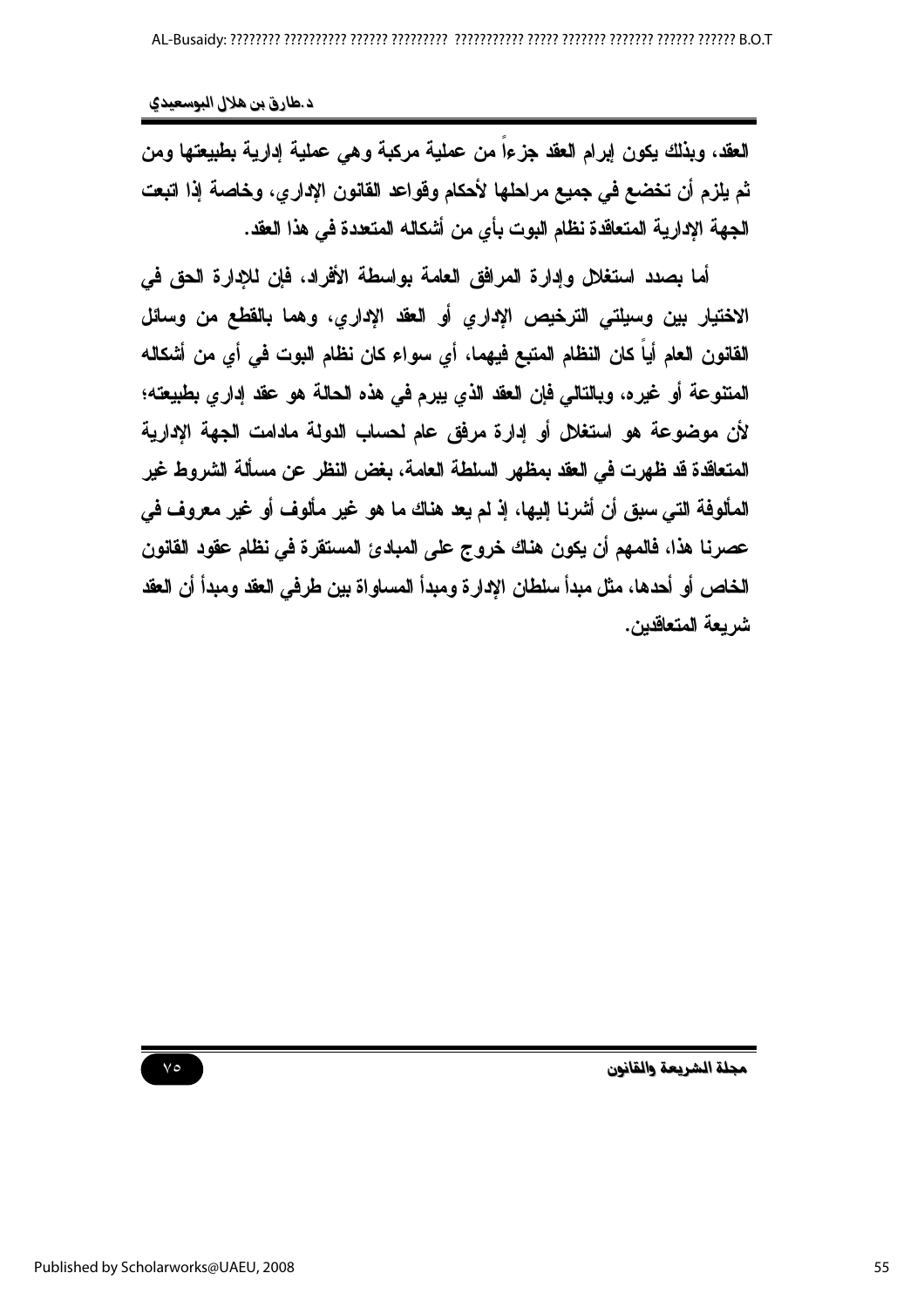العقد، وبذلك يكون إبرام العقد جزءاً من عملية مركبة وهي عملية إدارية بطبيعتها ومن ثم يلزم أن تخضع في جميع مراحلها لأحكام وقواعد القانون الإداري، وخاصة إذا اتبعت الجهة الإدارية المتعاقدة نظام البوت بأي من أشكاله المتعددة في هذا العقد.

أما بصدد استغلال وإدارة المرافق العامة بواسطة الأفراد، فإن للإدارة الحق في الاختيار بين وسيلتي الترخيص الإداري أو العقد الإداري، وهما بالقطع من وسائل القانون العام أياً كان النظام المتبع فيهما، أي سواء كان نظام البوت في أي من أشكاله المتنوعة أو غيره، وبالتالي فإن العقد الذي يبرم في هذه الحالة هو عقد إداري بطبيعته؛ لأن موضوعة هو استغلال أو إدارة مرفق عام لحساب الدولة مادامت الجهة الإدارية المتعاقدة قد ظهرت في العقد بمظهر السلطة العامة، بغض النظر عن مسألة الشروط غير المألوفة التي سبق أن أشرنا إليها، إذ لم يعد هناك ما هو غير مألوف أو غير معروف في عصرنا هذا، فالمهم أن يكون هناك خروج على المبادئ المستقرة في نظام عقود القانون الخاص أو أحدها، مثل مبدأ سلطان الإدارة ومبدأ المساواة بين طرفي العقد ومبدأ أن العقد شريعة المتعاقدين.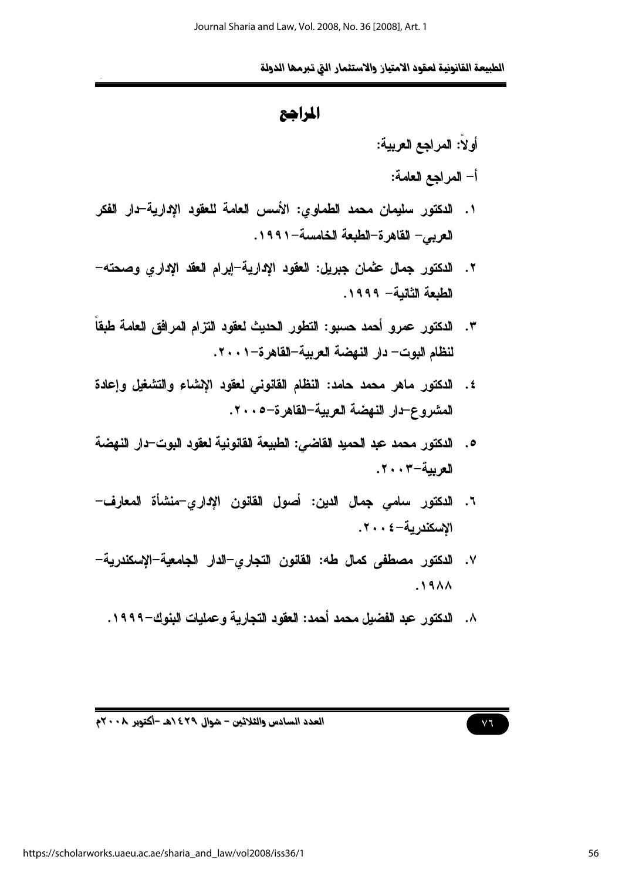# المراجع

أولاً: المراجع العربية:

أ- المراجع العامة:

١. الدكتور سليمان محمد الطماوي: الأسس العامة للعقود الإدارية-دار الفكر العربي- القاهرة-الطبعة الخامسة-١٩٩١.

٢. الدكتور جمال عثمان جبريل: العقود الإدارية-إبرام العقد الإداري وصحته-الطبعة الثانية- ١٩٩٩.

٣. الدكتور عمرو أحمد حسبو: التطور الحديث لعقود التزام المرافق العامة طبقاً لنظام البوت- دار النهضة العربية-القاهرة-٢٠٠١.

٤. الدكتور ماهر محمد حامد: النظام القانوني لعقود الإنشاء والتشغيل وإعادة المشروع-دار النهضة العربية-القاهرة-٢٠٠٥.

٥. الدكتور محمد عبد الحميد القاضي: الطبيعة القانونية لعقود البوت-دار النهضة العربية-٢٠٠٣.

٦. الدكتور سامي جمال الدين: أصول القانون الإداري-منشأة المعارف-الإسكندرية-٢٠٠٤.

٧. الدكتور مصطفى كمال طه: القانون التجاري-الدار الجامعية-الإسكندرية-١٩٨٨.

٨. الدكتور عبد الفضيل محمد أحمد: العقود التجارية وعمليات البنوك-١٩٩٩.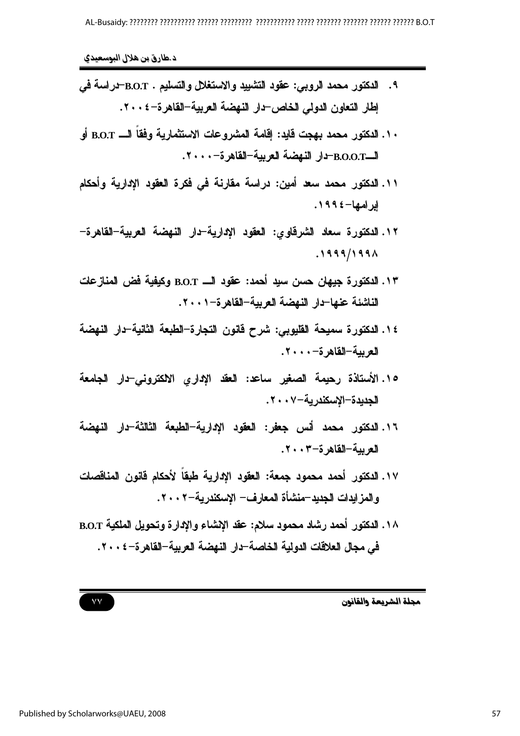٩. الدكتور محمد الروبي: عقود التشييد والاستغلال والتسليم . B.O.T–دراسة في إطار التعاون الدولي الخاص–دار النهضة العربية–القاهرة–٢٠٠٤.

١٠. الدكتور محمد بهجت قايد: إقامة المشروعات الاستثمارية وفقاً الــ B.O.T أو الــB.O.O.T–دار النهضة العربية–القاهرة–٢٠٠٠.

١١. الدكتور محمد سعد أمين: دراسة مقارنة في فكرة العقود الإدارية وأحكام إبرامها–١٩٩٤.

١٢. الدكتورة سعاد الشرقاوي: العقود الإدارية–دار النهضة العربية–القاهرة–١٩٩٩/١٩٩٨.

١٣. الدكتورة جيهان حسن سيد أحمد: عقود الــ B.O.T وكيفية فض المنازعات الناشئة عنها–دار النهضة العربية–القاهرة–٢٠٠١.

١٤. الدكتورة سميحة القليوبي: شرح قانون التجارة–الطبعة الثانية–دار النهضة العربية–القاهرة–٢٠٠٠.

١٥. الأستاذة رحيمة الصغير ساعد: العقد الإداري الالكتروني–دار الجامعة الجديدة–الإسكندرية–٢٠٠٧.

١٦. الدكتور محمد أنس جعفر: العقود الإدارية–الطبعة الثالثة–دار النهضة العربية–القاهرة–٢٠٠٣.

١٧. الدكتور أحمد محمود جمعة: العقود الإدارية طبقاً لأحكام قانون المناقصات والمزايدات الجديد–منشأة المعارف– الإسكندرية–٢٠٠٢.

١٨. الدكتور أحمد رشاد محمود سلام: عقد الإنشاء والإدارة وتحويل الملكية B.O.T في مجال العلاقات الدولية الخاصة–دار النهضة العربية–القاهرة–٢٠٠٤.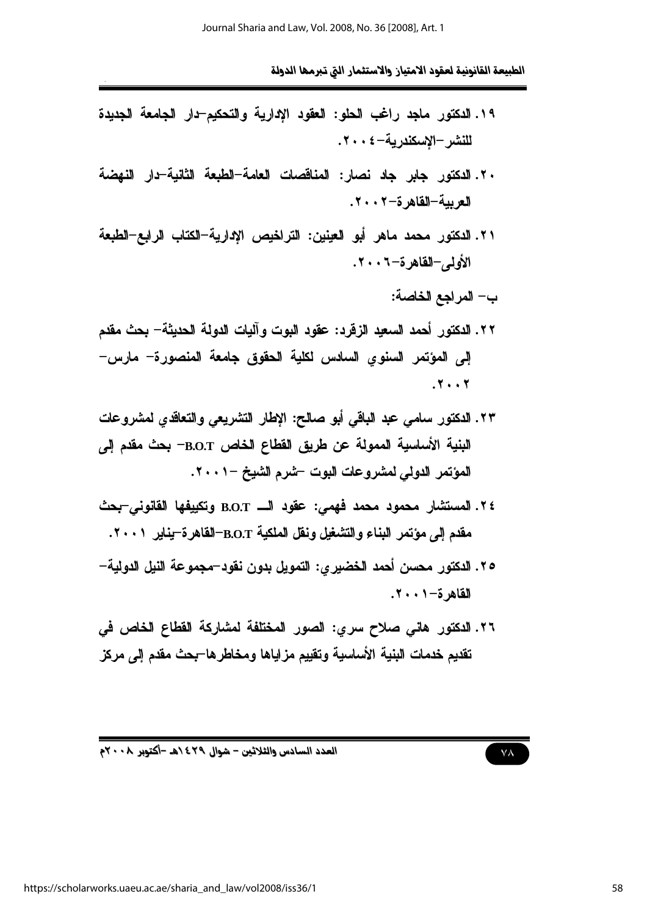١٩. الدكتور ماجد راغب الحلو: العقود الإدارية والتحكيم–دار الجامعة الجديدة للنشر–الإسكندرية–٢٠٠٤.

٢٠. الدكتور جابر جاد نصار: المناقصات العامة–الطبعة الثانية–دار النهضة العربية–القاهرة–٢٠٠٢.

٢١. الدكتور محمد ماهر أبو العينين: التراخيص الإدارية–الكتاب الرابع–الطبعة الأولى–القاهرة–٢٠٠٦.

ب– المراجع الخاصة:

٢٢. الدكتور أحمد السعيد الزقرد: عقود البوت وآليات الدولة الحديثة– بحث مقدم إلى المؤتمر السنوي السادس لكلية الحقوق جامعة المنصورة– مارس– ٢٠٠٢.

٢٣. الدكتور سامي عبد الباقي أبو صالح: الإطار التشريعي والتعاقدي لمشروعات البنية الأساسية الممولة عن طريق القطاع الخاص B.O.T– بحث مقدم إلى المؤتمر الدولي لمشروعات البوت –شرم الشيخ –٢٠٠١.

٢٤. المستشار محمود محمد فهمي: عقود الـــ B.O.T وتكييفها القانوني–بحث مقدم إلى مؤتمر البناء والتشغيل ونقل الملكية B.O.T–القاهرة–يناير ٢٠٠١.

٢٥. الدكتور محسن أحمد الخضيري: التمويل بدون نقود–مجموعة النيل الدولية–القاهرة–٢٠٠١.

٢٦. الدكتور هاني صلاح سري: الصور المختلفة لمشاركة القطاع الخاص في تقديم خدمات البنية الأساسية وتقييم مزاياها ومخاطرها–بحث مقدم إلى مركز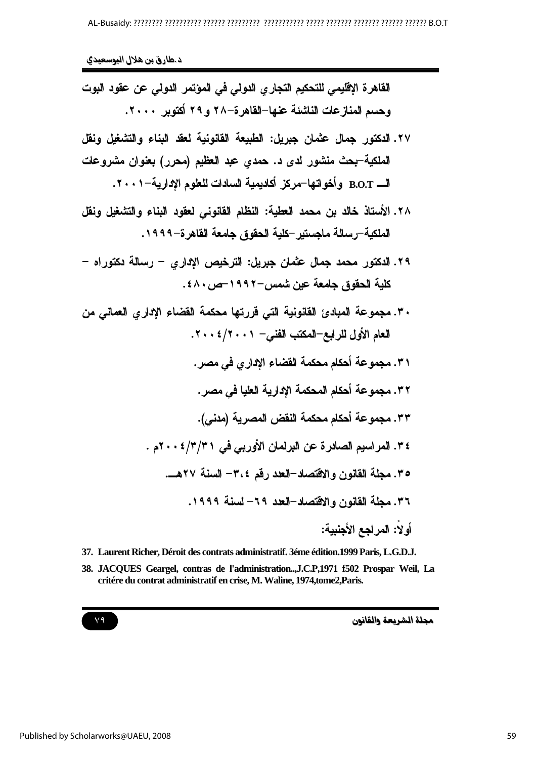القاهرة الإقليمي للتحكيم التجاري الدولي في المؤتمر الدولي عن عقود البوت وحسم المنازعات الناشئة عنها–القاهرة–٢٨ و٢٩ أكتوبر ٢٠٠٠.

٢٧. الدكتور جمال عثمان جبريل: الطبيعة القانونية لعقد البناء والتشغيل ونقل الملكية–بحث منشور لدى د. حمدي عبد العظيم (محرر) بعنوان مشروعات الـــ B.O.T وأخواتها–مركز أكاديمية السادات للعلوم الإدارية–٢٠٠١.

٢٨. الأستاذ خالد بن محمد العطية: النظام القانوني لعقود البناء والتشغيل ونقل الملكية–رسالة ماجستير–كلية الحقوق جامعة القاهرة–١٩٩٩.

٢٩. الدكتور محمد جمال عثمان جبريل: الترخيص الإداري – رسالة دكتوراه – كلية الحقوق جامعة عين شمس–١٩٩٢–ص٤٨٠.

٣٠. مجموعة المبادئ القانونية التي قررتها محكمة القضاء الإداري العماني من العام الأول للرابع–المكتب الفني– ٢٠٠١/٢٠٠٤.

٣١. مجموعة أحكام محكمة القضاء الإداري في مصر.

٣٢. مجموعة أحكام المحكمة الإدارية العليا في مصر.

٣٣. مجموعة أحكام محكمة النقض المصرية (مدني).

٣٤. المراسيم الصادرة عن البرلمان الأوربي في ٢٠٠٤/٣/٣١م .

٣٥. مجلة القانون والاقتصاد–العدد رقم ٣،٤– السنة ٢٧هـــ.

٣٦. مجلة القانون والاقتصاد–العدد ٦٩– لسنة ١٩٩٩.

أولاً: المراجع الأجنبية:

37. Laurent Richer, Déroit des contrats administratif. 3éme édition.1999 Paris, L.G.D.J.

38. JACQUES Geargel, contras de l'administration..,J.C.P,1971 f502 Prospar Weil, La critére du contrat administratif en crise, M. Waline, 1974,tome2,Paris.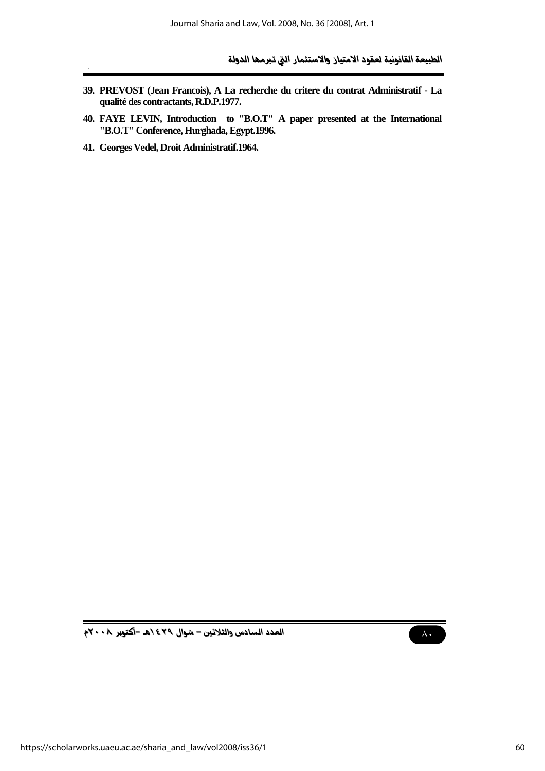39. **PREVOST (Jean Francois), A La recherche du critere du contrat Administratif - La qualité des contractants, R.D.P.1977.**

40. **FAYE LEVIN, Introduction to "B.O.T" A paper presented at the International "B.O.T" Conference, Hurghada, Egypt.1996.**

41. **Georges Vedel, Droit Administratif.1964.**